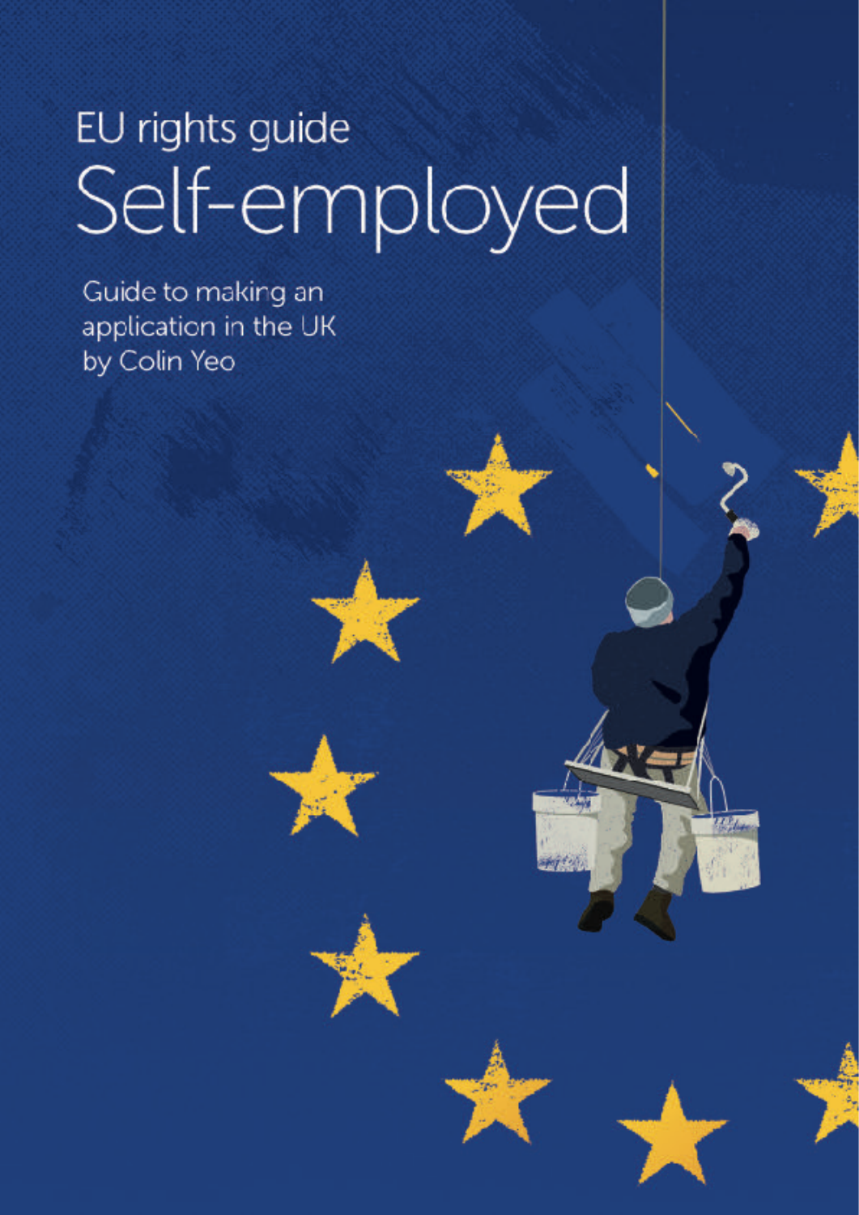# EU rights guide
# Self-employed

Guide to making an application in the UK by Colin Yeo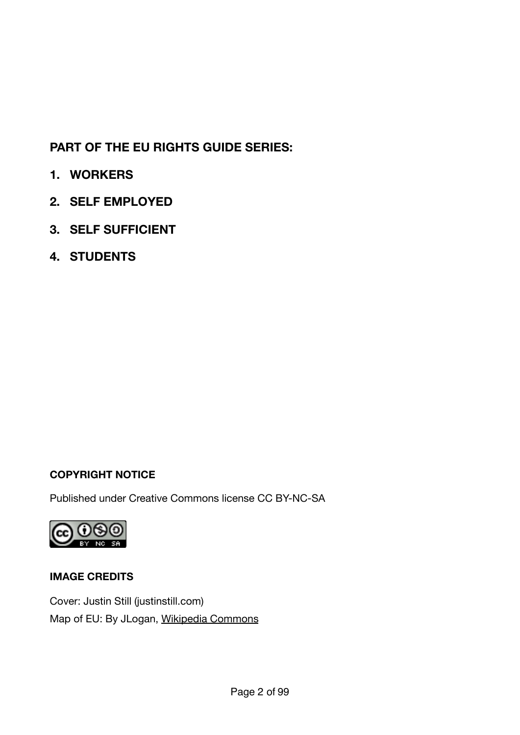**PART OF THE EU RIGHTS GUIDE SERIES:**

1. **WORKERS**
2. **SELF EMPLOYED**
3. **SELF SUFFICIENT**
4. **STUDENTS**

**COPYRIGHT NOTICE**

Published under Creative Commons license CC BY-NC-SA

**IMAGE CREDITS**

Cover: Justin Still (justinstill.com)
Map of EU: By JLogan, Wikipedia Commons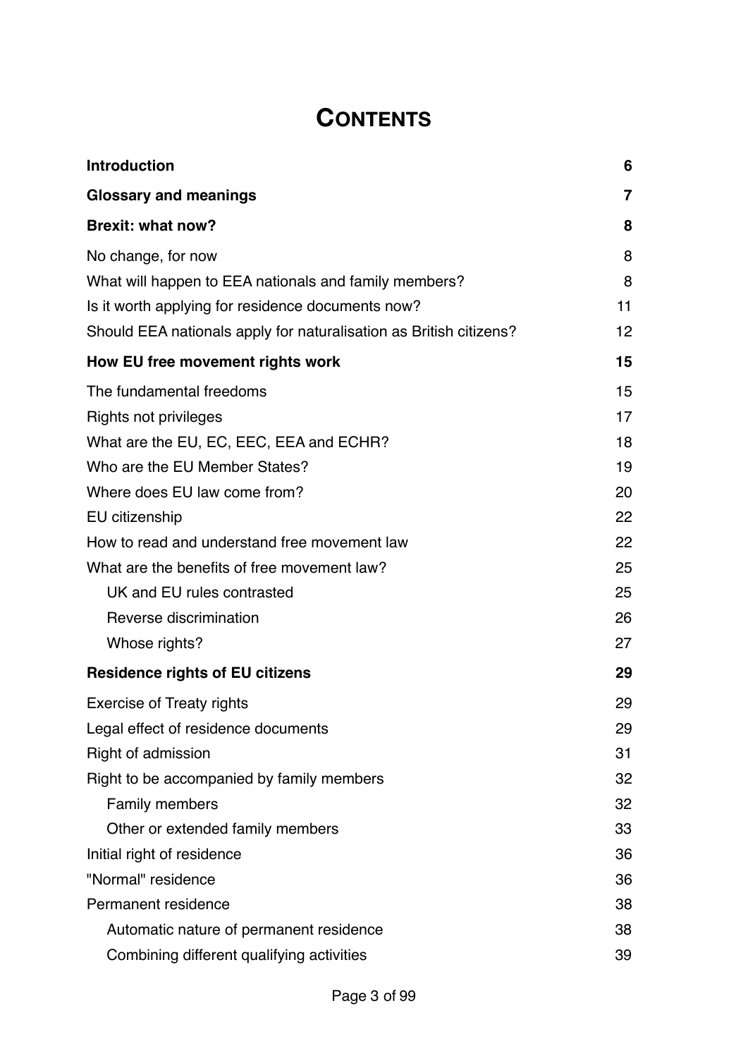# CONTENTS

| | |
|---|---|
| **Introduction** | **6** |
| **Glossary and meanings** | **7** |
| **Brexit: what now?** | **8** |
| No change, for now | 8 |
| What will happen to EEA nationals and family members? | 8 |
| Is it worth applying for residence documents now? | 11 |
| Should EEA nationals apply for naturalisation as British citizens? | 12 |
| **How EU free movement rights work** | **15** |
| The fundamental freedoms | 15 |
| Rights not privileges | 17 |
| What are the EU, EC, EEC, EEA and ECHR? | 18 |
| Who are the EU Member States? | 19 |
| Where does EU law come from? | 20 |
| EU citizenship | 22 |
| How to read and understand free movement law | 22 |
| What are the benefits of free movement law? | 25 |
| &nbsp;&nbsp;&nbsp;&nbsp;UK and EU rules contrasted | 25 |
| &nbsp;&nbsp;&nbsp;&nbsp;Reverse discrimination | 26 |
| &nbsp;&nbsp;&nbsp;&nbsp;Whose rights? | 27 |
| **Residence rights of EU citizens** | **29** |
| Exercise of Treaty rights | 29 |
| Legal effect of residence documents | 29 |
| Right of admission | 31 |
| Right to be accompanied by family members | 32 |
| &nbsp;&nbsp;&nbsp;&nbsp;Family members | 32 |
| &nbsp;&nbsp;&nbsp;&nbsp;Other or extended family members | 33 |
| Initial right of residence | 36 |
| "Normal" residence | 36 |
| Permanent residence | 38 |
| &nbsp;&nbsp;&nbsp;&nbsp;Automatic nature of permanent residence | 38 |
| &nbsp;&nbsp;&nbsp;&nbsp;Combining different qualifying activities | 39 |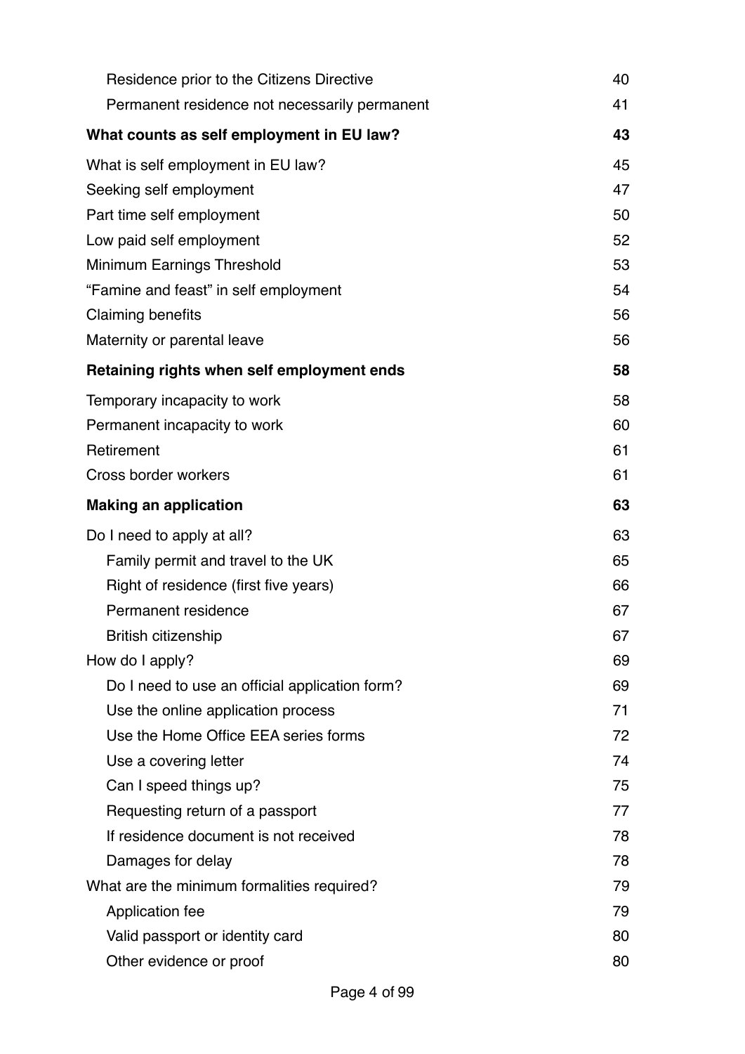| | |
|---|---|
| Residence prior to the Citizens Directive | 40 |
| Permanent residence not necessarily permanent | 41 |
| **What counts as self employment in EU law?** | **43** |
| What is self employment in EU law? | 45 |
| Seeking self employment | 47 |
| Part time self employment | 50 |
| Low paid self employment | 52 |
| Minimum Earnings Threshold | 53 |
| "Famine and feast" in self employment | 54 |
| Claiming benefits | 56 |
| Maternity or parental leave | 56 |
| **Retaining rights when self employment ends** | **58** |
| Temporary incapacity to work | 58 |
| Permanent incapacity to work | 60 |
| Retirement | 61 |
| Cross border workers | 61 |
| **Making an application** | **63** |
| Do I need to apply at all? | 63 |
| Family permit and travel to the UK | 65 |
| Right of residence (first five years) | 66 |
| Permanent residence | 67 |
| British citizenship | 67 |
| How do I apply? | 69 |
| Do I need to use an official application form? | 69 |
| Use the online application process | 71 |
| Use the Home Office EEA series forms | 72 |
| Use a covering letter | 74 |
| Can I speed things up? | 75 |
| Requesting return of a passport | 77 |
| If residence document is not received | 78 |
| Damages for delay | 78 |
| What are the minimum formalities required? | 79 |
| Application fee | 79 |
| Valid passport or identity card | 80 |
| Other evidence or proof | 80 |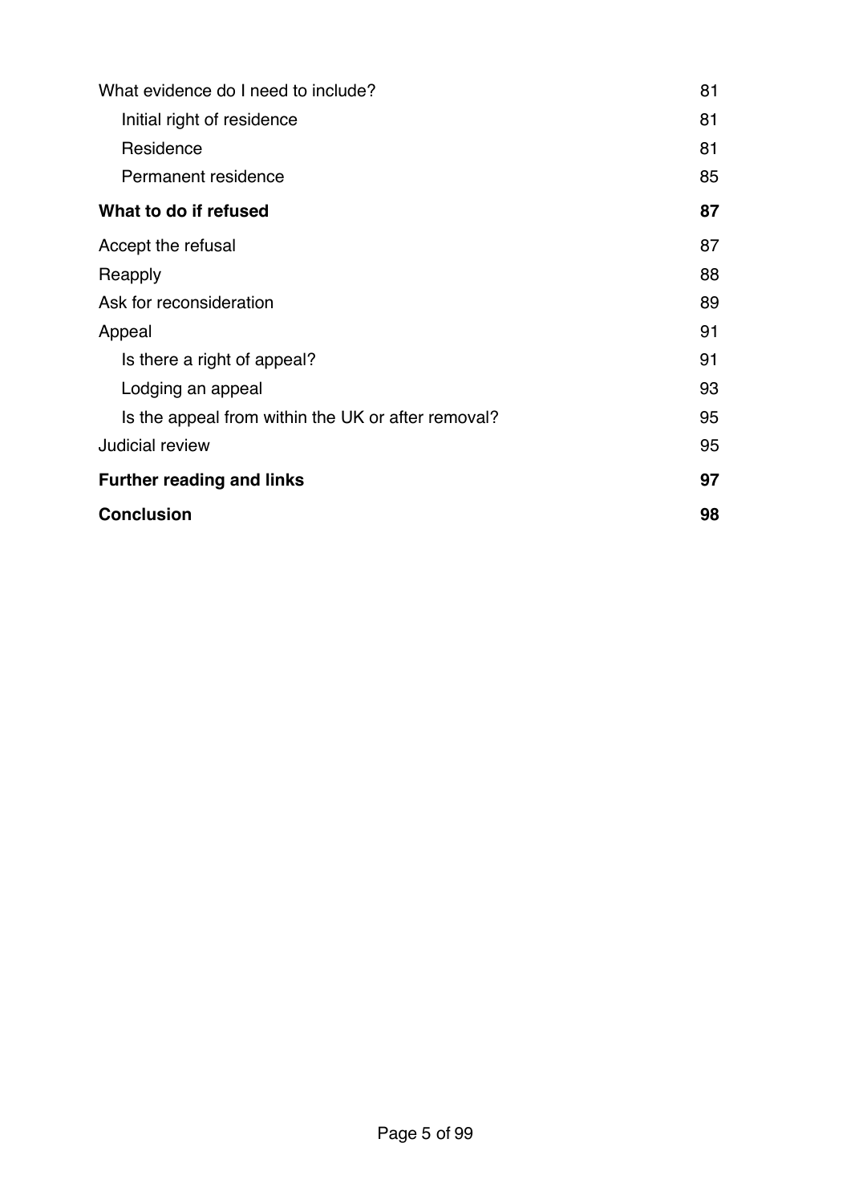| | |
|---|---|
| What evidence do I need to include? | 81 |
| Initial right of residence | 81 |
| Residence | 81 |
| Permanent residence | 85 |
| **What to do if refused** | **87** |
| Accept the refusal | 87 |
| Reapply | 88 |
| Ask for reconsideration | 89 |
| Appeal | 91 |
| Is there a right of appeal? | 91 |
| Lodging an appeal | 93 |
| Is the appeal from within the UK or after removal? | 95 |
| Judicial review | 95 |
| **Further reading and links** | **97** |
| **Conclusion** | **98** |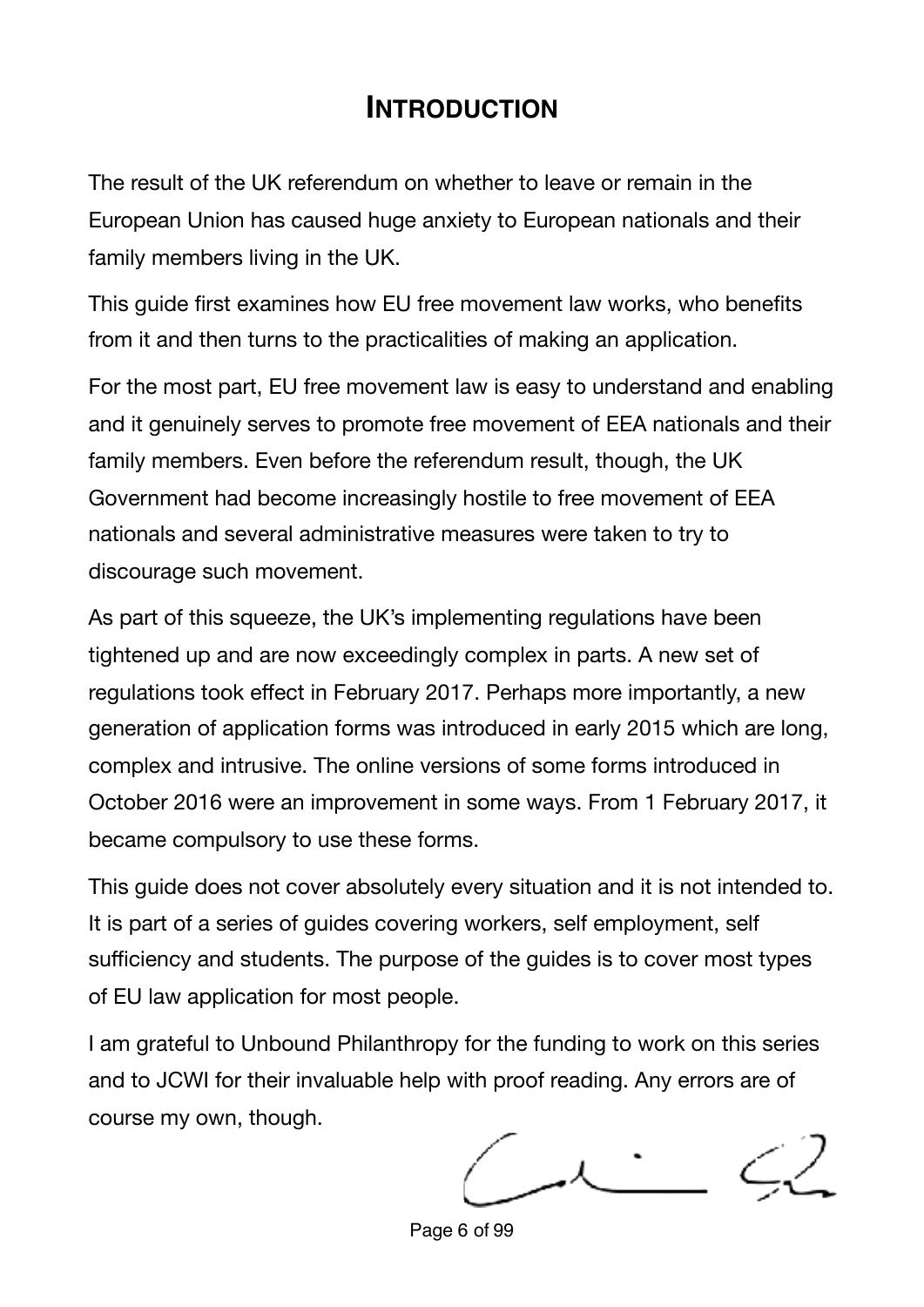# Introduction

The result of the UK referendum on whether to leave or remain in the European Union has caused huge anxiety to European nationals and their family members living in the UK.

This guide first examines how EU free movement law works, who benefits from it and then turns to the practicalities of making an application.

For the most part, EU free movement law is easy to understand and enabling and it genuinely serves to promote free movement of EEA nationals and their family members. Even before the referendum result, though, the UK Government had become increasingly hostile to free movement of EEA nationals and several administrative measures were taken to try to discourage such movement.

As part of this squeeze, the UK's implementing regulations have been tightened up and are now exceedingly complex in parts. A new set of regulations took effect in February 2017. Perhaps more importantly, a new generation of application forms was introduced in early 2015 which are long, complex and intrusive. The online versions of some forms introduced in October 2016 were an improvement in some ways. From 1 February 2017, it became compulsory to use these forms.

This guide does not cover absolutely every situation and it is not intended to. It is part of a series of guides covering workers, self employment, self sufficiency and students. The purpose of the guides is to cover most types of EU law application for most people.

I am grateful to Unbound Philanthropy for the funding to work on this series and to JCWI for their invaluable help with proof reading. Any errors are of course my own, though.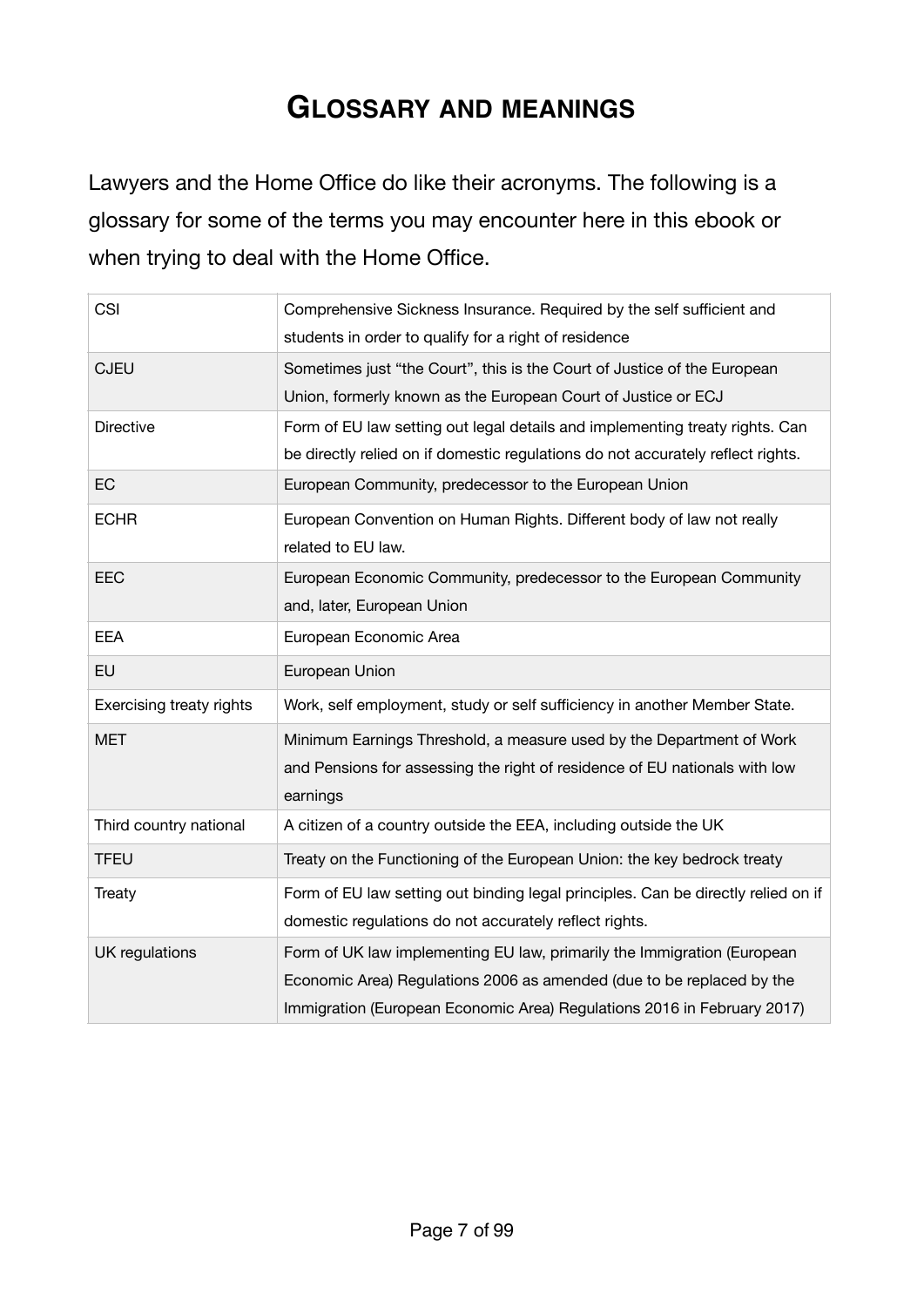# GLOSSARY AND MEANINGS

Lawyers and the Home Office do like their acronyms. The following is a glossary for some of the terms you may encounter here in this ebook or when trying to deal with the Home Office.

| | |
|---|---|
| CSI | Comprehensive Sickness Insurance. Required by the self sufficient and students in order to qualify for a right of residence |
| CJEU | Sometimes just "the Court", this is the Court of Justice of the European Union, formerly known as the European Court of Justice or ECJ |
| Directive | Form of EU law setting out legal details and implementing treaty rights. Can be directly relied on if domestic regulations do not accurately reflect rights. |
| EC | European Community, predecessor to the European Union |
| ECHR | European Convention on Human Rights. Different body of law not really related to EU law. |
| EEC | European Economic Community, predecessor to the European Community and, later, European Union |
| EEA | European Economic Area |
| EU | European Union |
| Exercising treaty rights | Work, self employment, study or self sufficiency in another Member State. |
| MET | Minimum Earnings Threshold, a measure used by the Department of Work and Pensions for assessing the right of residence of EU nationals with low earnings |
| Third country national | A citizen of a country outside the EEA, including outside the UK |
| TFEU | Treaty on the Functioning of the European Union: the key bedrock treaty |
| Treaty | Form of EU law setting out binding legal principles. Can be directly relied on if domestic regulations do not accurately reflect rights. |
| UK regulations | Form of UK law implementing EU law, primarily the Immigration (European Economic Area) Regulations 2006 as amended (due to be replaced by the Immigration (European Economic Area) Regulations 2016 in February 2017) |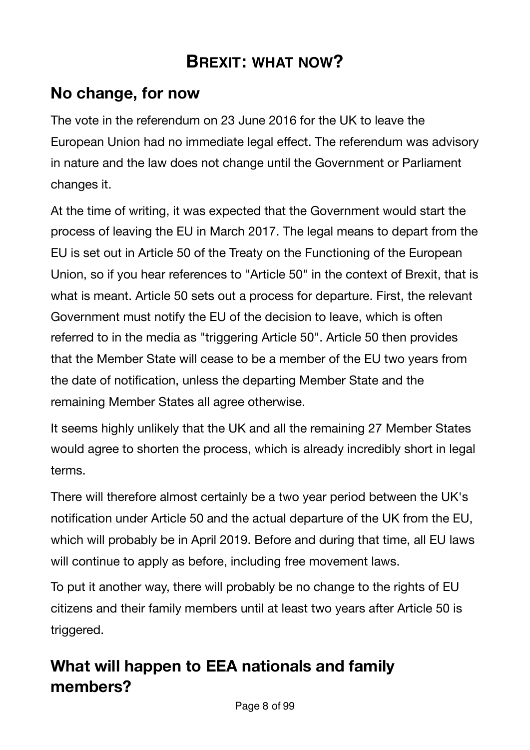# BREXIT: WHAT NOW?

## No change, for now

The vote in the referendum on 23 June 2016 for the UK to leave the European Union had no immediate legal effect. The referendum was advisory in nature and the law does not change until the Government or Parliament changes it.

At the time of writing, it was expected that the Government would start the process of leaving the EU in March 2017. The legal means to depart from the EU is set out in Article 50 of the Treaty on the Functioning of the European Union, so if you hear references to "Article 50" in the context of Brexit, that is what is meant. Article 50 sets out a process for departure. First, the relevant Government must notify the EU of the decision to leave, which is often referred to in the media as "triggering Article 50". Article 50 then provides that the Member State will cease to be a member of the EU two years from the date of notification, unless the departing Member State and the remaining Member States all agree otherwise.

It seems highly unlikely that the UK and all the remaining 27 Member States would agree to shorten the process, which is already incredibly short in legal terms.

There will therefore almost certainly be a two year period between the UK's notification under Article 50 and the actual departure of the UK from the EU, which will probably be in April 2019. Before and during that time, all EU laws will continue to apply as before, including free movement laws.

To put it another way, there will probably be no change to the rights of EU citizens and their family members until at least two years after Article 50 is triggered.

## What will happen to EEA nationals and family members?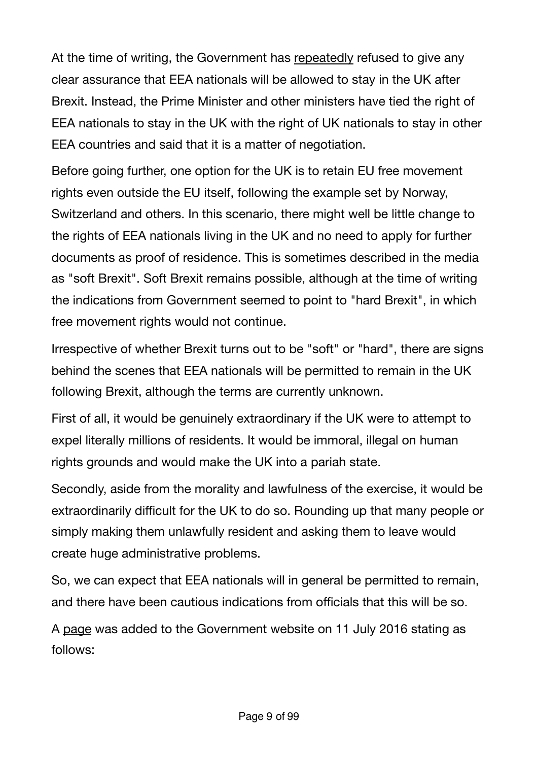At the time of writing, the Government has repeatedly refused to give any clear assurance that EEA nationals will be allowed to stay in the UK after Brexit. Instead, the Prime Minister and other ministers have tied the right of EEA nationals to stay in the UK with the right of UK nationals to stay in other EEA countries and said that it is a matter of negotiation.

Before going further, one option for the UK is to retain EU free movement rights even outside the EU itself, following the example set by Norway, Switzerland and others. In this scenario, there might well be little change to the rights of EEA nationals living in the UK and no need to apply for further documents as proof of residence. This is sometimes described in the media as "soft Brexit". Soft Brexit remains possible, although at the time of writing the indications from Government seemed to point to "hard Brexit", in which free movement rights would not continue.

Irrespective of whether Brexit turns out to be "soft" or "hard", there are signs behind the scenes that EEA nationals will be permitted to remain in the UK following Brexit, although the terms are currently unknown.

First of all, it would be genuinely extraordinary if the UK were to attempt to expel literally millions of residents. It would be immoral, illegal on human rights grounds and would make the UK into a pariah state.

Secondly, aside from the morality and lawfulness of the exercise, it would be extraordinarily difficult for the UK to do so. Rounding up that many people or simply making them unlawfully resident and asking them to leave would create huge administrative problems.

So, we can expect that EEA nationals will in general be permitted to remain, and there have been cautious indications from officials that this will be so.

A page was added to the Government website on 11 July 2016 stating as follows: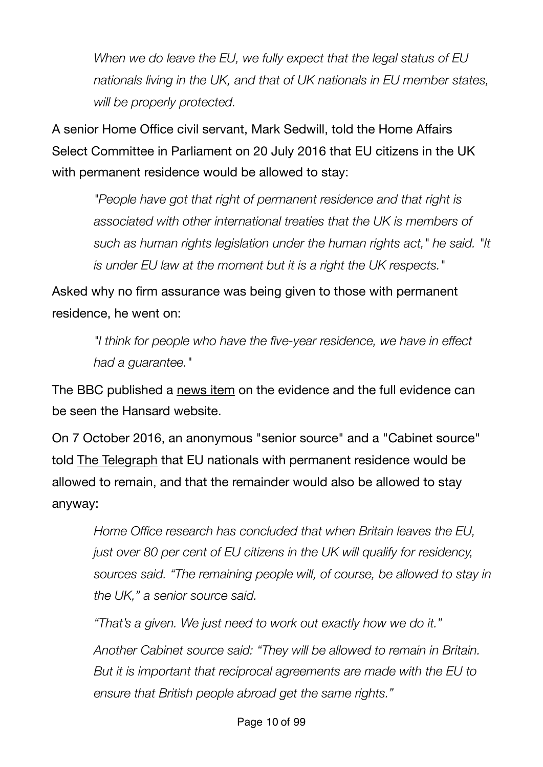> *When we do leave the EU, we fully expect that the legal status of EU nationals living in the UK, and that of UK nationals in EU member states, will be properly protected.*

A senior Home Office civil servant, Mark Sedwill, told the Home Affairs Select Committee in Parliament on 20 July 2016 that EU citizens in the UK with permanent residence would be allowed to stay:

> *"People have got that right of permanent residence and that right is associated with other international treaties that the UK is members of such as human rights legislation under the human rights act," he said. "It is under EU law at the moment but it is a right the UK respects."*

Asked why no firm assurance was being given to those with permanent residence, he went on:

> *"I think for people who have the five-year residence, we have in effect had a guarantee."*

The BBC published a news item on the evidence and the full evidence can be seen the Hansard website.

On 7 October 2016, an anonymous "senior source" and a "Cabinet source" told The Telegraph that EU nationals with permanent residence would be allowed to remain, and that the remainder would also be allowed to stay anyway:

> *Home Office research has concluded that when Britain leaves the EU, just over 80 per cent of EU citizens in the UK will qualify for residency, sources said. "The remaining people will, of course, be allowed to stay in the UK," a senior source said.*
>
> *"That's a given. We just need to work out exactly how we do it."*
>
> *Another Cabinet source said: "They will be allowed to remain in Britain. But it is important that reciprocal agreements are made with the EU to ensure that British people abroad get the same rights."*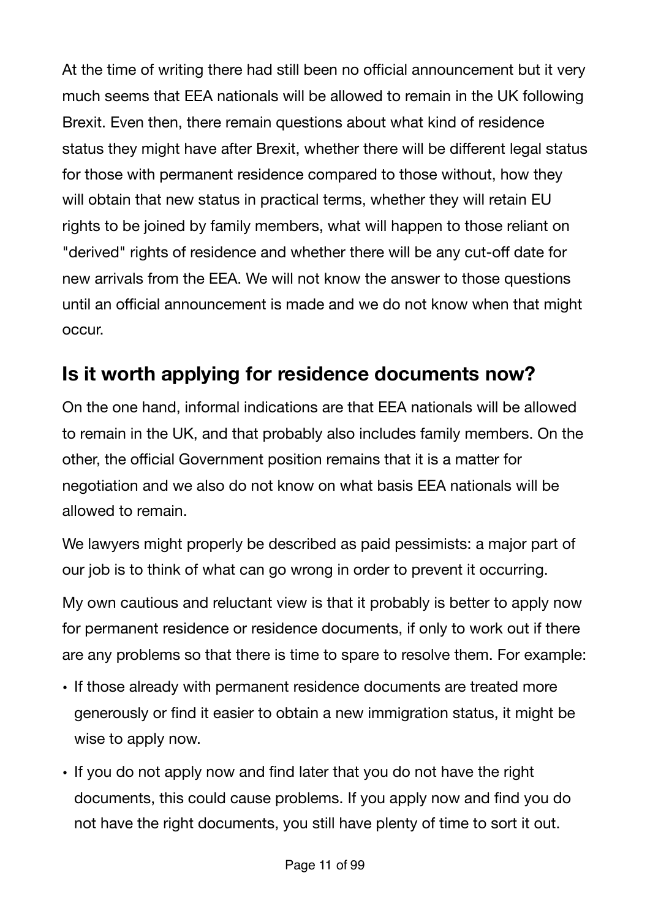At the time of writing there had still been no official announcement but it very much seems that EEA nationals will be allowed to remain in the UK following Brexit. Even then, there remain questions about what kind of residence status they might have after Brexit, whether there will be different legal status for those with permanent residence compared to those without, how they will obtain that new status in practical terms, whether they will retain EU rights to be joined by family members, what will happen to those reliant on "derived" rights of residence and whether there will be any cut-off date for new arrivals from the EEA. We will not know the answer to those questions until an official announcement is made and we do not know when that might occur.

## Is it worth applying for residence documents now?

On the one hand, informal indications are that EEA nationals will be allowed to remain in the UK, and that probably also includes family members. On the other, the official Government position remains that it is a matter for negotiation and we also do not know on what basis EEA nationals will be allowed to remain.

We lawyers might properly be described as paid pessimists: a major part of our job is to think of what can go wrong in order to prevent it occurring.

My own cautious and reluctant view is that it probably is better to apply now for permanent residence or residence documents, if only to work out if there are any problems so that there is time to spare to resolve them. For example:

- If those already with permanent residence documents are treated more generously or find it easier to obtain a new immigration status, it might be wise to apply now.
- If you do not apply now and find later that you do not have the right documents, this could cause problems. If you apply now and find you do not have the right documents, you still have plenty of time to sort it out.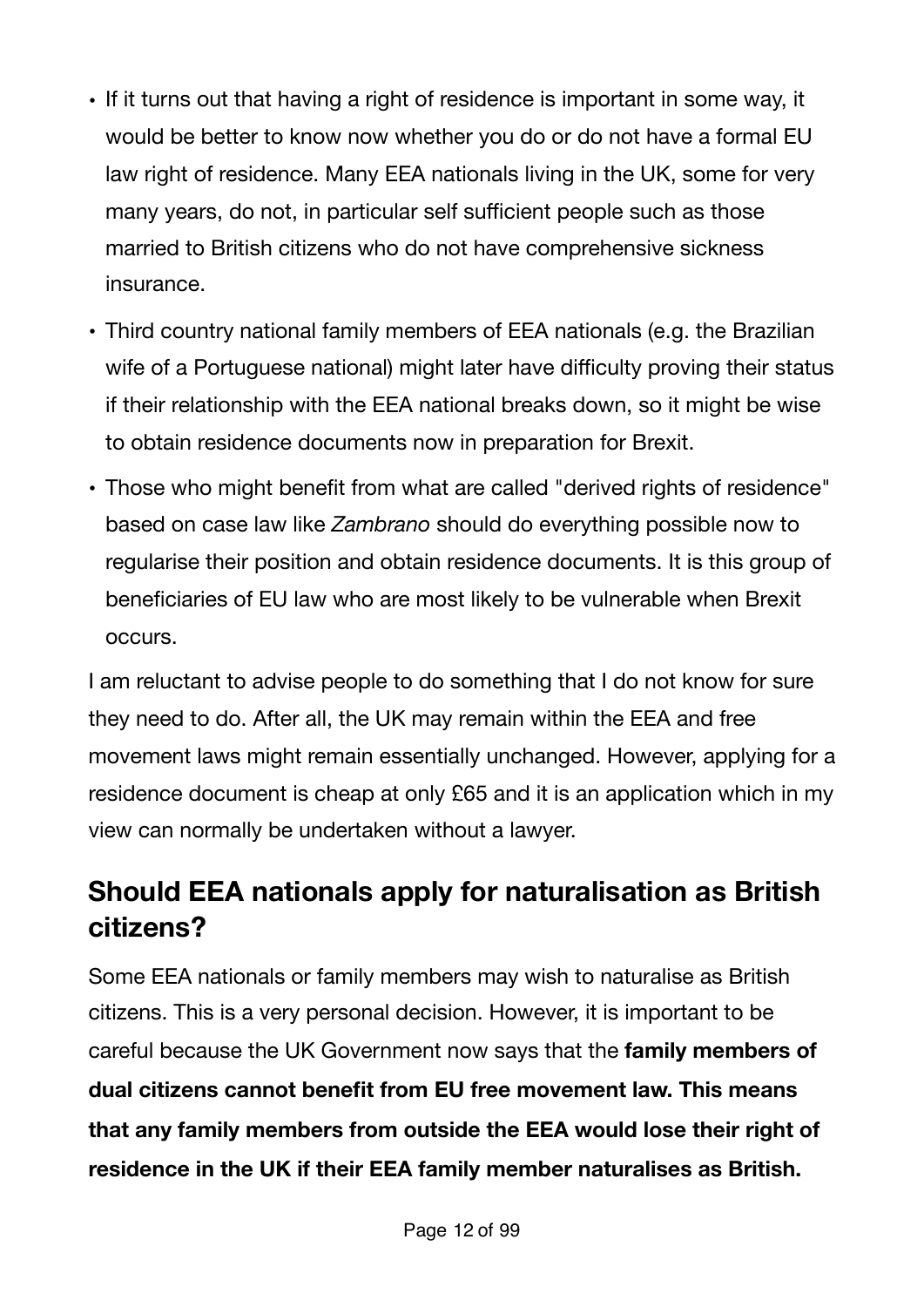- If it turns out that having a right of residence is important in some way, it would be better to know now whether you do or do not have a formal EU law right of residence. Many EEA nationals living in the UK, some for very many years, do not, in particular self sufficient people such as those married to British citizens who do not have comprehensive sickness insurance.
- Third country national family members of EEA nationals (e.g. the Brazilian wife of a Portuguese national) might later have difficulty proving their status if their relationship with the EEA national breaks down, so it might be wise to obtain residence documents now in preparation for Brexit.
- Those who might benefit from what are called "derived rights of residence" based on case law like *Zambrano* should do everything possible now to regularise their position and obtain residence documents. It is this group of beneficiaries of EU law who are most likely to be vulnerable when Brexit occurs.

I am reluctant to advise people to do something that I do not know for sure they need to do. After all, the UK may remain within the EEA and free movement laws might remain essentially unchanged. However, applying for a residence document is cheap at only £65 and it is an application which in my view can normally be undertaken without a lawyer.

## Should EEA nationals apply for naturalisation as British citizens?

Some EEA nationals or family members may wish to naturalise as British citizens. This is a very personal decision. However, it is important to be careful because the UK Government now says that the **family members of dual citizens cannot benefit from EU free movement law. This means that any family members from outside the EEA would lose their right of residence in the UK if their EEA family member naturalises as British.**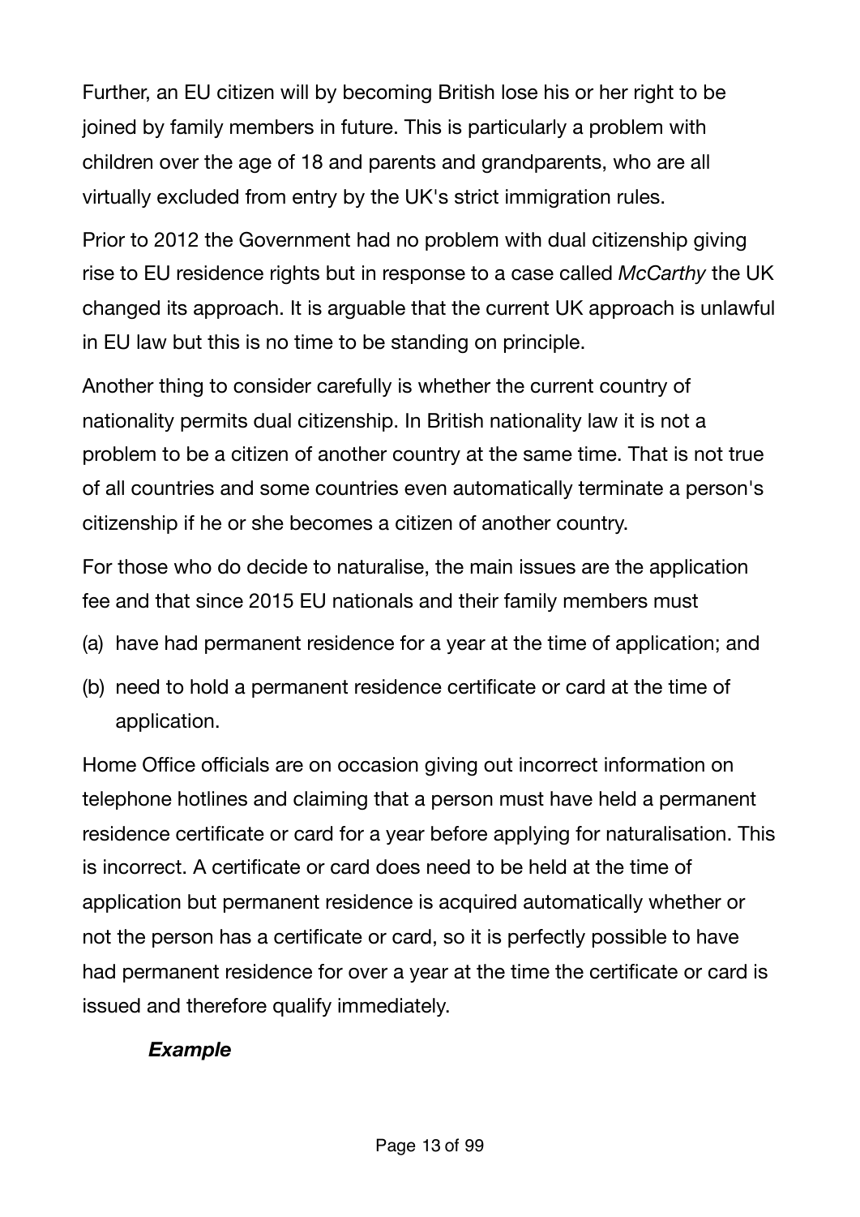Further, an EU citizen will by becoming British lose his or her right to be joined by family members in future. This is particularly a problem with children over the age of 18 and parents and grandparents, who are all virtually excluded from entry by the UK's strict immigration rules.

Prior to 2012 the Government had no problem with dual citizenship giving rise to EU residence rights but in response to a case called *McCarthy* the UK changed its approach. It is arguable that the current UK approach is unlawful in EU law but this is no time to be standing on principle.

Another thing to consider carefully is whether the current country of nationality permits dual citizenship. In British nationality law it is not a problem to be a citizen of another country at the same time. That is not true of all countries and some countries even automatically terminate a person's citizenship if he or she becomes a citizen of another country.

For those who do decide to naturalise, the main issues are the application fee and that since 2015 EU nationals and their family members must

(a) have had permanent residence for a year at the time of application; and

(b) need to hold a permanent residence certificate or card at the time of application.

Home Office officials are on occasion giving out incorrect information on telephone hotlines and claiming that a person must have held a permanent residence certificate or card for a year before applying for naturalisation. This is incorrect. A certificate or card does need to be held at the time of application but permanent residence is acquired automatically whether or not the person has a certificate or card, so it is perfectly possible to have had permanent residence for over a year at the time the certificate or card is issued and therefore qualify immediately.

***Example***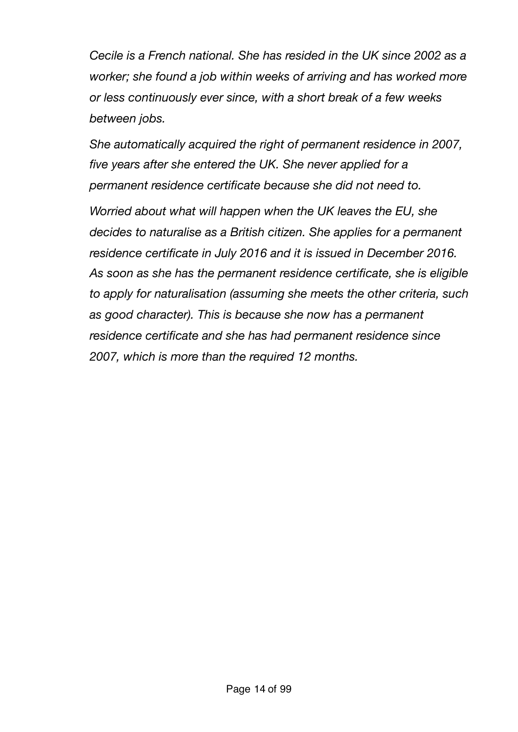*Cecile is a French national. She has resided in the UK since 2002 as a worker; she found a job within weeks of arriving and has worked more or less continuously ever since, with a short break of a few weeks between jobs.*

*She automatically acquired the right of permanent residence in 2007, five years after she entered the UK. She never applied for a permanent residence certificate because she did not need to.*

*Worried about what will happen when the UK leaves the EU, she decides to naturalise as a British citizen. She applies for a permanent residence certificate in July 2016 and it is issued in December 2016. As soon as she has the permanent residence certificate, she is eligible to apply for naturalisation (assuming she meets the other criteria, such as good character). This is because she now has a permanent residence certificate and she has had permanent residence since 2007, which is more than the required 12 months.*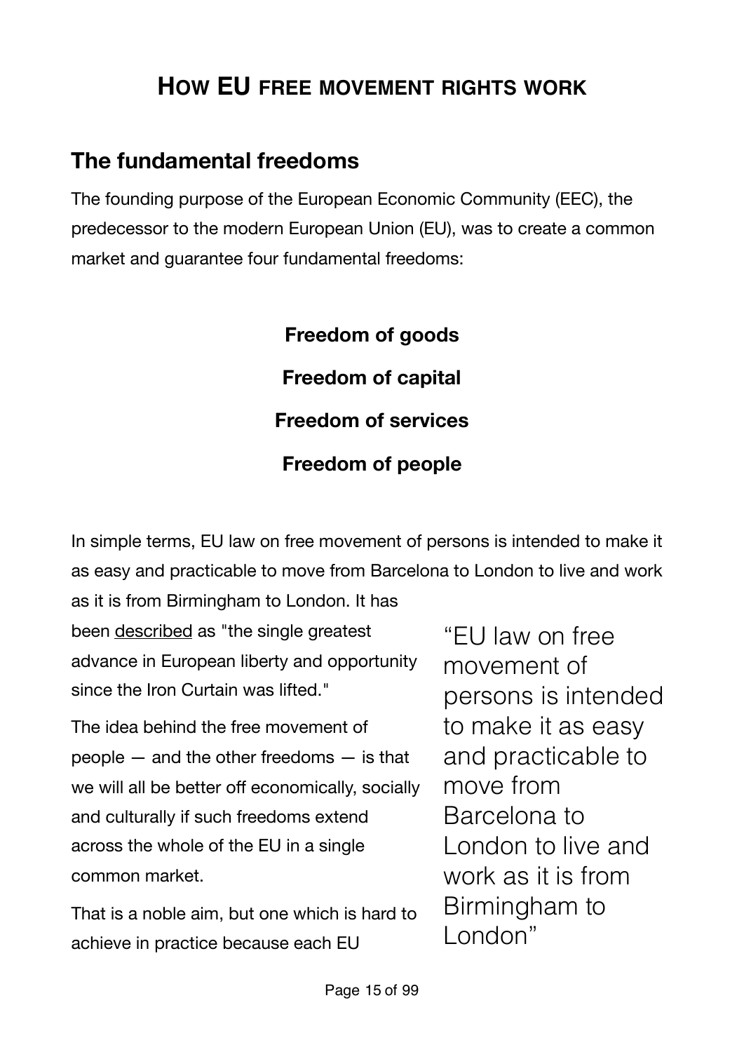# How EU free movement rights work

## The fundamental freedoms

The founding purpose of the European Economic Community (EEC), the predecessor to the modern European Union (EU), was to create a common market and guarantee four fundamental freedoms:

**Freedom of goods**

**Freedom of capital**

**Freedom of services**

**Freedom of people**

In simple terms, EU law on free movement of persons is intended to make it as easy and practicable to move from Barcelona to London to live and work as it is from Birmingham to London. It has been described as "the single greatest advance in European liberty and opportunity since the Iron Curtain was lifted."

> "EU law on free movement of persons is intended to make it as easy and practicable to move from Barcelona to London to live and work as it is from Birmingham to London"

The idea behind the free movement of people — and the other freedoms — is that we will all be better off economically, socially and culturally if such freedoms extend across the whole of the EU in a single common market.

That is a noble aim, but one which is hard to achieve in practice because each EU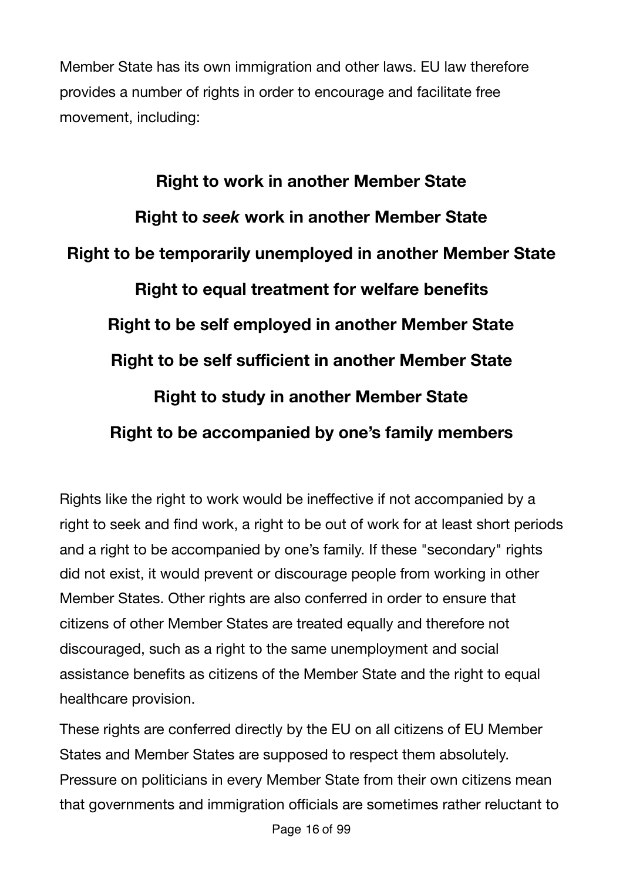Member State has its own immigration and other laws. EU law therefore provides a number of rights in order to encourage and facilitate free movement, including:

**Right to work in another Member State**

**Right to *seek* work in another Member State**

**Right to be temporarily unemployed in another Member State**

**Right to equal treatment for welfare benefits**

**Right to be self employed in another Member State**

**Right to be self sufficient in another Member State**

**Right to study in another Member State**

**Right to be accompanied by one's family members**

Rights like the right to work would be ineffective if not accompanied by a right to seek and find work, a right to be out of work for at least short periods and a right to be accompanied by one's family. If these "secondary" rights did not exist, it would prevent or discourage people from working in other Member States. Other rights are also conferred in order to ensure that citizens of other Member States are treated equally and therefore not discouraged, such as a right to the same unemployment and social assistance benefits as citizens of the Member State and the right to equal healthcare provision.

These rights are conferred directly by the EU on all citizens of EU Member States and Member States are supposed to respect them absolutely. Pressure on politicians in every Member State from their own citizens mean that governments and immigration officials are sometimes rather reluctant to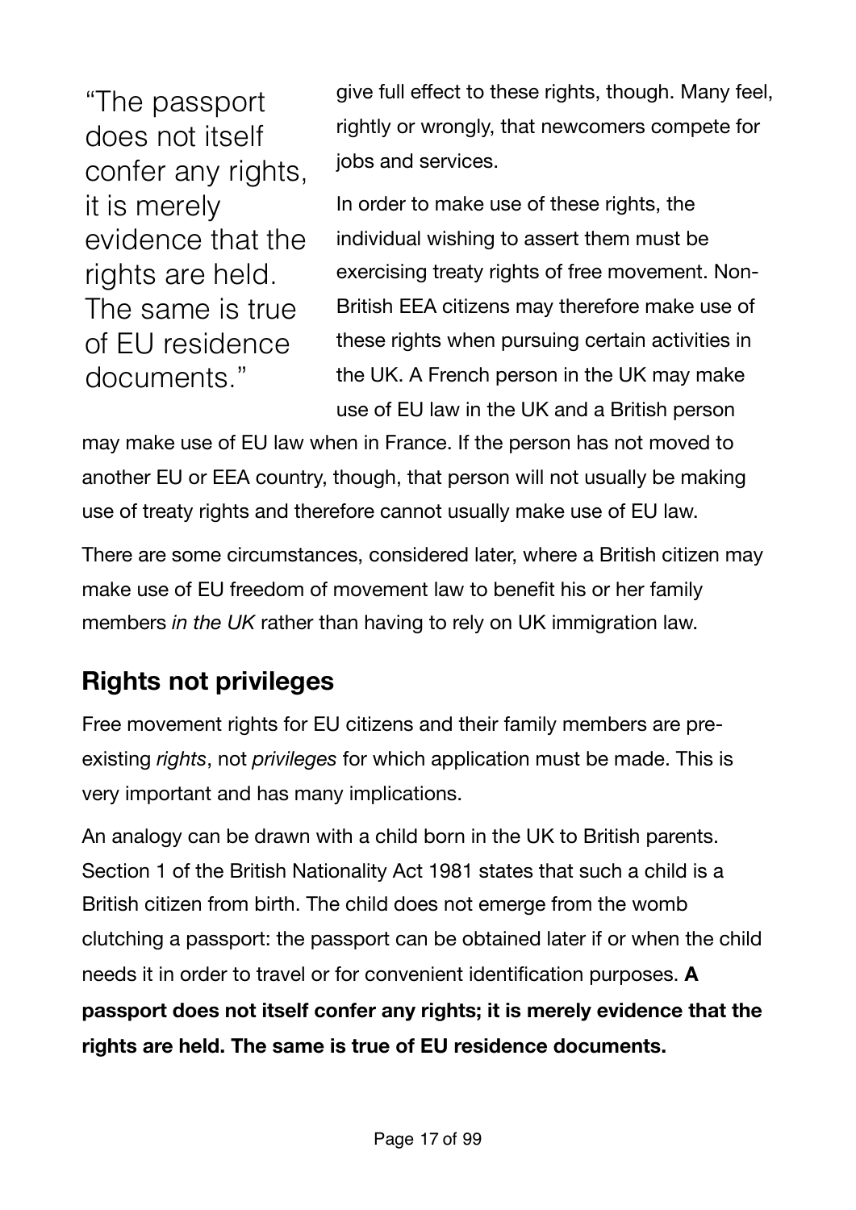> "The passport does not itself confer any rights, it is merely evidence that the rights are held. The same is true of EU residence documents."

give full effect to these rights, though. Many feel, rightly or wrongly, that newcomers compete for jobs and services.

In order to make use of these rights, the individual wishing to assert them must be exercising treaty rights of free movement. Non-British EEA citizens may therefore make use of these rights when pursuing certain activities in the UK. A French person in the UK may make use of EU law in the UK and a British person may make use of EU law when in France. If the person has not moved to another EU or EEA country, though, that person will not usually be making use of treaty rights and therefore cannot usually make use of EU law.

There are some circumstances, considered later, where a British citizen may make use of EU freedom of movement law to benefit his or her family members *in the UK* rather than having to rely on UK immigration law.

## Rights not privileges

Free movement rights for EU citizens and their family members are pre-existing *rights*, not *privileges* for which application must be made. This is very important and has many implications.

An analogy can be drawn with a child born in the UK to British parents. Section 1 of the British Nationality Act 1981 states that such a child is a British citizen from birth. The child does not emerge from the womb clutching a passport: the passport can be obtained later if or when the child needs it in order to travel or for convenient identification purposes. **A passport does not itself confer any rights; it is merely evidence that the rights are held. The same is true of EU residence documents.**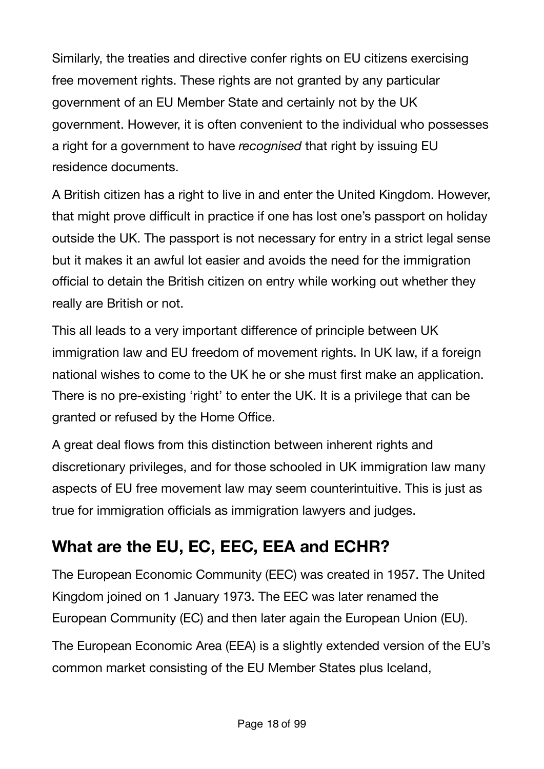Similarly, the treaties and directive confer rights on EU citizens exercising free movement rights. These rights are not granted by any particular government of an EU Member State and certainly not by the UK government. However, it is often convenient to the individual who possesses a right for a government to have *recognised* that right by issuing EU residence documents.

A British citizen has a right to live in and enter the United Kingdom. However, that might prove difficult in practice if one has lost one's passport on holiday outside the UK. The passport is not necessary for entry in a strict legal sense but it makes it an awful lot easier and avoids the need for the immigration official to detain the British citizen on entry while working out whether they really are British or not.

This all leads to a very important difference of principle between UK immigration law and EU freedom of movement rights. In UK law, if a foreign national wishes to come to the UK he or she must first make an application. There is no pre-existing 'right' to enter the UK. It is a privilege that can be granted or refused by the Home Office.

A great deal flows from this distinction between inherent rights and discretionary privileges, and for those schooled in UK immigration law many aspects of EU free movement law may seem counterintuitive. This is just as true for immigration officials as immigration lawyers and judges.

## What are the EU, EC, EEC, EEA and ECHR?

The European Economic Community (EEC) was created in 1957. The United Kingdom joined on 1 January 1973. The EEC was later renamed the European Community (EC) and then later again the European Union (EU).

The European Economic Area (EEA) is a slightly extended version of the EU's common market consisting of the EU Member States plus Iceland,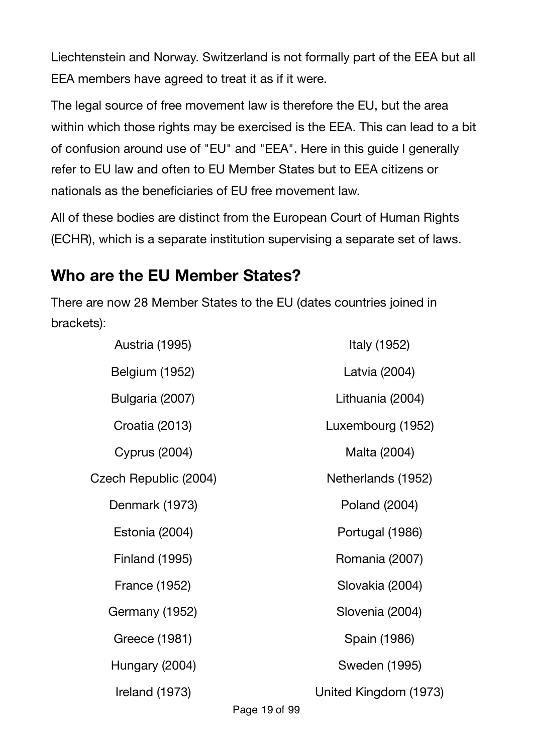Liechtenstein and Norway. Switzerland is not formally part of the EEA but all EEA members have agreed to treat it as if it were.

The legal source of free movement law is therefore the EU, but the area within which those rights may be exercised is the EEA. This can lead to a bit of confusion around use of "EU" and "EEA". Here in this guide I generally refer to EU law and often to EU Member States but to EEA citizens or nationals as the beneficiaries of EU free movement law.

All of these bodies are distinct from the European Court of Human Rights (ECHR), which is a separate institution supervising a separate set of laws.

## Who are the EU Member States?

There are now 28 Member States to the EU (dates countries joined in brackets):

Austria (1995)

Belgium (1952)

Bulgaria (2007)

Croatia (2013)

Cyprus (2004)

Czech Republic (2004)

Denmark (1973)

Estonia (2004)

Finland (1995)

France (1952)

Germany (1952)

Greece (1981)

Hungary (2004)

Ireland (1973)

Italy (1952)

Latvia (2004)

Lithuania (2004)

Luxembourg (1952)

Malta (2004)

Netherlands (1952)

Poland (2004)

Portugal (1986)

Romania (2007)

Slovakia (2004)

Slovenia (2004)

Spain (1986)

Sweden (1995)

United Kingdom (1973)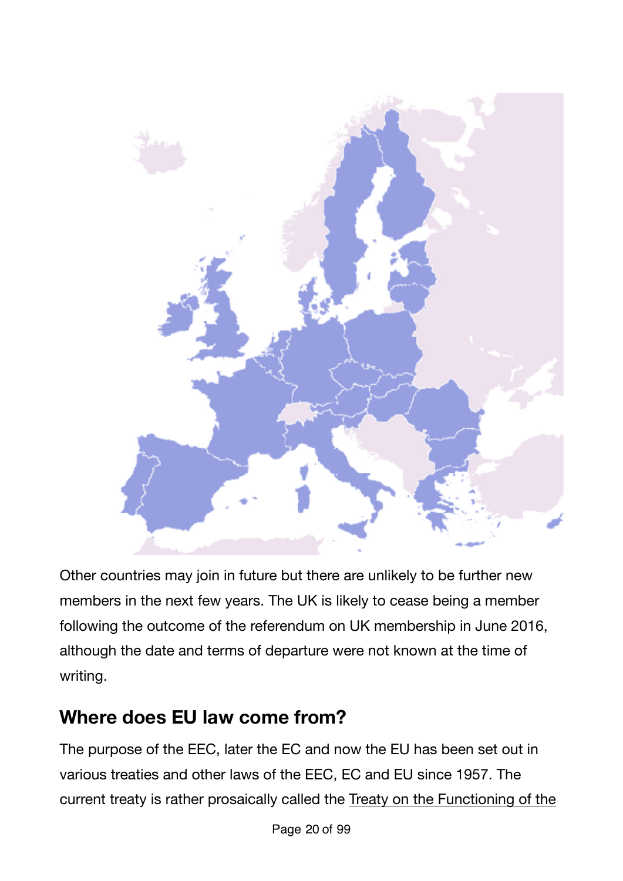Other countries may join in future but there are unlikely to be further new members in the next few years. The UK is likely to cease being a member following the outcome of the referendum on UK membership in June 2016, although the date and terms of departure were not known at the time of writing.

## Where does EU law come from?

The purpose of the EEC, later the EC and now the EU has been set out in various treaties and other laws of the EEC, EC and EU since 1957. The current treaty is rather prosaically called the Treaty on the Functioning of the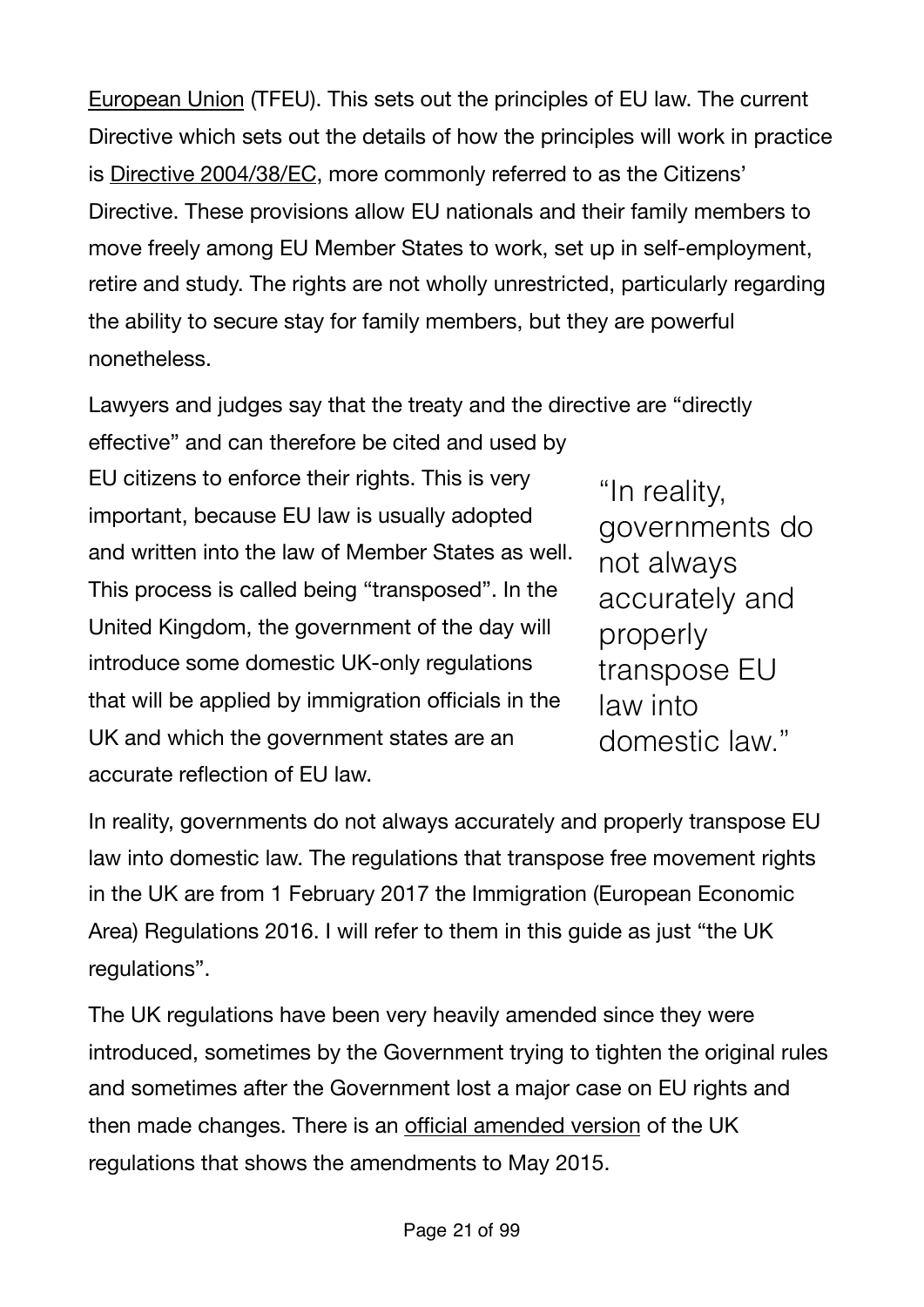European Union (TFEU). This sets out the principles of EU law. The current Directive which sets out the details of how the principles will work in practice is Directive 2004/38/EC, more commonly referred to as the Citizens' Directive. These provisions allow EU nationals and their family members to move freely among EU Member States to work, set up in self-employment, retire and study. The rights are not wholly unrestricted, particularly regarding the ability to secure stay for family members, but they are powerful nonetheless.

Lawyers and judges say that the treaty and the directive are "directly effective" and can therefore be cited and used by EU citizens to enforce their rights. This is very important, because EU law is usually adopted and written into the law of Member States as well. This process is called being "transposed". In the United Kingdom, the government of the day will introduce some domestic UK-only regulations that will be applied by immigration officials in the UK and which the government states are an accurate reflection of EU law.

> "In reality, governments do not always accurately and properly transpose EU law into domestic law."

In reality, governments do not always accurately and properly transpose EU law into domestic law. The regulations that transpose free movement rights in the UK are from 1 February 2017 the Immigration (European Economic Area) Regulations 2016. I will refer to them in this guide as just "the UK regulations".

The UK regulations have been very heavily amended since they were introduced, sometimes by the Government trying to tighten the original rules and sometimes after the Government lost a major case on EU rights and then made changes. There is an official amended version of the UK regulations that shows the amendments to May 2015.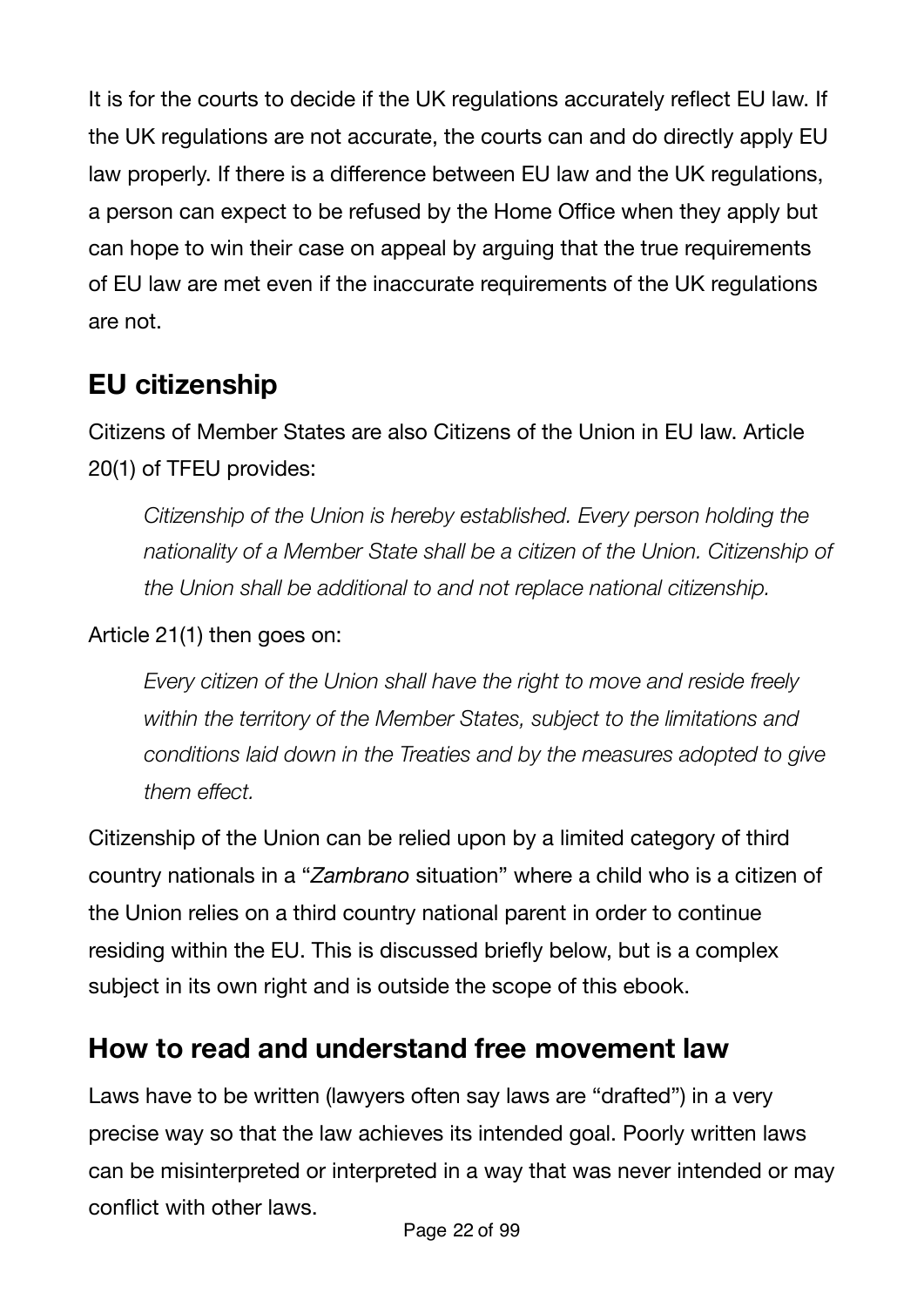It is for the courts to decide if the UK regulations accurately reflect EU law. If the UK regulations are not accurate, the courts can and do directly apply EU law properly. If there is a difference between EU law and the UK regulations, a person can expect to be refused by the Home Office when they apply but can hope to win their case on appeal by arguing that the true requirements of EU law are met even if the inaccurate requirements of the UK regulations are not.

## EU citizenship

Citizens of Member States are also Citizens of the Union in EU law. Article 20(1) of TFEU provides:

> *Citizenship of the Union is hereby established. Every person holding the nationality of a Member State shall be a citizen of the Union. Citizenship of the Union shall be additional to and not replace national citizenship.*

Article 21(1) then goes on:

> *Every citizen of the Union shall have the right to move and reside freely within the territory of the Member States, subject to the limitations and conditions laid down in the Treaties and by the measures adopted to give them effect.*

Citizenship of the Union can be relied upon by a limited category of third country nationals in a "*Zambrano* situation" where a child who is a citizen of the Union relies on a third country national parent in order to continue residing within the EU. This is discussed briefly below, but is a complex subject in its own right and is outside the scope of this ebook.

## How to read and understand free movement law

Laws have to be written (lawyers often say laws are "drafted") in a very precise way so that the law achieves its intended goal. Poorly written laws can be misinterpreted or interpreted in a way that was never intended or may conflict with other laws.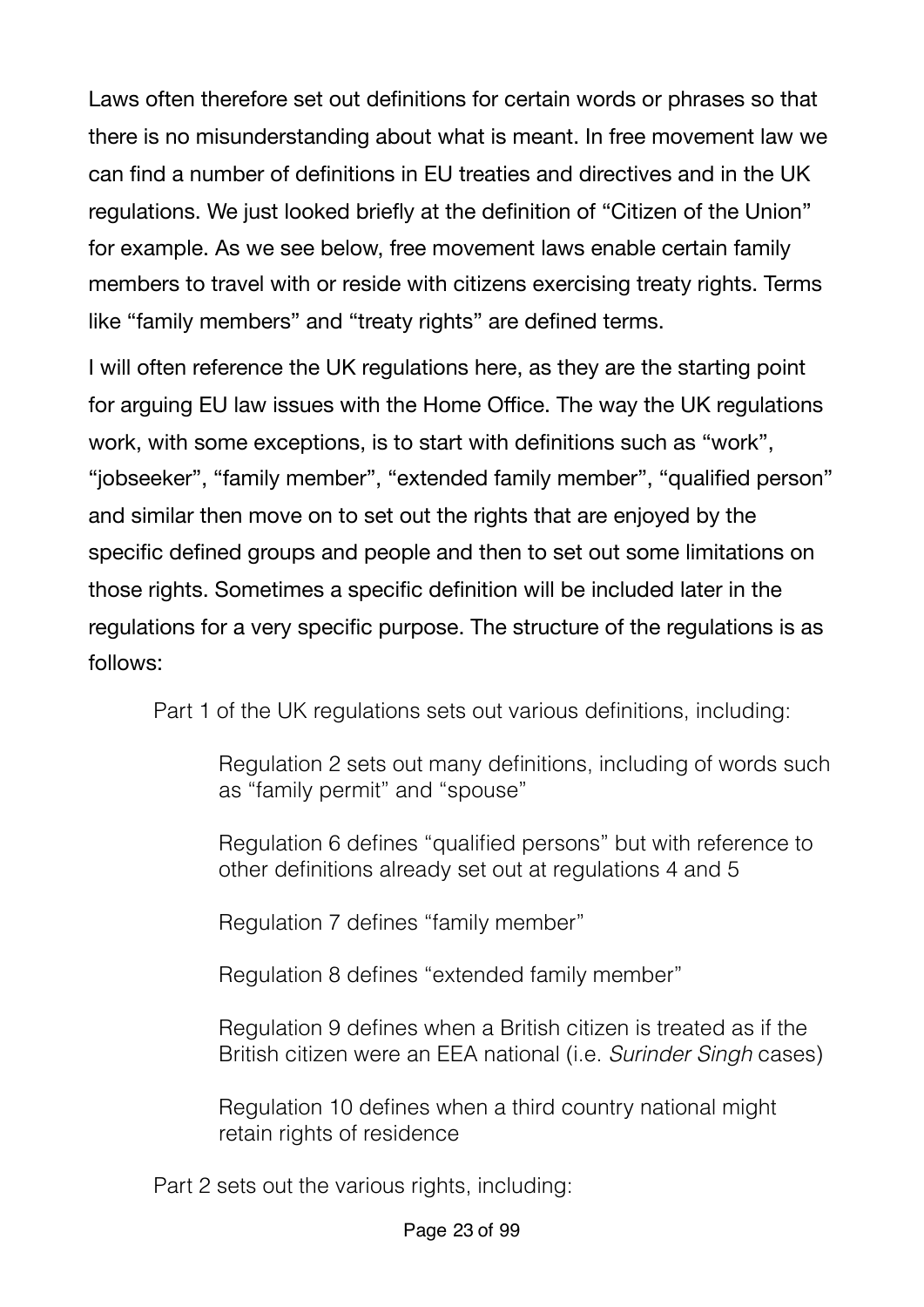Laws often therefore set out definitions for certain words or phrases so that there is no misunderstanding about what is meant. In free movement law we can find a number of definitions in EU treaties and directives and in the UK regulations. We just looked briefly at the definition of "Citizen of the Union" for example. As we see below, free movement laws enable certain family members to travel with or reside with citizens exercising treaty rights. Terms like "family members" and "treaty rights" are defined terms.

I will often reference the UK regulations here, as they are the starting point for arguing EU law issues with the Home Office. The way the UK regulations work, with some exceptions, is to start with definitions such as "work", "jobseeker", "family member", "extended family member", "qualified person" and similar then move on to set out the rights that are enjoyed by the specific defined groups and people and then to set out some limitations on those rights. Sometimes a specific definition will be included later in the regulations for a very specific purpose. The structure of the regulations is as follows:

> Part 1 of the UK regulations sets out various definitions, including:
>
> > Regulation 2 sets out many definitions, including of words such as "family permit" and "spouse"
> >
> > Regulation 6 defines "qualified persons" but with reference to other definitions already set out at regulations 4 and 5
> >
> > Regulation 7 defines "family member"
> >
> > Regulation 8 defines "extended family member"
> >
> > Regulation 9 defines when a British citizen is treated as if the British citizen were an EEA national (i.e. *Surinder Singh* cases)
> >
> > Regulation 10 defines when a third country national might retain rights of residence
>
> Part 2 sets out the various rights, including: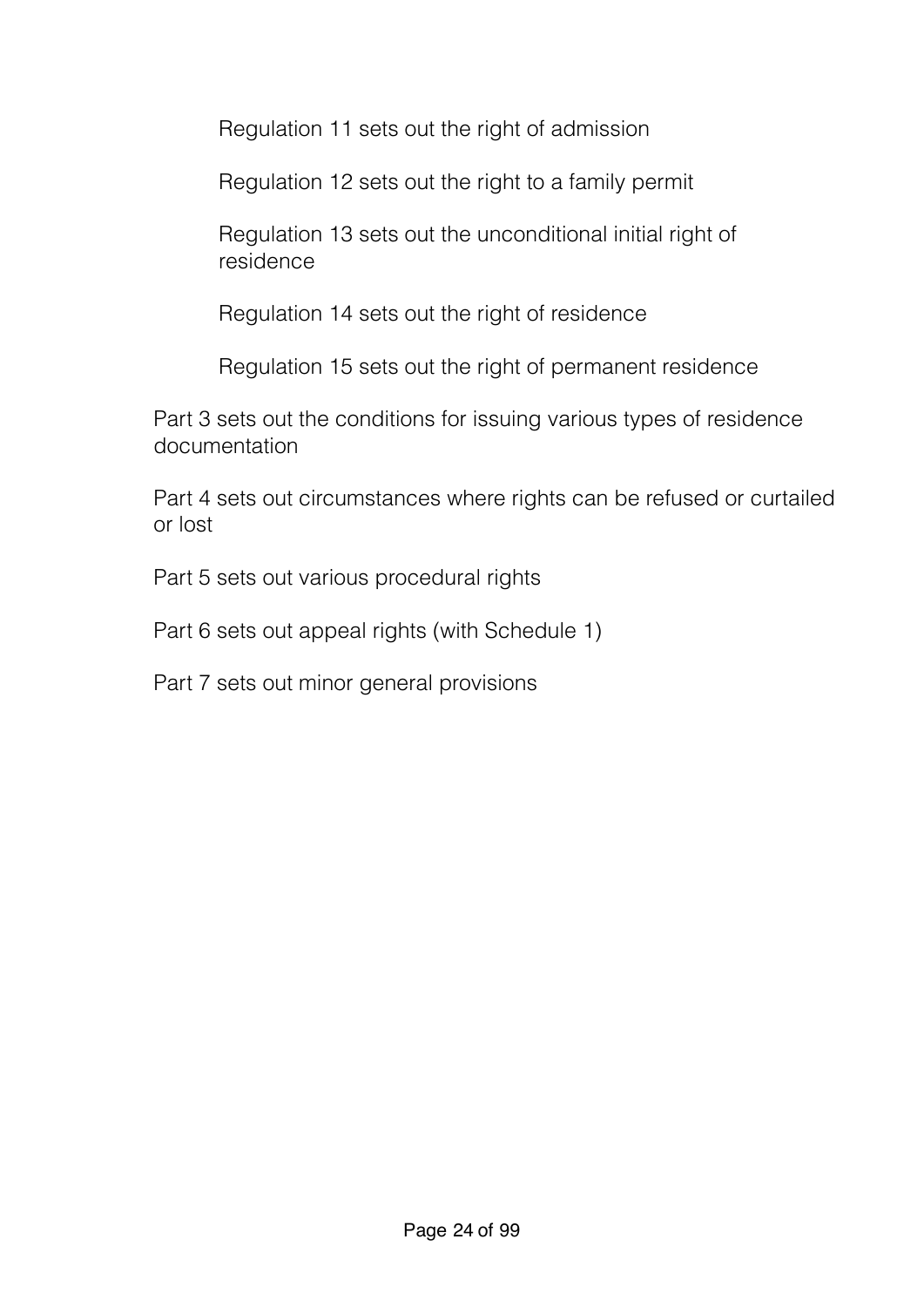Regulation 11 sets out the right of admission

Regulation 12 sets out the right to a family permit

Regulation 13 sets out the unconditional initial right of residence

Regulation 14 sets out the right of residence

Regulation 15 sets out the right of permanent residence

Part 3 sets out the conditions for issuing various types of residence documentation

Part 4 sets out circumstances where rights can be refused or curtailed or lost

Part 5 sets out various procedural rights

Part 6 sets out appeal rights (with Schedule 1)

Part 7 sets out minor general provisions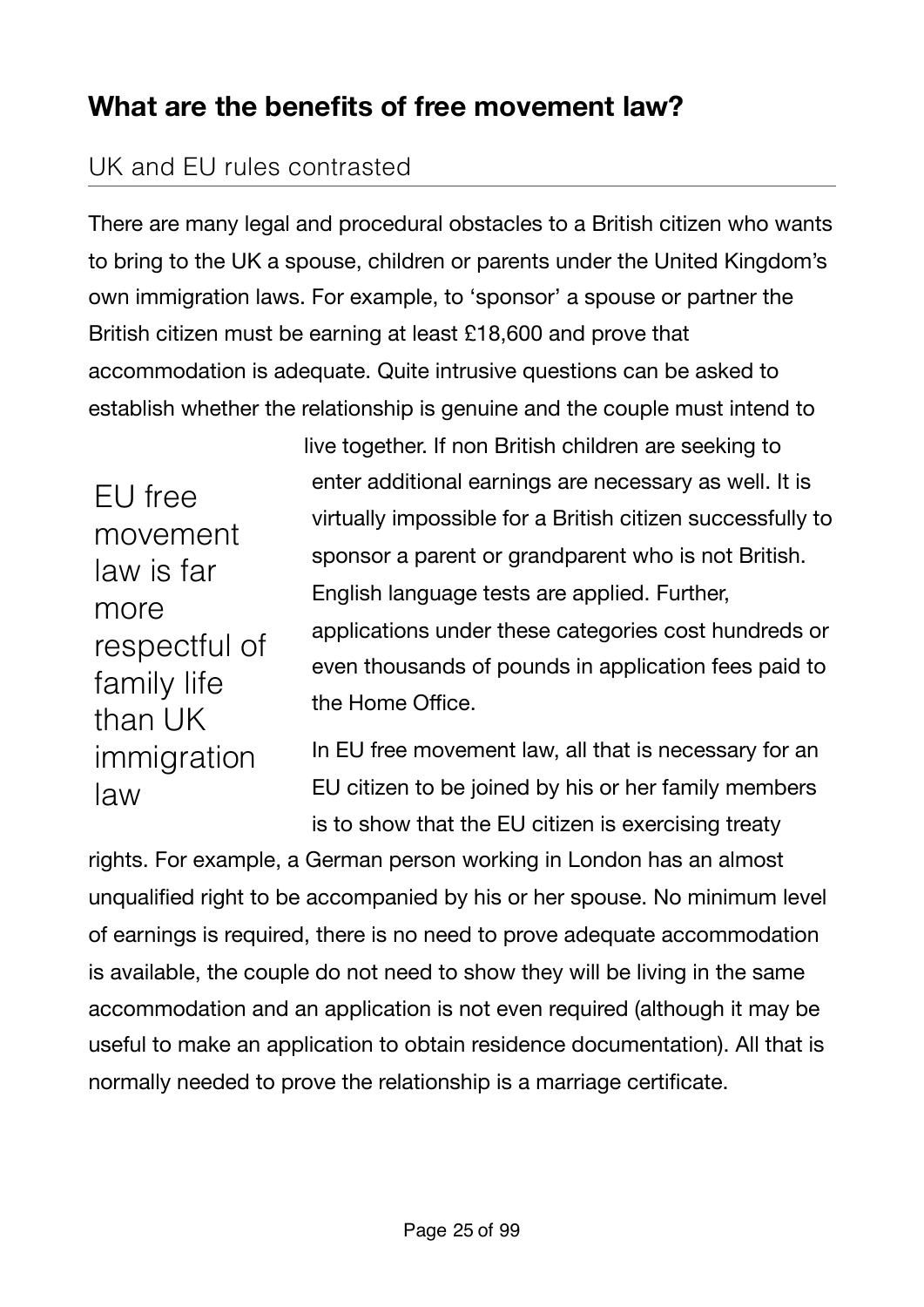## What are the benefits of free movement law?

### UK and EU rules contrasted

There are many legal and procedural obstacles to a British citizen who wants to bring to the UK a spouse, children or parents under the United Kingdom's own immigration laws. For example, to 'sponsor' a spouse or partner the British citizen must be earning at least £18,600 and prove that accommodation is adequate. Quite intrusive questions can be asked to establish whether the relationship is genuine and the couple must intend to live together. If non British children are seeking to enter additional earnings are necessary as well. It is virtually impossible for a British citizen successfully to sponsor a parent or grandparent who is not British. English language tests are applied. Further, applications under these categories cost hundreds or even thousands of pounds in application fees paid to the Home Office.

> EU free movement law is far more respectful of family life than UK immigration law

In EU free movement law, all that is necessary for an EU citizen to be joined by his or her family members is to show that the EU citizen is exercising treaty rights. For example, a German person working in London has an almost unqualified right to be accompanied by his or her spouse. No minimum level of earnings is required, there is no need to prove adequate accommodation is available, the couple do not need to show they will be living in the same accommodation and an application is not even required (although it may be useful to make an application to obtain residence documentation). All that is normally needed to prove the relationship is a marriage certificate.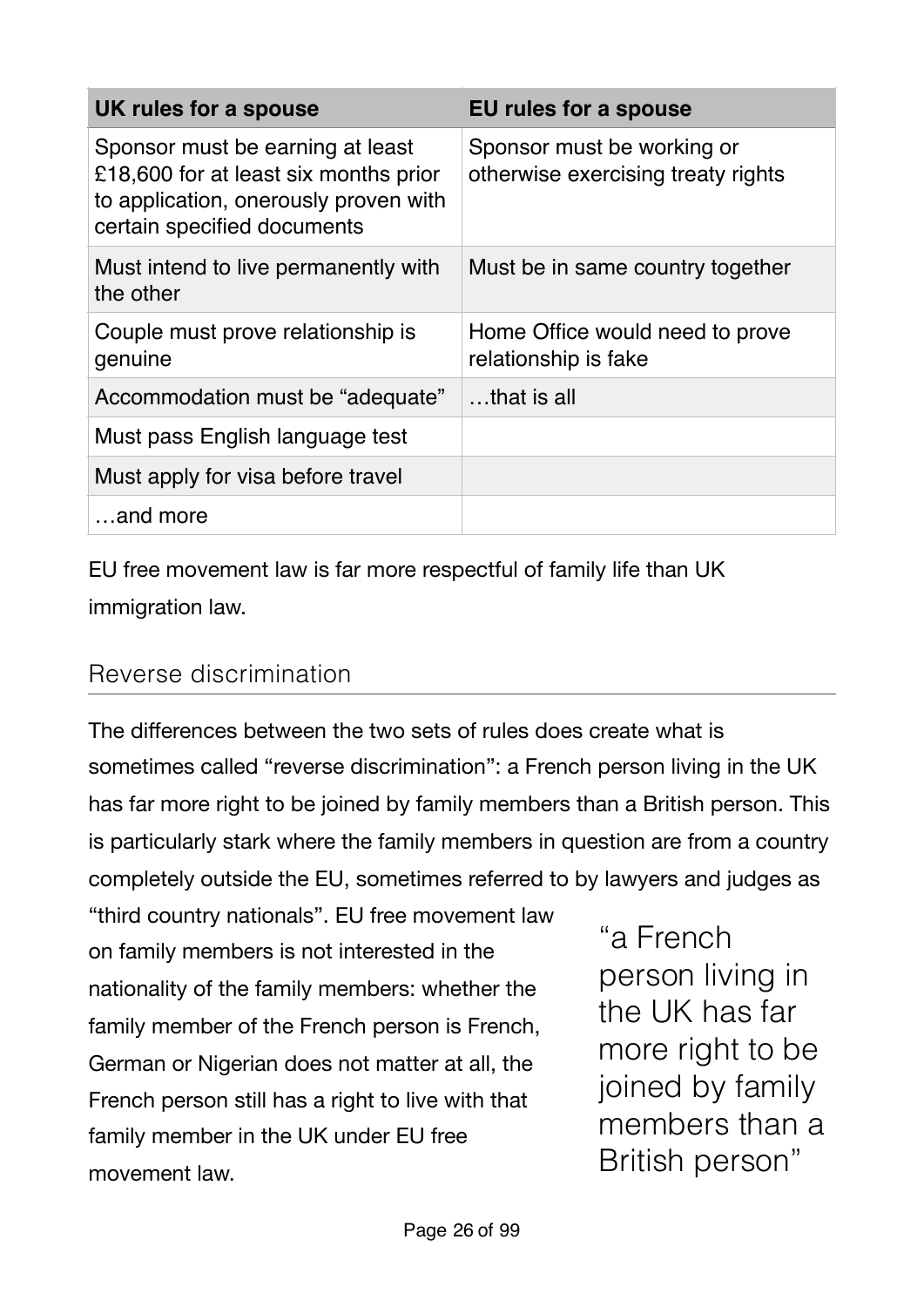| UK rules for a spouse | EU rules for a spouse |
|---|---|
| Sponsor must be earning at least £18,600 for at least six months prior to application, onerously proven with certain specified documents | Sponsor must be working or otherwise exercising treaty rights |
| Must intend to live permanently with the other | Must be in same country together |
| Couple must prove relationship is genuine | Home Office would need to prove relationship is fake |
| Accommodation must be "adequate" | …that is all |
| Must pass English language test | |
| Must apply for visa before travel | |
| …and more | |

EU free movement law is far more respectful of family life than UK immigration law.

## Reverse discrimination

The differences between the two sets of rules does create what is sometimes called "reverse discrimination": a French person living in the UK has far more right to be joined by family members than a British person. This is particularly stark where the family members in question are from a country completely outside the EU, sometimes referred to by lawyers and judges as "third country nationals". EU free movement law on family members is not interested in the nationality of the family members: whether the family member of the French person is French, German or Nigerian does not matter at all, the French person still has a right to live with that family member in the UK under EU free movement law.

> "a French person living in the UK has far more right to be joined by family members than a British person"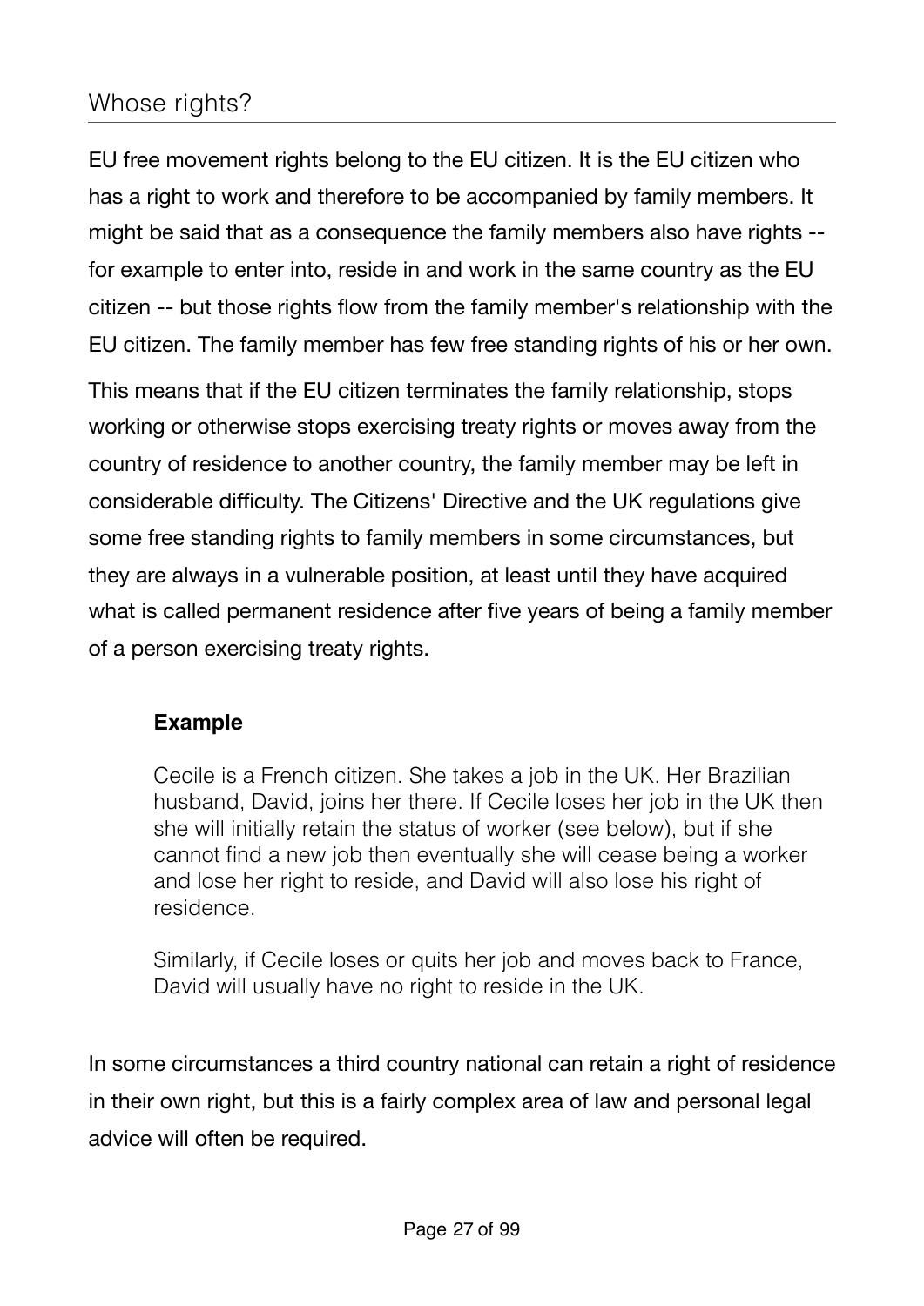## Whose rights?

EU free movement rights belong to the EU citizen. It is the EU citizen who has a right to work and therefore to be accompanied by family members. It might be said that as a consequence the family members also have rights -- for example to enter into, reside in and work in the same country as the EU citizen -- but those rights flow from the family member's relationship with the EU citizen. The family member has few free standing rights of his or her own.

This means that if the EU citizen terminates the family relationship, stops working or otherwise stops exercising treaty rights or moves away from the country of residence to another country, the family member may be left in considerable difficulty. The Citizens' Directive and the UK regulations give some free standing rights to family members in some circumstances, but they are always in a vulnerable position, at least until they have acquired what is called permanent residence after five years of being a family member of a person exercising treaty rights.

> **Example**
>
> Cecile is a French citizen. She takes a job in the UK. Her Brazilian husband, David, joins her there. If Cecile loses her job in the UK then she will initially retain the status of worker (see below), but if she cannot find a new job then eventually she will cease being a worker and lose her right to reside, and David will also lose his right of residence.
>
> Similarly, if Cecile loses or quits her job and moves back to France, David will usually have no right to reside in the UK.

In some circumstances a third country national can retain a right of residence in their own right, but this is a fairly complex area of law and personal legal advice will often be required.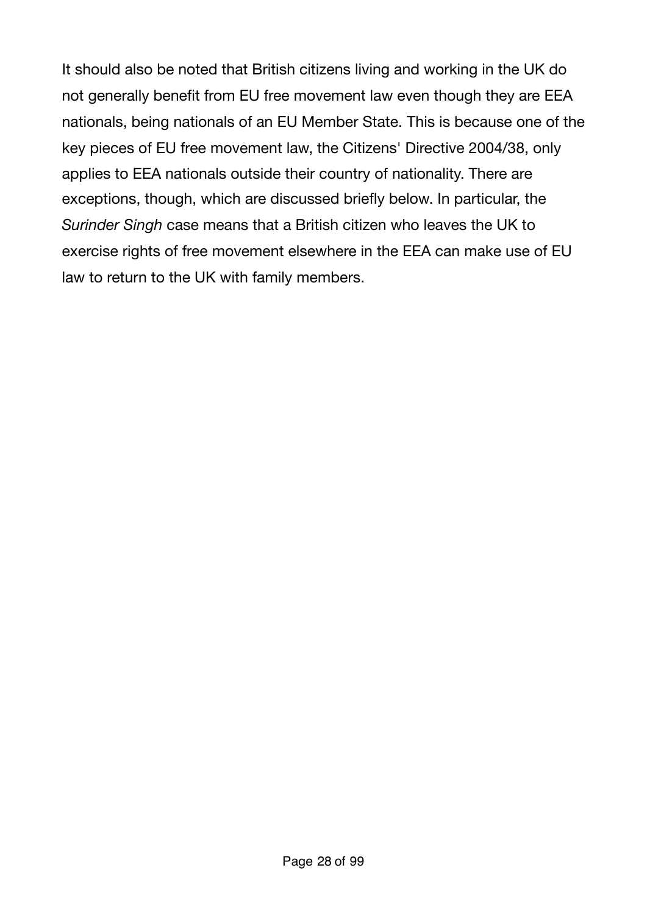It should also be noted that British citizens living and working in the UK do not generally benefit from EU free movement law even though they are EEA nationals, being nationals of an EU Member State. This is because one of the key pieces of EU free movement law, the Citizens' Directive 2004/38, only applies to EEA nationals outside their country of nationality. There are exceptions, though, which are discussed briefly below. In particular, the *Surinder Singh* case means that a British citizen who leaves the UK to exercise rights of free movement elsewhere in the EEA can make use of EU law to return to the UK with family members.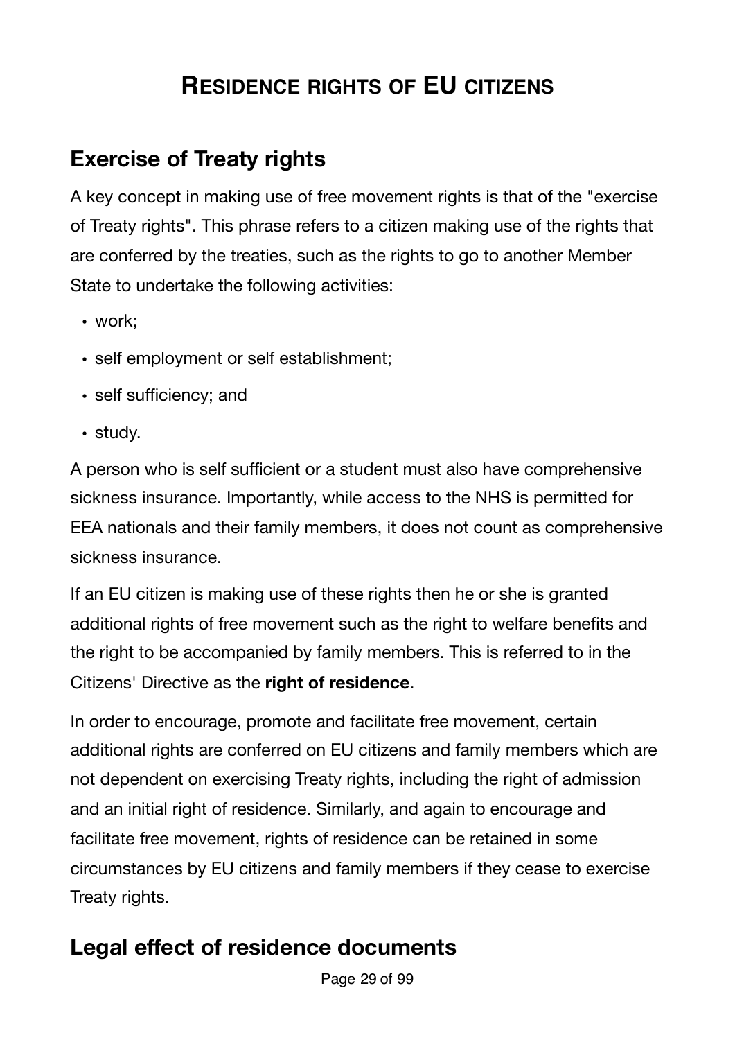# RESIDENCE RIGHTS OF EU CITIZENS

## Exercise of Treaty rights

A key concept in making use of free movement rights is that of the "exercise of Treaty rights". This phrase refers to a citizen making use of the rights that are conferred by the treaties, such as the rights to go to another Member State to undertake the following activities:

- work;
- self employment or self establishment;
- self sufficiency; and
- study.

A person who is self sufficient or a student must also have comprehensive sickness insurance. Importantly, while access to the NHS is permitted for EEA nationals and their family members, it does not count as comprehensive sickness insurance.

If an EU citizen is making use of these rights then he or she is granted additional rights of free movement such as the right to welfare benefits and the right to be accompanied by family members. This is referred to in the Citizens' Directive as the **right of residence**.

In order to encourage, promote and facilitate free movement, certain additional rights are conferred on EU citizens and family members which are not dependent on exercising Treaty rights, including the right of admission and an initial right of residence. Similarly, and again to encourage and facilitate free movement, rights of residence can be retained in some circumstances by EU citizens and family members if they cease to exercise Treaty rights.

## Legal effect of residence documents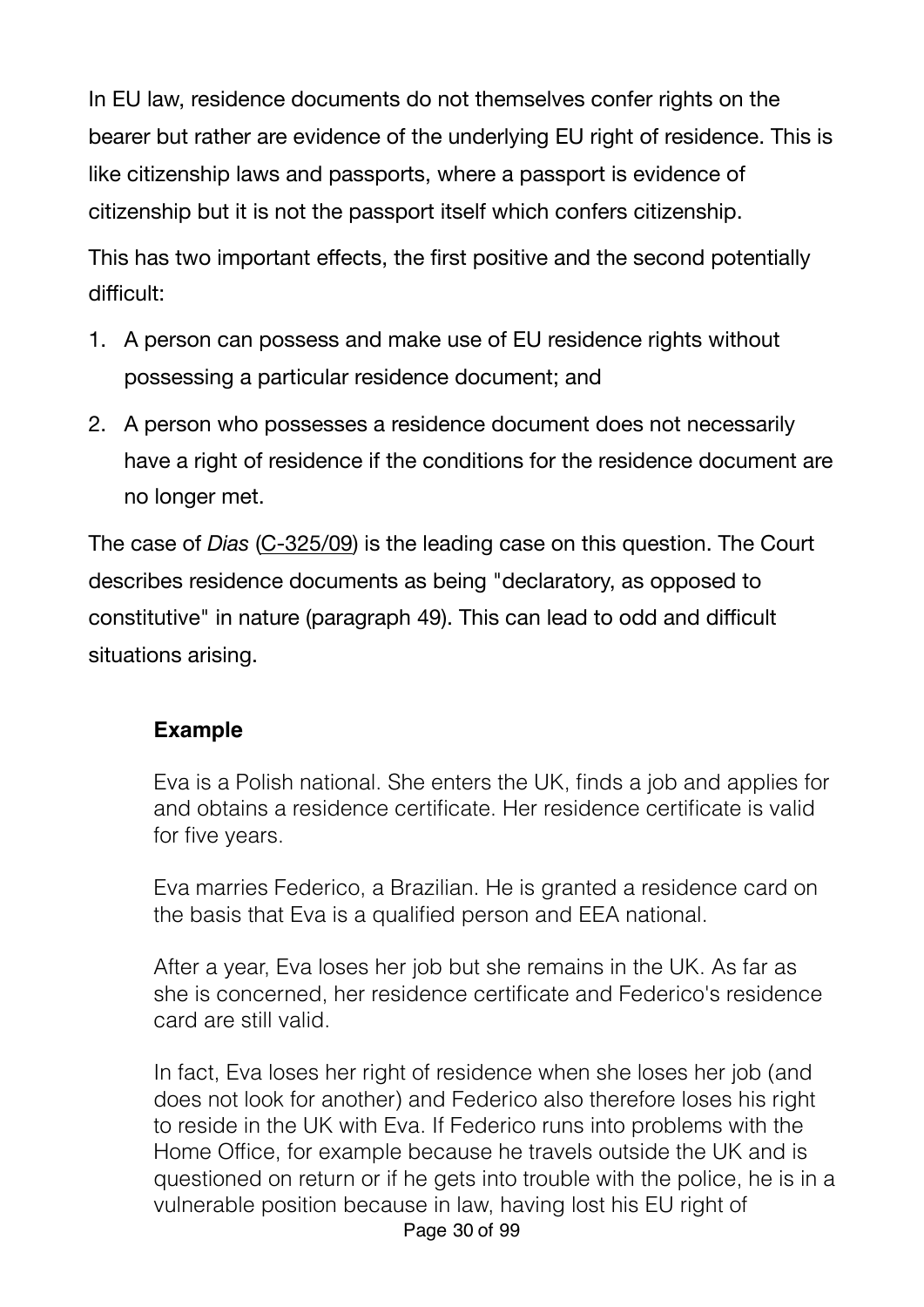In EU law, residence documents do not themselves confer rights on the bearer but rather are evidence of the underlying EU right of residence. This is like citizenship laws and passports, where a passport is evidence of citizenship but it is not the passport itself which confers citizenship.

This has two important effects, the first positive and the second potentially difficult:

1. A person can possess and make use of EU residence rights without possessing a particular residence document; and
2. A person who possesses a residence document does not necessarily have a right of residence if the conditions for the residence document are no longer met.

The case of *Dias* (C-325/09) is the leading case on this question. The Court describes residence documents as being "declaratory, as opposed to constitutive" in nature (paragraph 49). This can lead to odd and difficult situations arising.

> **Example**
>
> Eva is a Polish national. She enters the UK, finds a job and applies for and obtains a residence certificate. Her residence certificate is valid for five years.
>
> Eva marries Federico, a Brazilian. He is granted a residence card on the basis that Eva is a qualified person and EEA national.
>
> After a year, Eva loses her job but she remains in the UK. As far as she is concerned, her residence certificate and Federico's residence card are still valid.
>
> In fact, Eva loses her right of residence when she loses her job (and does not look for another) and Federico also therefore loses his right to reside in the UK with Eva. If Federico runs into problems with the Home Office, for example because he travels outside the UK and is questioned on return or if he gets into trouble with the police, he is in a vulnerable position because in law, having lost his EU right of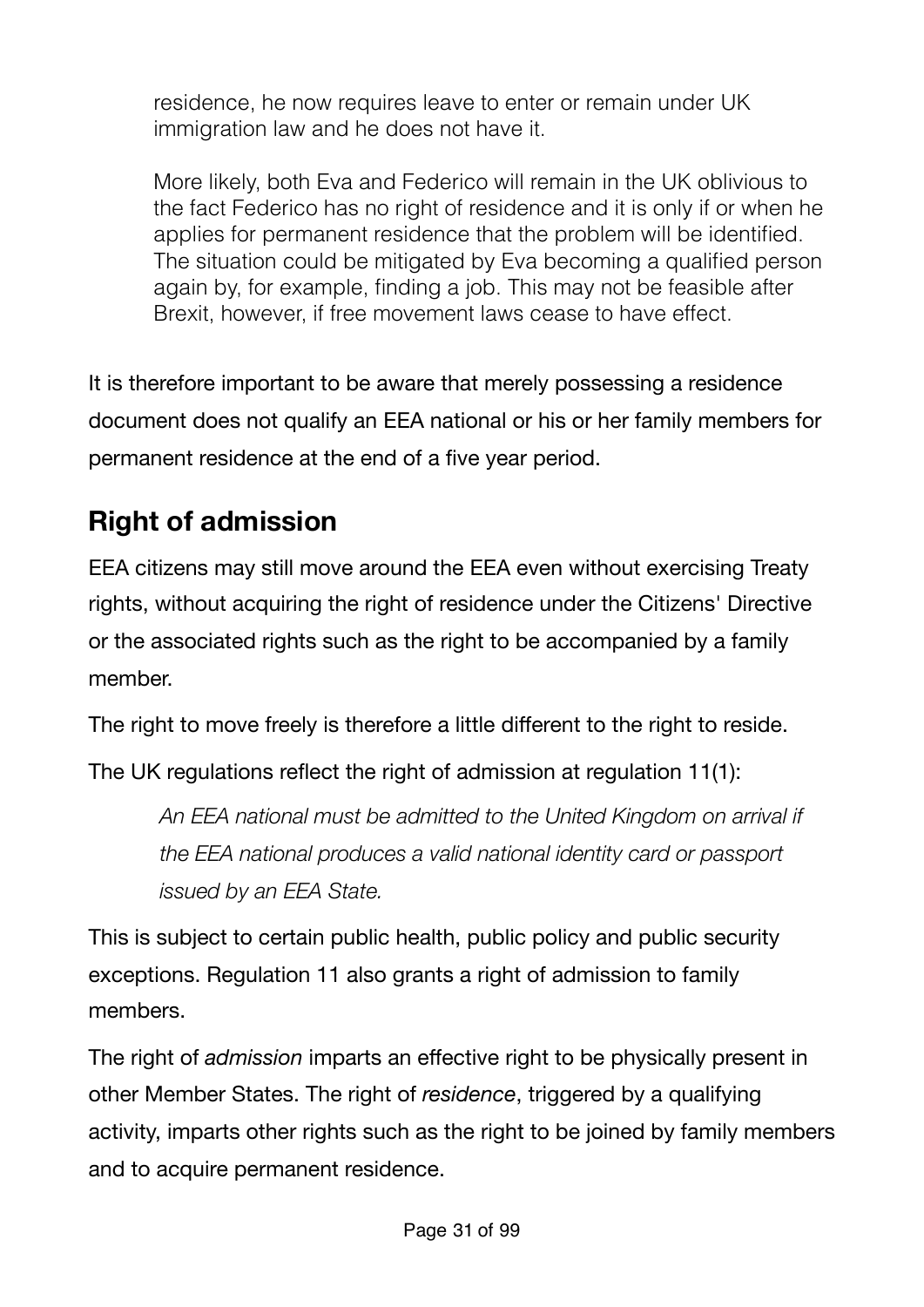> residence, he now requires leave to enter or remain under UK immigration law and he does not have it.
>
> More likely, both Eva and Federico will remain in the UK oblivious to the fact Federico has no right of residence and it is only if or when he applies for permanent residence that the problem will be identified. The situation could be mitigated by Eva becoming a qualified person again by, for example, finding a job. This may not be feasible after Brexit, however, if free movement laws cease to have effect.

It is therefore important to be aware that merely possessing a residence document does not qualify an EEA national or his or her family members for permanent residence at the end of a five year period.

## Right of admission

EEA citizens may still move around the EEA even without exercising Treaty rights, without acquiring the right of residence under the Citizens' Directive or the associated rights such as the right to be accompanied by a family member.

The right to move freely is therefore a little different to the right to reside.

The UK regulations reflect the right of admission at regulation 11(1):

> *An EEA national must be admitted to the United Kingdom on arrival if the EEA national produces a valid national identity card or passport issued by an EEA State.*

This is subject to certain public health, public policy and public security exceptions. Regulation 11 also grants a right of admission to family members.

The right of *admission* imparts an effective right to be physically present in other Member States. The right of *residence*, triggered by a qualifying activity, imparts other rights such as the right to be joined by family members and to acquire permanent residence.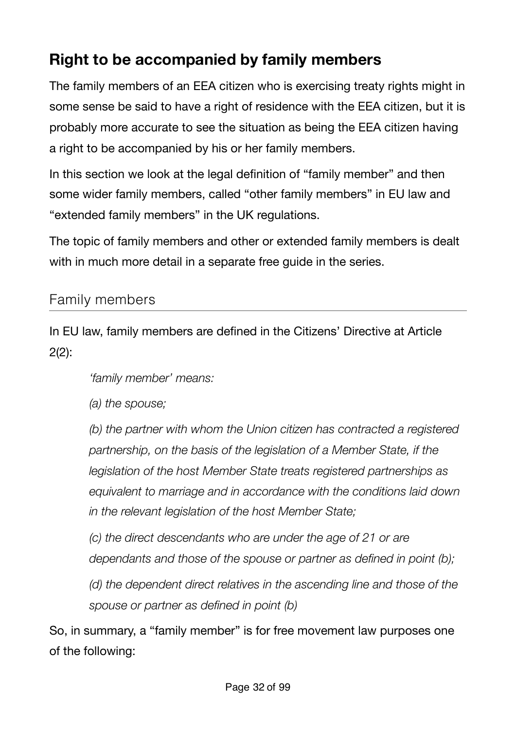## Right to be accompanied by family members

The family members of an EEA citizen who is exercising treaty rights might in some sense be said to have a right of residence with the EEA citizen, but it is probably more accurate to see the situation as being the EEA citizen having a right to be accompanied by his or her family members.

In this section we look at the legal definition of "family member" and then some wider family members, called "other family members" in EU law and "extended family members" in the UK regulations.

The topic of family members and other or extended family members is dealt with in much more detail in a separate free guide in the series.

### Family members

In EU law, family members are defined in the Citizens' Directive at Article 2(2):

> *'family member' means:*
>
> *(a) the spouse;*
>
> *(b) the partner with whom the Union citizen has contracted a registered partnership, on the basis of the legislation of a Member State, if the legislation of the host Member State treats registered partnerships as equivalent to marriage and in accordance with the conditions laid down in the relevant legislation of the host Member State;*
>
> *(c) the direct descendants who are under the age of 21 or are dependants and those of the spouse or partner as defined in point (b);*
>
> *(d) the dependent direct relatives in the ascending line and those of the spouse or partner as defined in point (b)*

So, in summary, a "family member" is for free movement law purposes one of the following: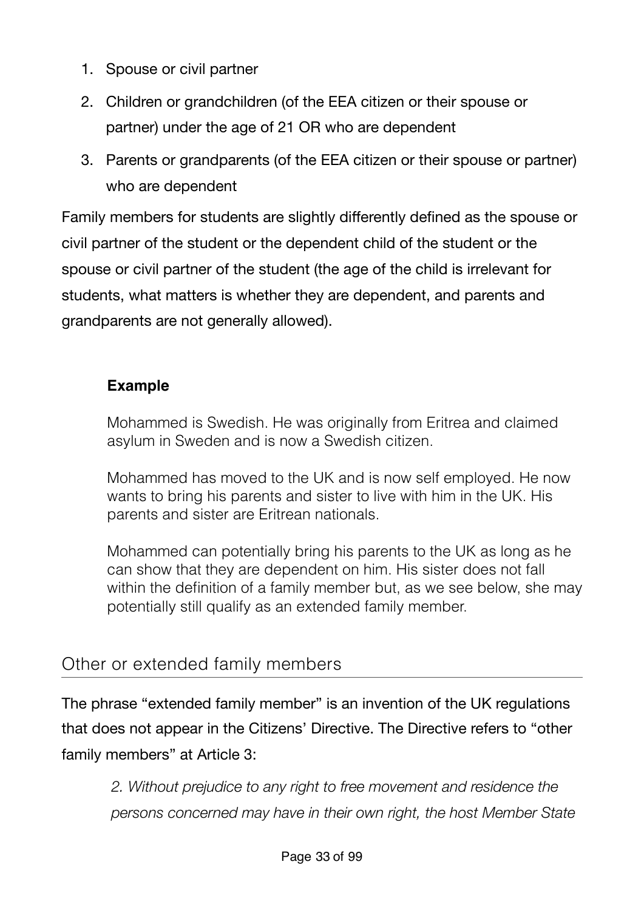1. Spouse or civil partner
2. Children or grandchildren (of the EEA citizen or their spouse or partner) under the age of 21 OR who are dependent
3. Parents or grandparents (of the EEA citizen or their spouse or partner) who are dependent

Family members for students are slightly differently defined as the spouse or civil partner of the student or the dependent child of the student or the spouse or civil partner of the student (the age of the child is irrelevant for students, what matters is whether they are dependent, and parents and grandparents are not generally allowed).

> **Example**
>
> Mohammed is Swedish. He was originally from Eritrea and claimed asylum in Sweden and is now a Swedish citizen.
>
> Mohammed has moved to the UK and is now self employed. He now wants to bring his parents and sister to live with him in the UK. His parents and sister are Eritrean nationals.
>
> Mohammed can potentially bring his parents to the UK as long as he can show that they are dependent on him. His sister does not fall within the definition of a family member but, as we see below, she may potentially still qualify as an extended family member.

## Other or extended family members

The phrase "extended family member" is an invention of the UK regulations that does not appear in the Citizens' Directive. The Directive refers to "other family members" at Article 3:

> *2. Without prejudice to any right to free movement and residence the persons concerned may have in their own right, the host Member State*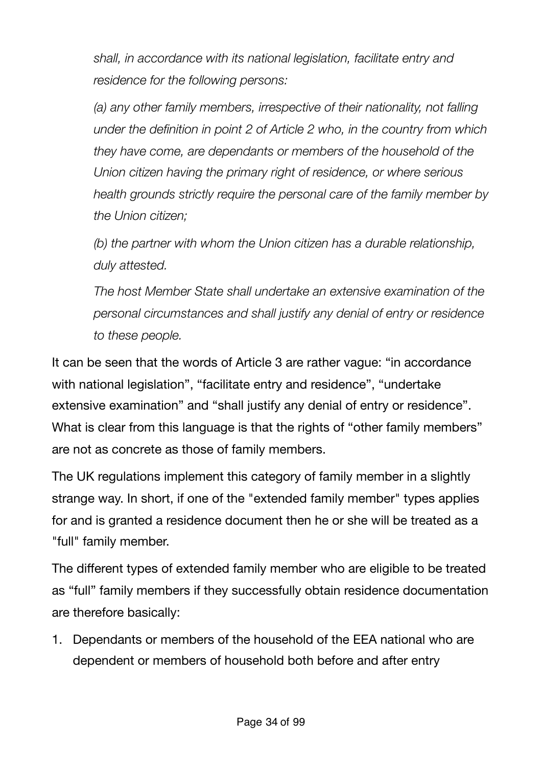*shall, in accordance with its national legislation, facilitate entry and residence for the following persons:*

*(a) any other family members, irrespective of their nationality, not falling under the definition in point 2 of Article 2 who, in the country from which they have come, are dependants or members of the household of the Union citizen having the primary right of residence, or where serious health grounds strictly require the personal care of the family member by the Union citizen;*

*(b) the partner with whom the Union citizen has a durable relationship, duly attested.*

*The host Member State shall undertake an extensive examination of the personal circumstances and shall justify any denial of entry or residence to these people.*

It can be seen that the words of Article 3 are rather vague: "in accordance with national legislation", "facilitate entry and residence", "undertake extensive examination" and "shall justify any denial of entry or residence". What is clear from this language is that the rights of "other family members" are not as concrete as those of family members.

The UK regulations implement this category of family member in a slightly strange way. In short, if one of the "extended family member" types applies for and is granted a residence document then he or she will be treated as a "full" family member.

The different types of extended family member who are eligible to be treated as "full" family members if they successfully obtain residence documentation are therefore basically:

1. Dependants or members of the household of the EEA national who are dependent or members of household both before and after entry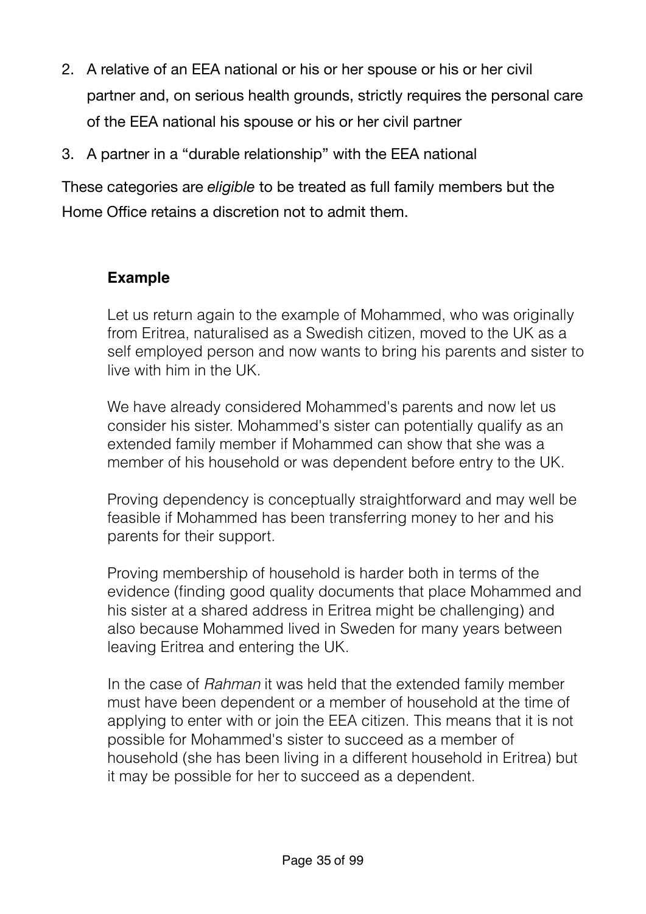2. A relative of an EEA national or his or her spouse or his or her civil partner and, on serious health grounds, strictly requires the personal care of the EEA national his spouse or his or her civil partner
3. A partner in a "durable relationship" with the EEA national

These categories are *eligible* to be treated as full family members but the Home Office retains a discretion not to admit them.

> **Example**
>
> Let us return again to the example of Mohammed, who was originally from Eritrea, naturalised as a Swedish citizen, moved to the UK as a self employed person and now wants to bring his parents and sister to live with him in the UK.
>
> We have already considered Mohammed's parents and now let us consider his sister. Mohammed's sister can potentially qualify as an extended family member if Mohammed can show that she was a member of his household or was dependent before entry to the UK.
>
> Proving dependency is conceptually straightforward and may well be feasible if Mohammed has been transferring money to her and his parents for their support.
>
> Proving membership of household is harder both in terms of the evidence (finding good quality documents that place Mohammed and his sister at a shared address in Eritrea might be challenging) and also because Mohammed lived in Sweden for many years between leaving Eritrea and entering the UK.
>
> In the case of *Rahman* it was held that the extended family member must have been dependent or a member of household at the time of applying to enter with or join the EEA citizen. This means that it is not possible for Mohammed's sister to succeed as a member of household (she has been living in a different household in Eritrea) but it may be possible for her to succeed as a dependent.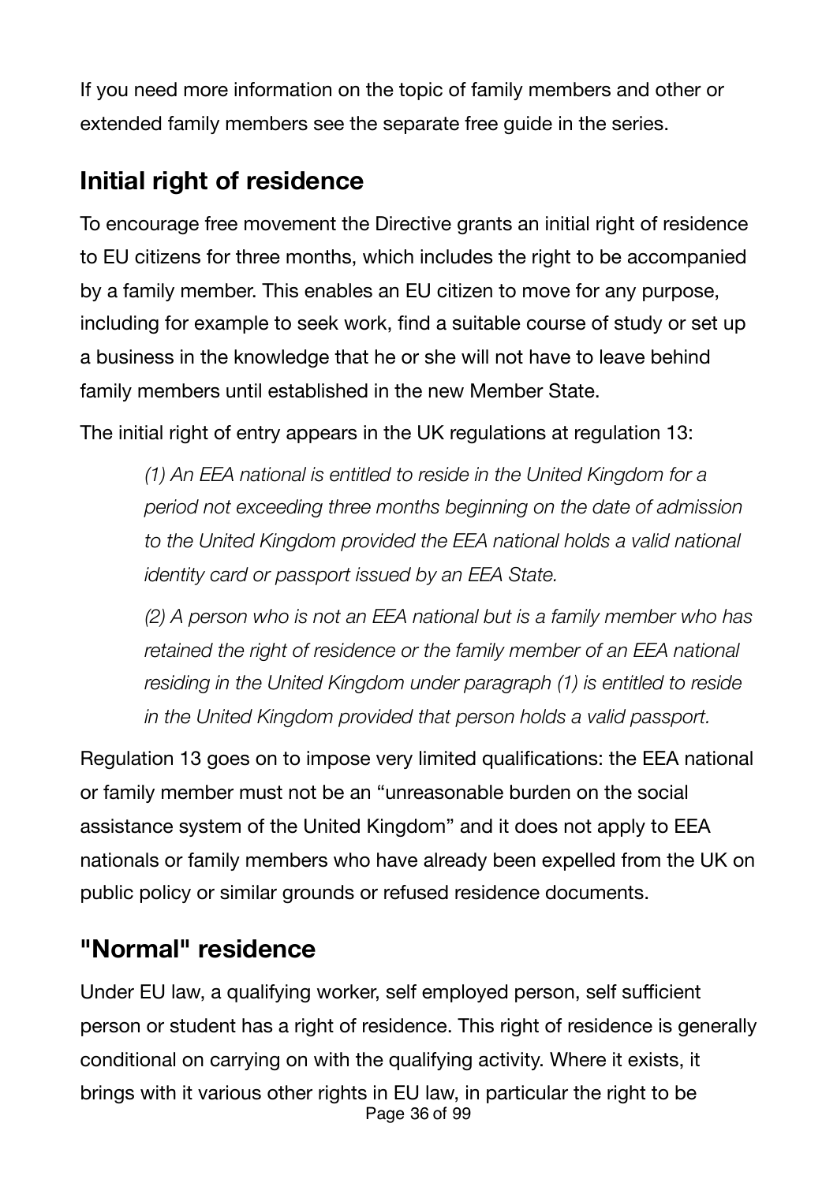If you need more information on the topic of family members and other or extended family members see the separate free guide in the series.

## Initial right of residence

To encourage free movement the Directive grants an initial right of residence to EU citizens for three months, which includes the right to be accompanied by a family member. This enables an EU citizen to move for any purpose, including for example to seek work, find a suitable course of study or set up a business in the knowledge that he or she will not have to leave behind family members until established in the new Member State.

The initial right of entry appears in the UK regulations at regulation 13:

> *(1) An EEA national is entitled to reside in the United Kingdom for a period not exceeding three months beginning on the date of admission to the United Kingdom provided the EEA national holds a valid national identity card or passport issued by an EEA State.*
>
> *(2) A person who is not an EEA national but is a family member who has retained the right of residence or the family member of an EEA national residing in the United Kingdom under paragraph (1) is entitled to reside in the United Kingdom provided that person holds a valid passport.*

Regulation 13 goes on to impose very limited qualifications: the EEA national or family member must not be an "unreasonable burden on the social assistance system of the United Kingdom" and it does not apply to EEA nationals or family members who have already been expelled from the UK on public policy or similar grounds or refused residence documents.

## "Normal" residence

Under EU law, a qualifying worker, self employed person, self sufficient person or student has a right of residence. This right of residence is generally conditional on carrying on with the qualifying activity. Where it exists, it brings with it various other rights in EU law, in particular the right to be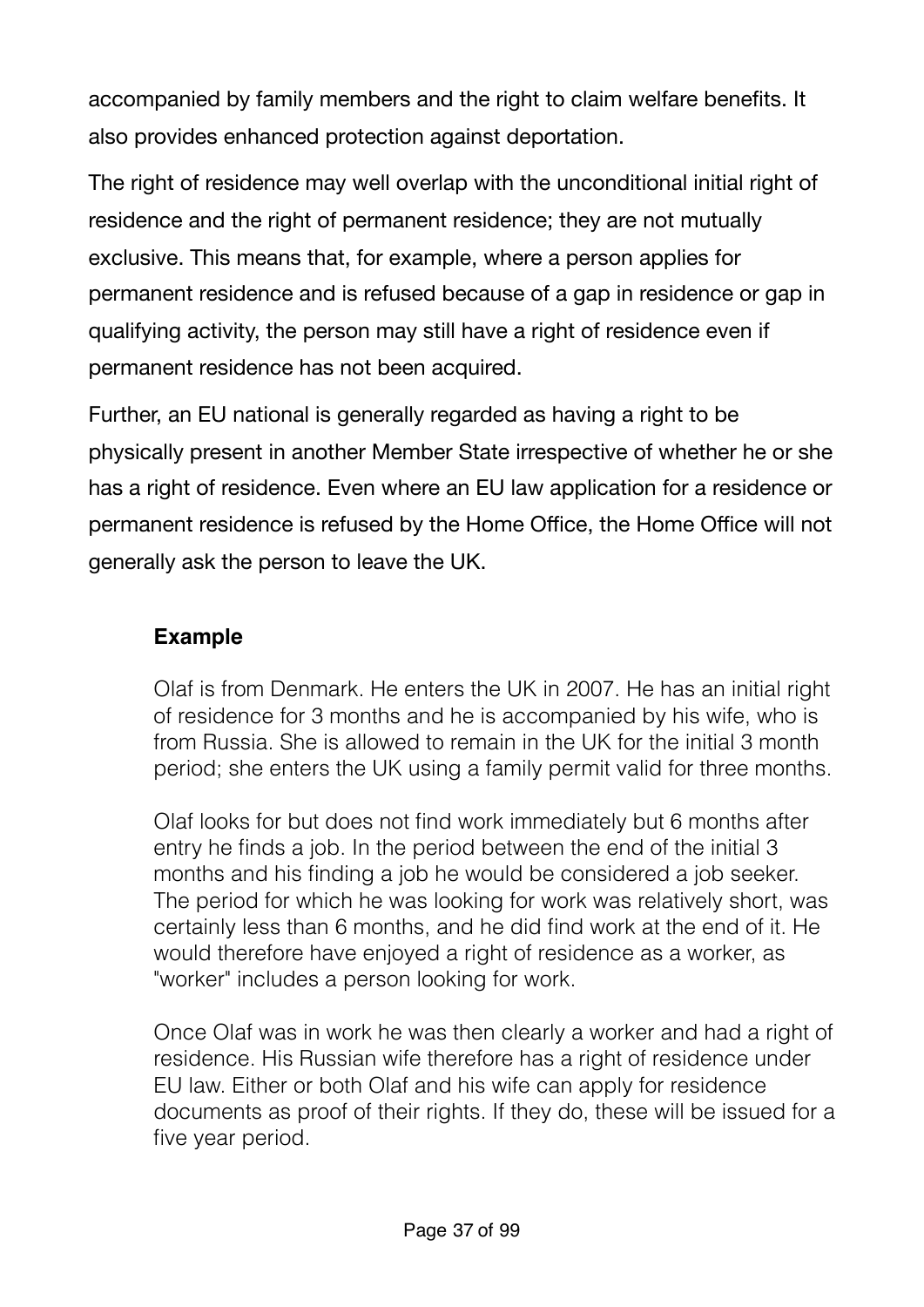accompanied by family members and the right to claim welfare benefits. It also provides enhanced protection against deportation.

The right of residence may well overlap with the unconditional initial right of residence and the right of permanent residence; they are not mutually exclusive. This means that, for example, where a person applies for permanent residence and is refused because of a gap in residence or gap in qualifying activity, the person may still have a right of residence even if permanent residence has not been acquired.

Further, an EU national is generally regarded as having a right to be physically present in another Member State irrespective of whether he or she has a right of residence. Even where an EU law application for a residence or permanent residence is refused by the Home Office, the Home Office will not generally ask the person to leave the UK.

> **Example**
>
> Olaf is from Denmark. He enters the UK in 2007. He has an initial right of residence for 3 months and he is accompanied by his wife, who is from Russia. She is allowed to remain in the UK for the initial 3 month period; she enters the UK using a family permit valid for three months.
>
> Olaf looks for but does not find work immediately but 6 months after entry he finds a job. In the period between the end of the initial 3 months and his finding a job he would be considered a job seeker. The period for which he was looking for work was relatively short, was certainly less than 6 months, and he did find work at the end of it. He would therefore have enjoyed a right of residence as a worker, as "worker" includes a person looking for work.
>
> Once Olaf was in work he was then clearly a worker and had a right of residence. His Russian wife therefore has a right of residence under EU law. Either or both Olaf and his wife can apply for residence documents as proof of their rights. If they do, these will be issued for a five year period.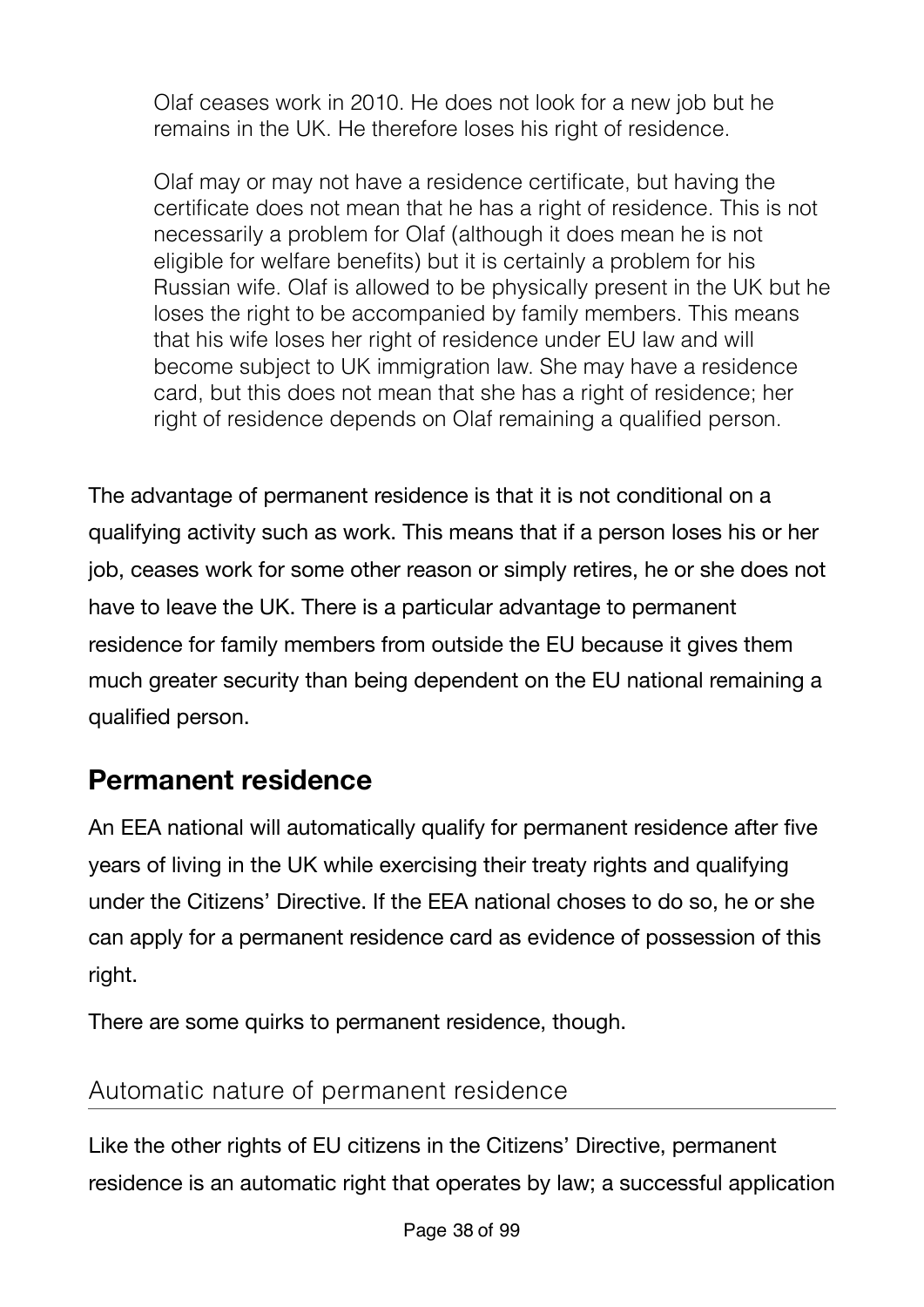> Olaf ceases work in 2010. He does not look for a new job but he remains in the UK. He therefore loses his right of residence.
>
> Olaf may or may not have a residence certificate, but having the certificate does not mean that he has a right of residence. This is not necessarily a problem for Olaf (although it does mean he is not eligible for welfare benefits) but it is certainly a problem for his Russian wife. Olaf is allowed to be physically present in the UK but he loses the right to be accompanied by family members. This means that his wife loses her right of residence under EU law and will become subject to UK immigration law. She may have a residence card, but this does not mean that she has a right of residence; her right of residence depends on Olaf remaining a qualified person.

The advantage of permanent residence is that it is not conditional on a qualifying activity such as work. This means that if a person loses his or her job, ceases work for some other reason or simply retires, he or she does not have to leave the UK. There is a particular advantage to permanent residence for family members from outside the EU because it gives them much greater security than being dependent on the EU national remaining a qualified person.

## Permanent residence

An EEA national will automatically qualify for permanent residence after five years of living in the UK while exercising their treaty rights and qualifying under the Citizens' Directive. If the EEA national choses to do so, he or she can apply for a permanent residence card as evidence of possession of this right.

There are some quirks to permanent residence, though.

### Automatic nature of permanent residence

Like the other rights of EU citizens in the Citizens' Directive, permanent residence is an automatic right that operates by law; a successful application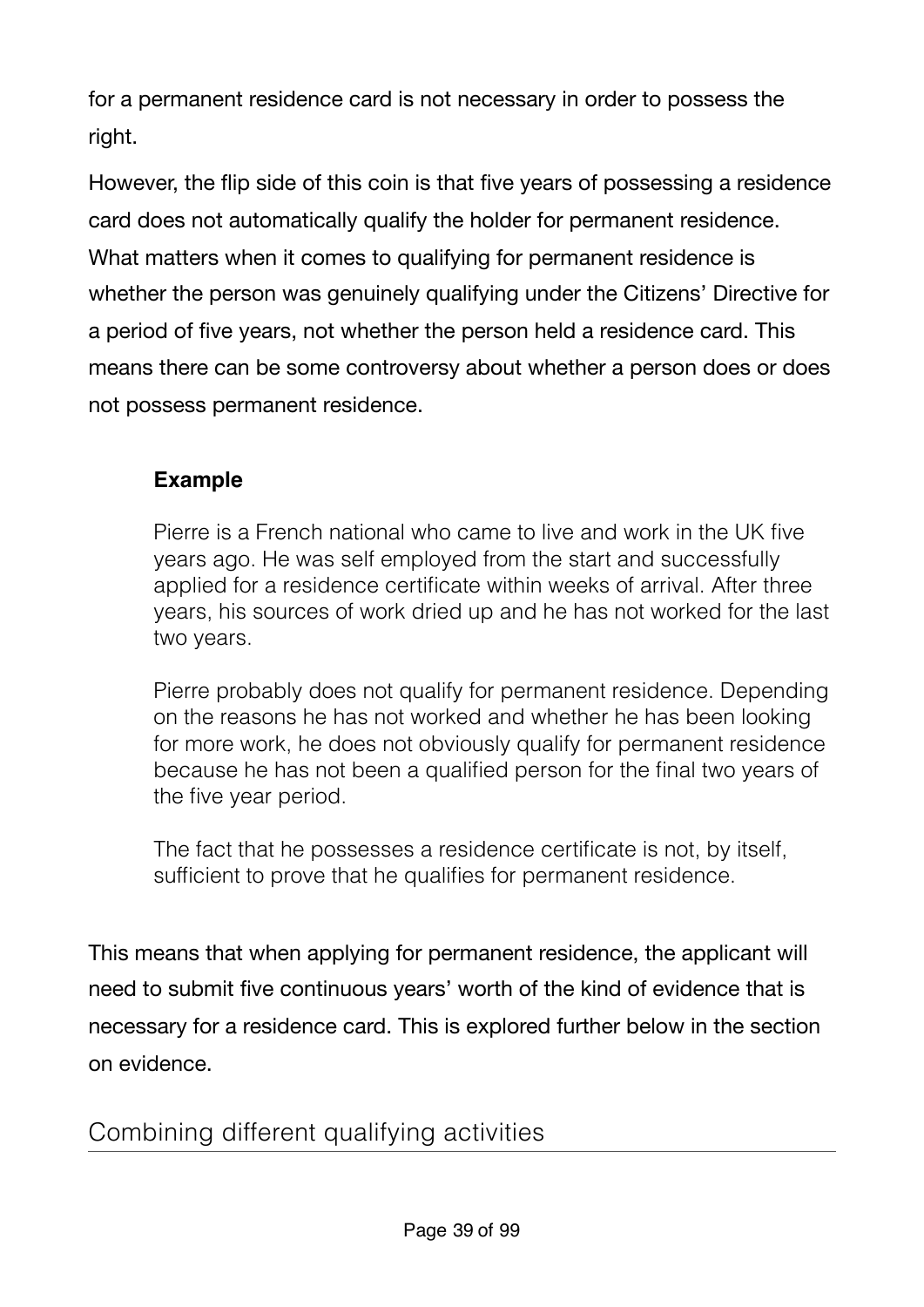for a permanent residence card is not necessary in order to possess the right.

However, the flip side of this coin is that five years of possessing a residence card does not automatically qualify the holder for permanent residence. What matters when it comes to qualifying for permanent residence is whether the person was genuinely qualifying under the Citizens' Directive for a period of five years, not whether the person held a residence card. This means there can be some controversy about whether a person does or does not possess permanent residence.

> **Example**
>
> Pierre is a French national who came to live and work in the UK five years ago. He was self employed from the start and successfully applied for a residence certificate within weeks of arrival. After three years, his sources of work dried up and he has not worked for the last two years.
>
> Pierre probably does not qualify for permanent residence. Depending on the reasons he has not worked and whether he has been looking for more work, he does not obviously qualify for permanent residence because he has not been a qualified person for the final two years of the five year period.
>
> The fact that he possesses a residence certificate is not, by itself, sufficient to prove that he qualifies for permanent residence.

This means that when applying for permanent residence, the applicant will need to submit five continuous years' worth of the kind of evidence that is necessary for a residence card. This is explored further below in the section on evidence.

## Combining different qualifying activities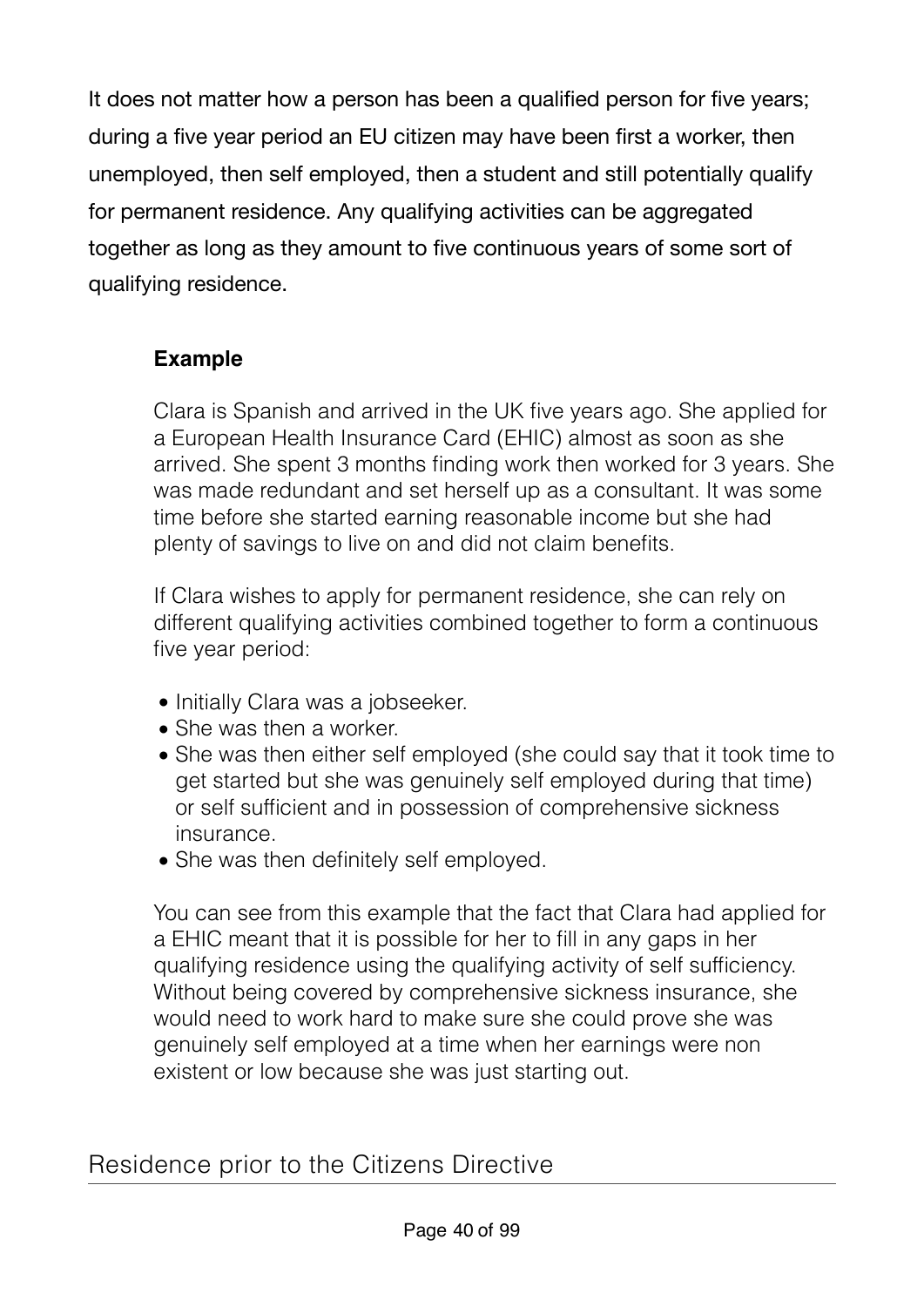It does not matter how a person has been a qualified person for five years; during a five year period an EU citizen may have been first a worker, then unemployed, then self employed, then a student and still potentially qualify for permanent residence. Any qualifying activities can be aggregated together as long as they amount to five continuous years of some sort of qualifying residence.

> **Example**
>
> Clara is Spanish and arrived in the UK five years ago. She applied for a European Health Insurance Card (EHIC) almost as soon as she arrived. She spent 3 months finding work then worked for 3 years. She was made redundant and set herself up as a consultant. It was some time before she started earning reasonable income but she had plenty of savings to live on and did not claim benefits.
>
> If Clara wishes to apply for permanent residence, she can rely on different qualifying activities combined together to form a continuous five year period:
>
> - Initially Clara was a jobseeker.
> - She was then a worker.
> - She was then either self employed (she could say that it took time to get started but she was genuinely self employed during that time) or self sufficient and in possession of comprehensive sickness insurance.
> - She was then definitely self employed.
>
> You can see from this example that the fact that Clara had applied for a EHIC meant that it is possible for her to fill in any gaps in her qualifying residence using the qualifying activity of self sufficiency. Without being covered by comprehensive sickness insurance, she would need to work hard to make sure she could prove she was genuinely self employed at a time when her earnings were non existent or low because she was just starting out.

## Residence prior to the Citizens Directive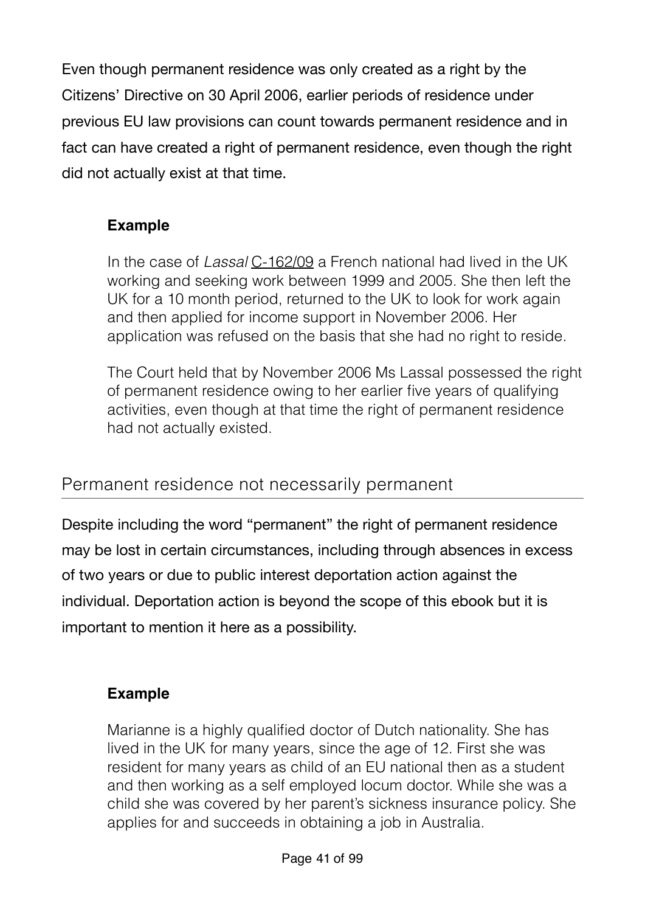Even though permanent residence was only created as a right by the Citizens' Directive on 30 April 2006, earlier periods of residence under previous EU law provisions can count towards permanent residence and in fact can have created a right of permanent residence, even though the right did not actually exist at that time.

> **Example**
>
> In the case of *Lassal* C-162/09 a French national had lived in the UK working and seeking work between 1999 and 2005. She then left the UK for a 10 month period, returned to the UK to look for work again and then applied for income support in November 2006. Her application was refused on the basis that she had no right to reside.
>
> The Court held that by November 2006 Ms Lassal possessed the right of permanent residence owing to her earlier five years of qualifying activities, even though at that time the right of permanent residence had not actually existed.

## Permanent residence not necessarily permanent

Despite including the word "permanent" the right of permanent residence may be lost in certain circumstances, including through absences in excess of two years or due to public interest deportation action against the individual. Deportation action is beyond the scope of this ebook but it is important to mention it here as a possibility.

> **Example**
>
> Marianne is a highly qualified doctor of Dutch nationality. She has lived in the UK for many years, since the age of 12. First she was resident for many years as child of an EU national then as a student and then working as a self employed locum doctor. While she was a child she was covered by her parent's sickness insurance policy. She applies for and succeeds in obtaining a job in Australia.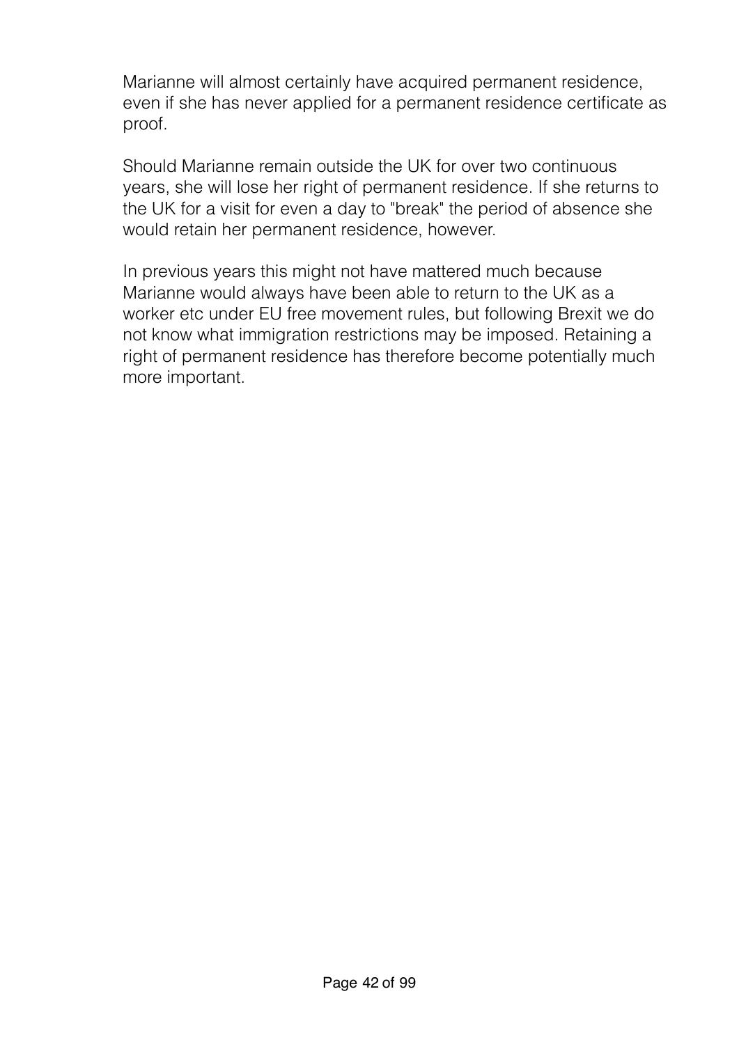Marianne will almost certainly have acquired permanent residence, even if she has never applied for a permanent residence certificate as proof.

Should Marianne remain outside the UK for over two continuous years, she will lose her right of permanent residence. If she returns to the UK for a visit for even a day to "break" the period of absence she would retain her permanent residence, however.

In previous years this might not have mattered much because Marianne would always have been able to return to the UK as a worker etc under EU free movement rules, but following Brexit we do not know what immigration restrictions may be imposed. Retaining a right of permanent residence has therefore become potentially much more important.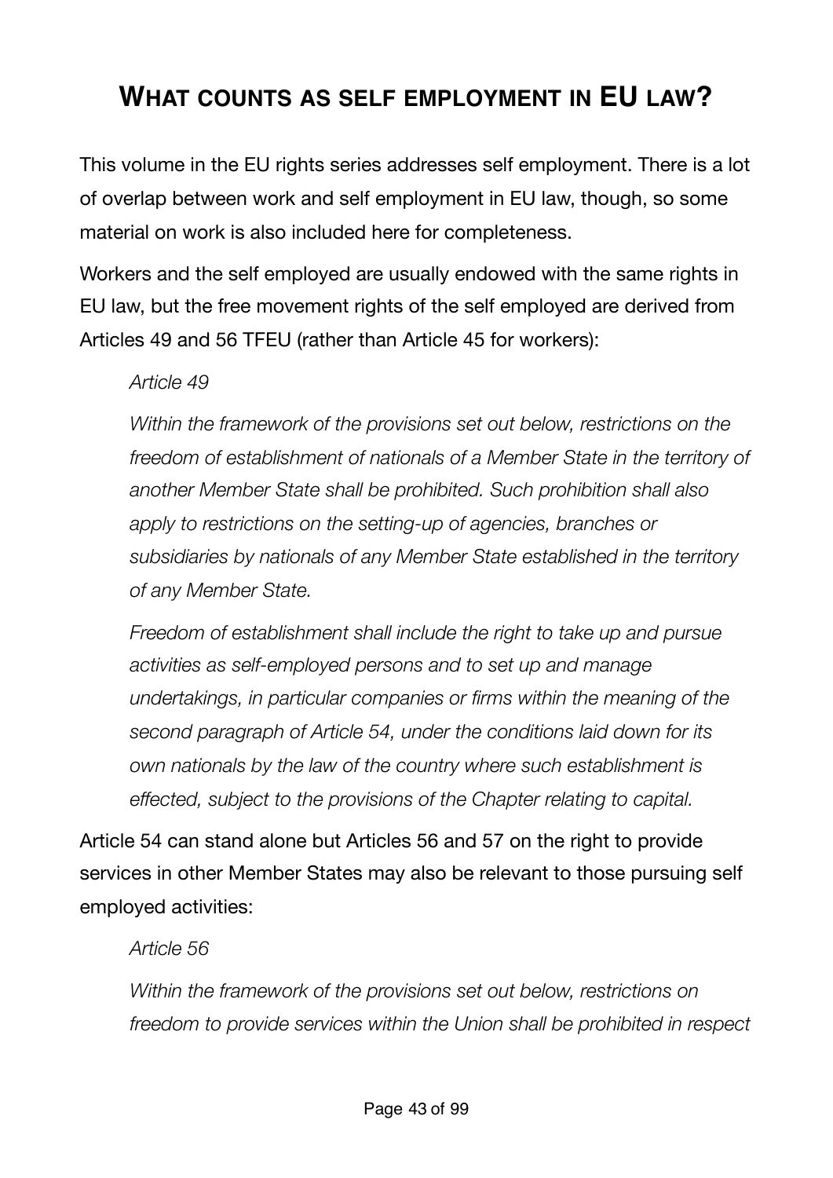# What counts as self employment in EU law?

This volume in the EU rights series addresses self employment. There is a lot of overlap between work and self employment in EU law, though, so some material on work is also included here for completeness.

Workers and the self employed are usually endowed with the same rights in EU law, but the free movement rights of the self employed are derived from Articles 49 and 56 TFEU (rather than Article 45 for workers):

> *Article 49*
>
> *Within the framework of the provisions set out below, restrictions on the freedom of establishment of nationals of a Member State in the territory of another Member State shall be prohibited. Such prohibition shall also apply to restrictions on the setting-up of agencies, branches or subsidiaries by nationals of any Member State established in the territory of any Member State.*
>
> *Freedom of establishment shall include the right to take up and pursue activities as self-employed persons and to set up and manage undertakings, in particular companies or firms within the meaning of the second paragraph of Article 54, under the conditions laid down for its own nationals by the law of the country where such establishment is effected, subject to the provisions of the Chapter relating to capital.*

Article 54 can stand alone but Articles 56 and 57 on the right to provide services in other Member States may also be relevant to those pursuing self employed activities:

> *Article 56*
>
> *Within the framework of the provisions set out below, restrictions on freedom to provide services within the Union shall be prohibited in respect*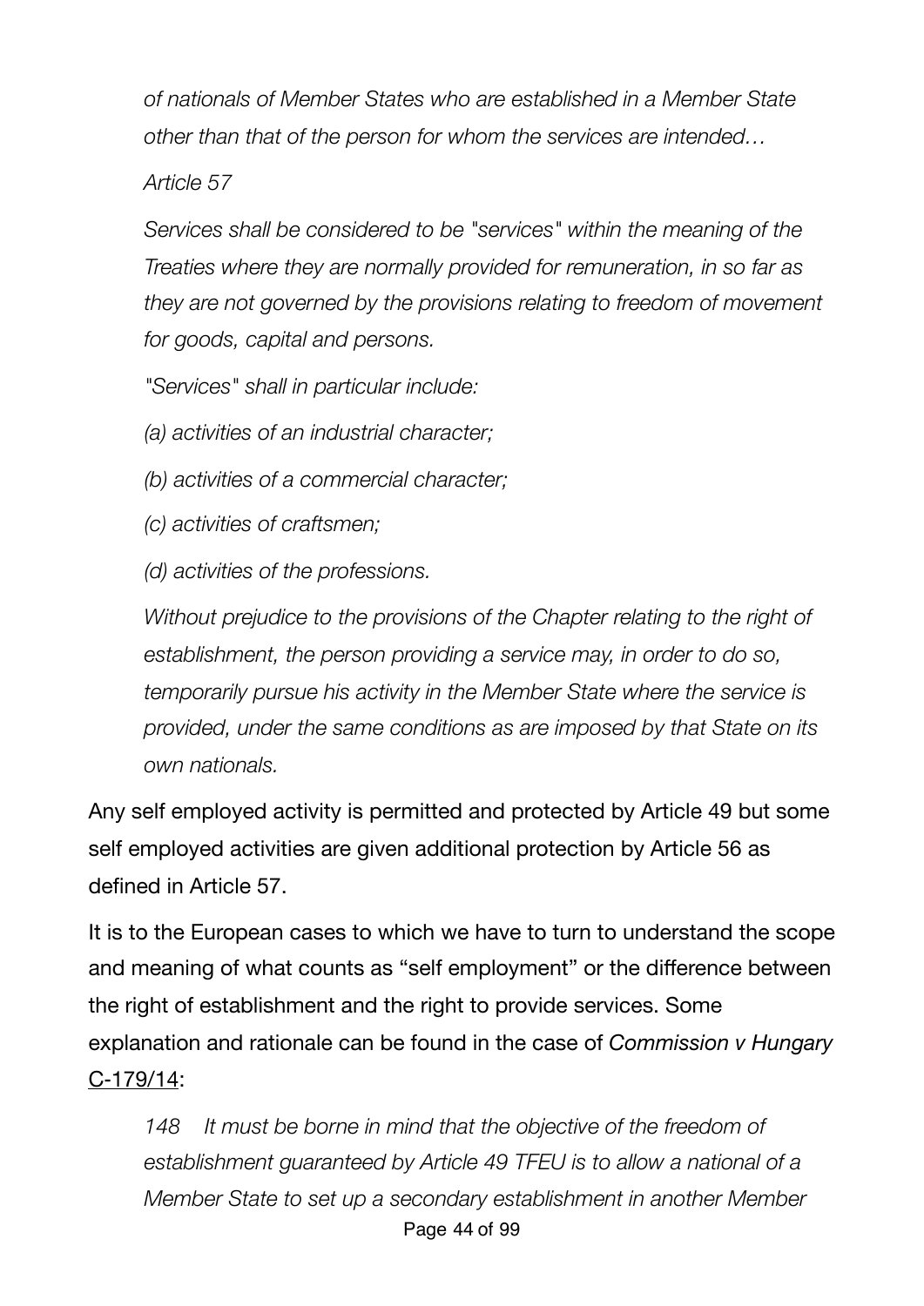*of nationals of Member States who are established in a Member State other than that of the person for whom the services are intended…*

*Article 57*

*Services shall be considered to be "services" within the meaning of the Treaties where they are normally provided for remuneration, in so far as they are not governed by the provisions relating to freedom of movement for goods, capital and persons.*

*"Services" shall in particular include:*

*(a) activities of an industrial character;*

*(b) activities of a commercial character;*

*(c) activities of craftsmen;*

*(d) activities of the professions.*

*Without prejudice to the provisions of the Chapter relating to the right of establishment, the person providing a service may, in order to do so, temporarily pursue his activity in the Member State where the service is provided, under the same conditions as are imposed by that State on its own nationals.*

Any self employed activity is permitted and protected by Article 49 but some self employed activities are given additional protection by Article 56 as defined in Article 57.

It is to the European cases to which we have to turn to understand the scope and meaning of what counts as "self employment" or the difference between the right of establishment and the right to provide services. Some explanation and rationale can be found in the case of *Commission v Hungary* C-179/14:

*148 It must be borne in mind that the objective of the freedom of establishment guaranteed by Article 49 TFEU is to allow a national of a Member State to set up a secondary establishment in another Member*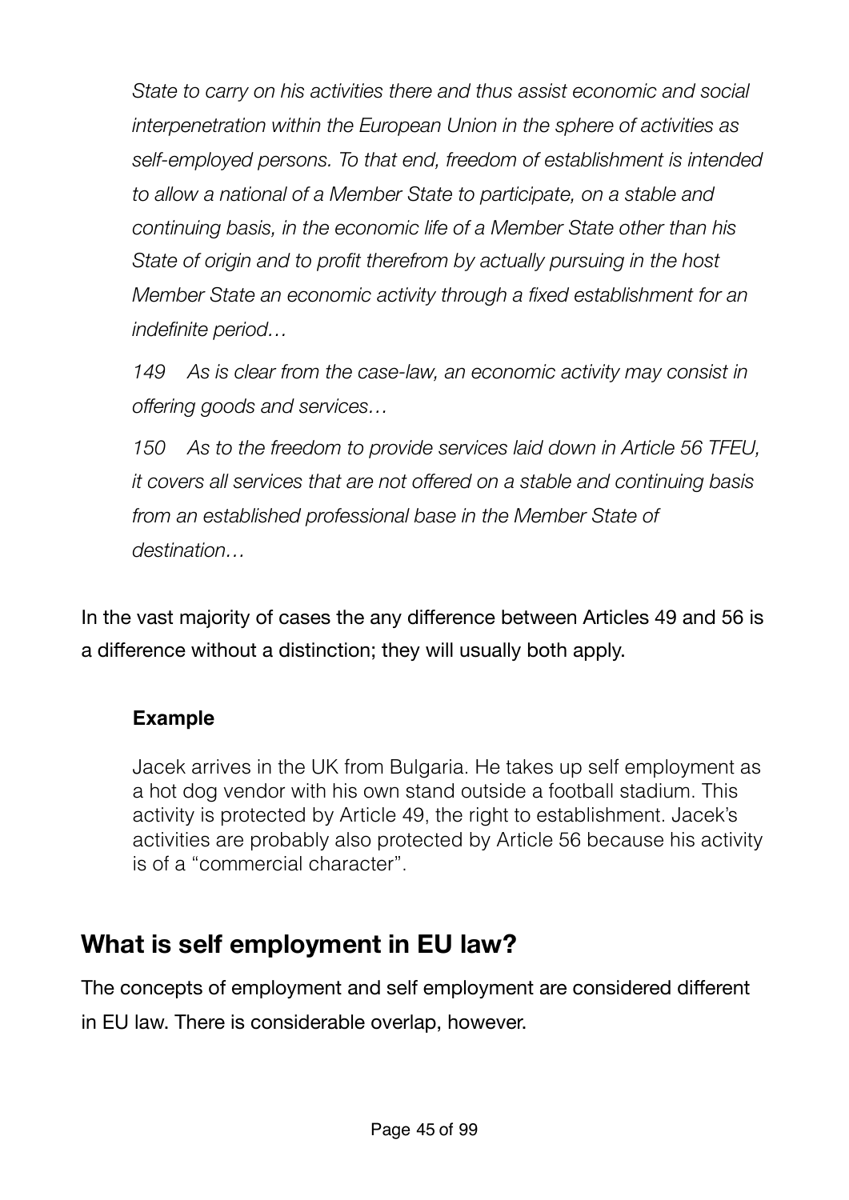*State to carry on his activities there and thus assist economic and social interpenetration within the European Union in the sphere of activities as self-employed persons. To that end, freedom of establishment is intended to allow a national of a Member State to participate, on a stable and continuing basis, in the economic life of a Member State other than his State of origin and to profit therefrom by actually pursuing in the host Member State an economic activity through a fixed establishment for an indefinite period…*

*149 As is clear from the case-law, an economic activity may consist in offering goods and services…*

*150 As to the freedom to provide services laid down in Article 56 TFEU, it covers all services that are not offered on a stable and continuing basis from an established professional base in the Member State of destination…*

In the vast majority of cases the any difference between Articles 49 and 56 is a difference without a distinction; they will usually both apply.

> **Example**
>
> Jacek arrives in the UK from Bulgaria. He takes up self employment as a hot dog vendor with his own stand outside a football stadium. This activity is protected by Article 49, the right to establishment. Jacek's activities are probably also protected by Article 56 because his activity is of a "commercial character".

## What is self employment in EU law?

The concepts of employment and self employment are considered different in EU law. There is considerable overlap, however.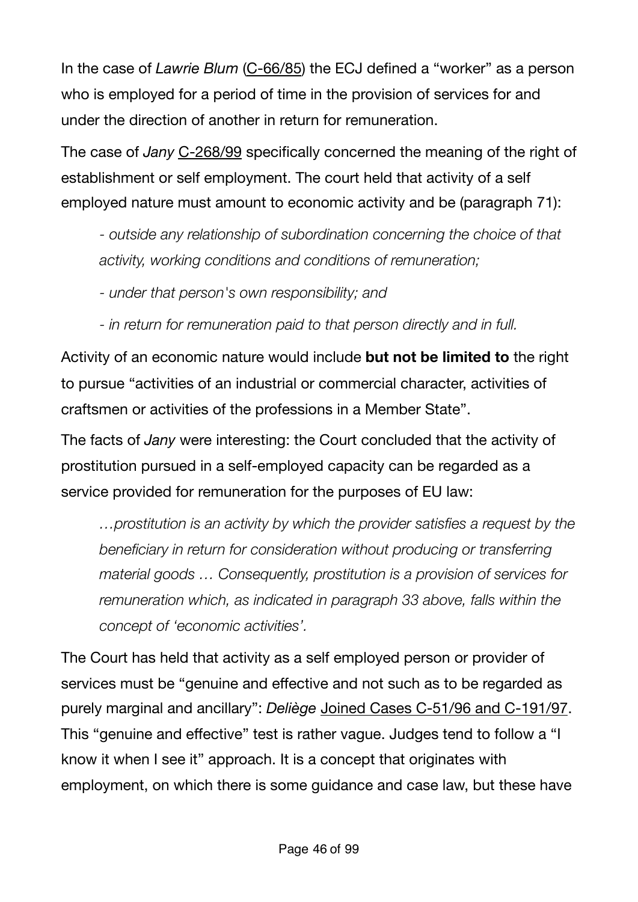In the case of *Lawrie Blum* (C-66/85) the ECJ defined a “worker” as a person who is employed for a period of time in the provision of services for and under the direction of another in return for remuneration.

The case of *Jany* C-268/99 specifically concerned the meaning of the right of establishment or self employment. The court held that activity of a self employed nature must amount to economic activity and be (paragraph 71):

> *- outside any relationship of subordination concerning the choice of that activity, working conditions and conditions of remuneration;*
>
> *- under that person's own responsibility; and*
>
> *- in return for remuneration paid to that person directly and in full.*

Activity of an economic nature would include **but not be limited to** the right to pursue “activities of an industrial or commercial character, activities of craftsmen or activities of the professions in a Member State”.

The facts of *Jany* were interesting: the Court concluded that the activity of prostitution pursued in a self-employed capacity can be regarded as a service provided for remuneration for the purposes of EU law:

> *…prostitution is an activity by which the provider satisfies a request by the beneficiary in return for consideration without producing or transferring material goods … Consequently, prostitution is a provision of services for remuneration which, as indicated in paragraph 33 above, falls within the concept of ‘economic activities’.*

The Court has held that activity as a self employed person or provider of services must be “genuine and effective and not such as to be regarded as purely marginal and ancillary”: *Deliège* Joined Cases C-51/96 and C-191/97. This “genuine and effective” test is rather vague. Judges tend to follow a “I know it when I see it” approach. It is a concept that originates with employment, on which there is some guidance and case law, but these have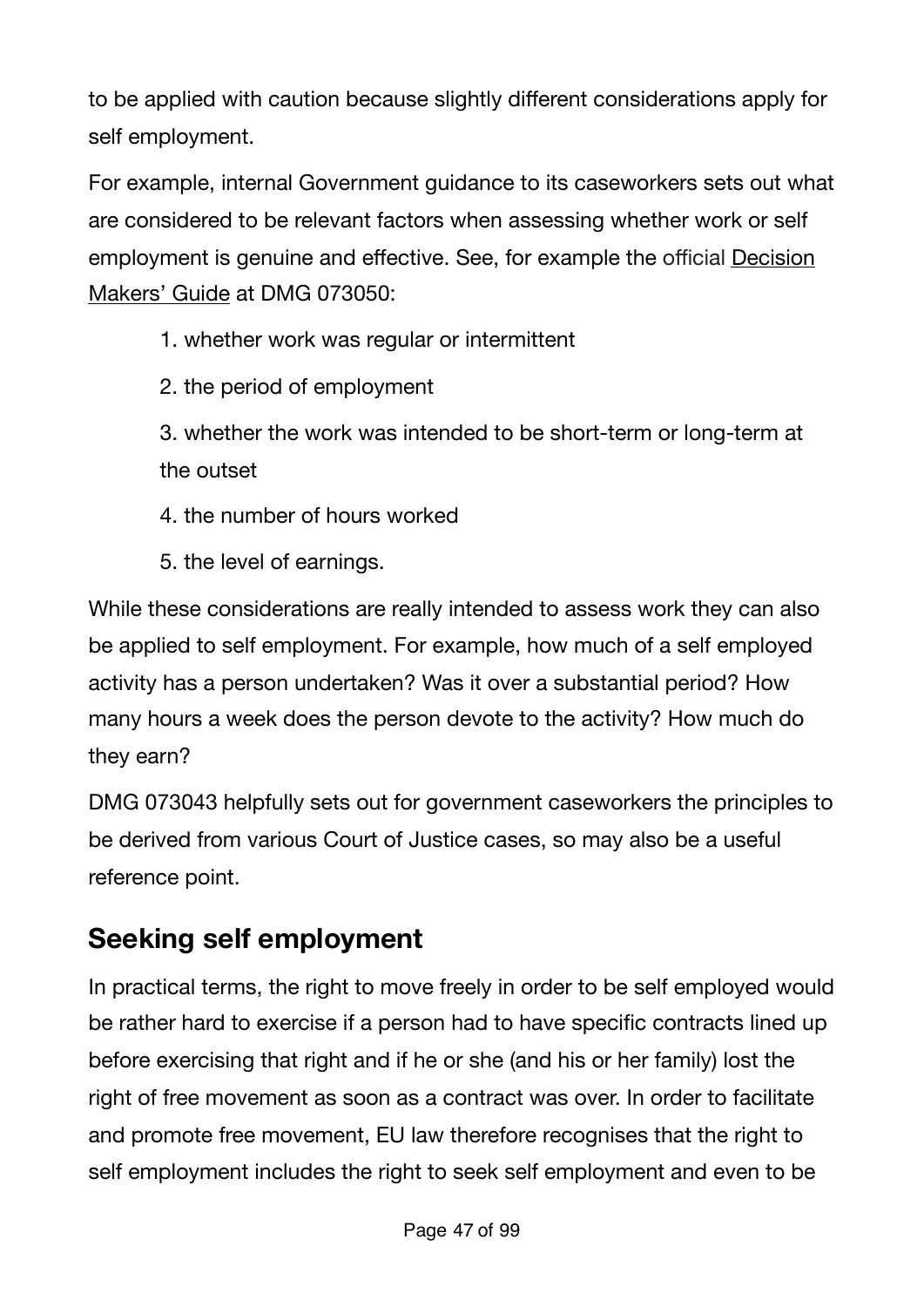to be applied with caution because slightly different considerations apply for self employment.

For example, internal Government guidance to its caseworkers sets out what are considered to be relevant factors when assessing whether work or self employment is genuine and effective. See, for example the official Decision Makers' Guide at DMG 073050:

1. whether work was regular or intermittent
2. the period of employment
3. whether the work was intended to be short-term or long-term at the outset
4. the number of hours worked
5. the level of earnings.

While these considerations are really intended to assess work they can also be applied to self employment. For example, how much of a self employed activity has a person undertaken? Was it over a substantial period? How many hours a week does the person devote to the activity? How much do they earn?

DMG 073043 helpfully sets out for government caseworkers the principles to be derived from various Court of Justice cases, so may also be a useful reference point.

## Seeking self employment

In practical terms, the right to move freely in order to be self employed would be rather hard to exercise if a person had to have specific contracts lined up before exercising that right and if he or she (and his or her family) lost the right of free movement as soon as a contract was over. In order to facilitate and promote free movement, EU law therefore recognises that the right to self employment includes the right to seek self employment and even to be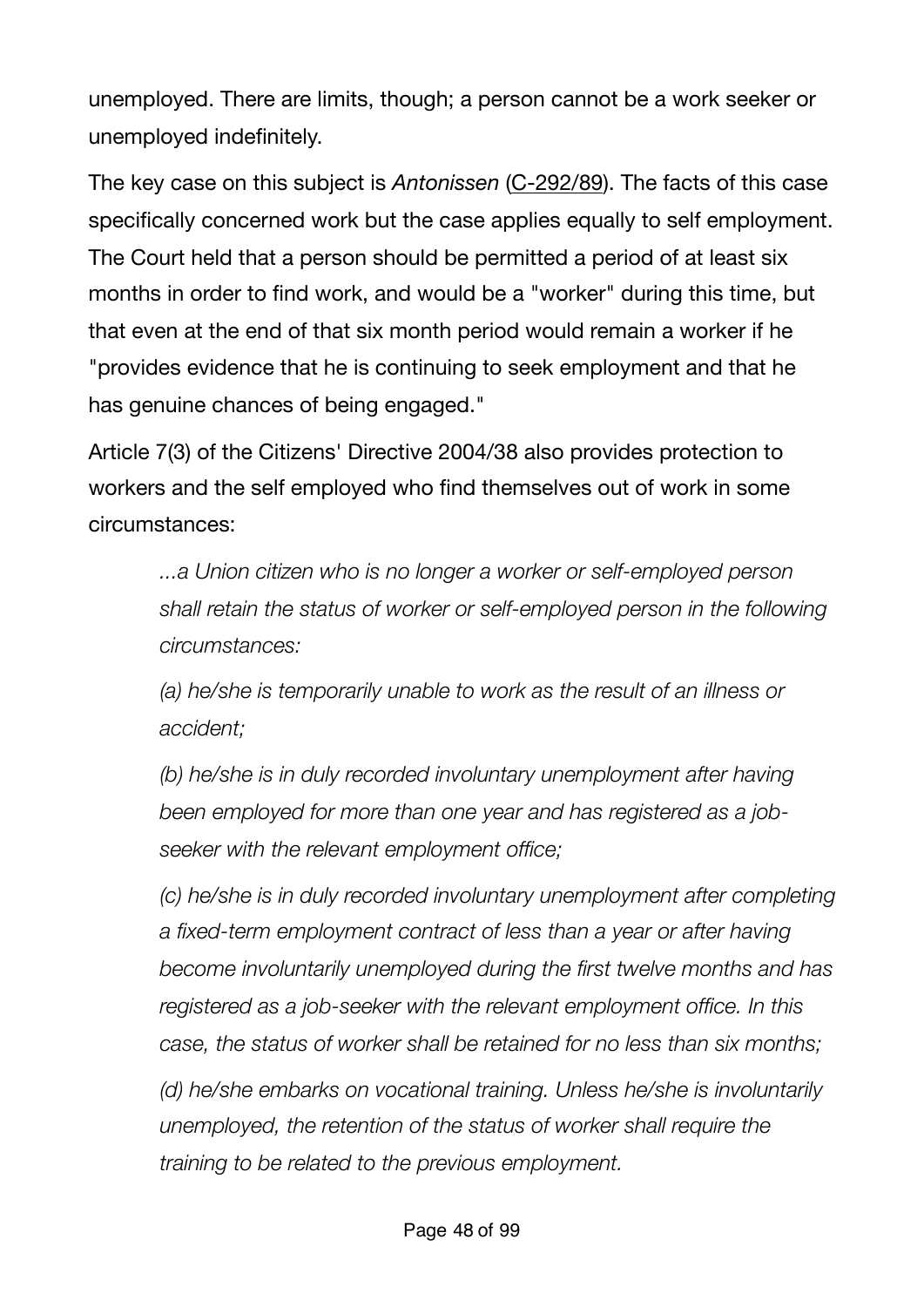unemployed. There are limits, though; a person cannot be a work seeker or unemployed indefinitely.

The key case on this subject is *Antonissen* (C-292/89). The facts of this case specifically concerned work but the case applies equally to self employment. The Court held that a person should be permitted a period of at least six months in order to find work, and would be a "worker" during this time, but that even at the end of that six month period would remain a worker if he "provides evidence that he is continuing to seek employment and that he has genuine chances of being engaged."

Article 7(3) of the Citizens' Directive 2004/38 also provides protection to workers and the self employed who find themselves out of work in some circumstances:

> *...a Union citizen who is no longer a worker or self-employed person shall retain the status of worker or self-employed person in the following circumstances:*
>
> *(a) he/she is temporarily unable to work as the result of an illness or accident;*
>
> *(b) he/she is in duly recorded involuntary unemployment after having been employed for more than one year and has registered as a job-seeker with the relevant employment office;*
>
> *(c) he/she is in duly recorded involuntary unemployment after completing a fixed-term employment contract of less than a year or after having become involuntarily unemployed during the first twelve months and has registered as a job-seeker with the relevant employment office. In this case, the status of worker shall be retained for no less than six months;*
>
> *(d) he/she embarks on vocational training. Unless he/she is involuntarily unemployed, the retention of the status of worker shall require the training to be related to the previous employment.*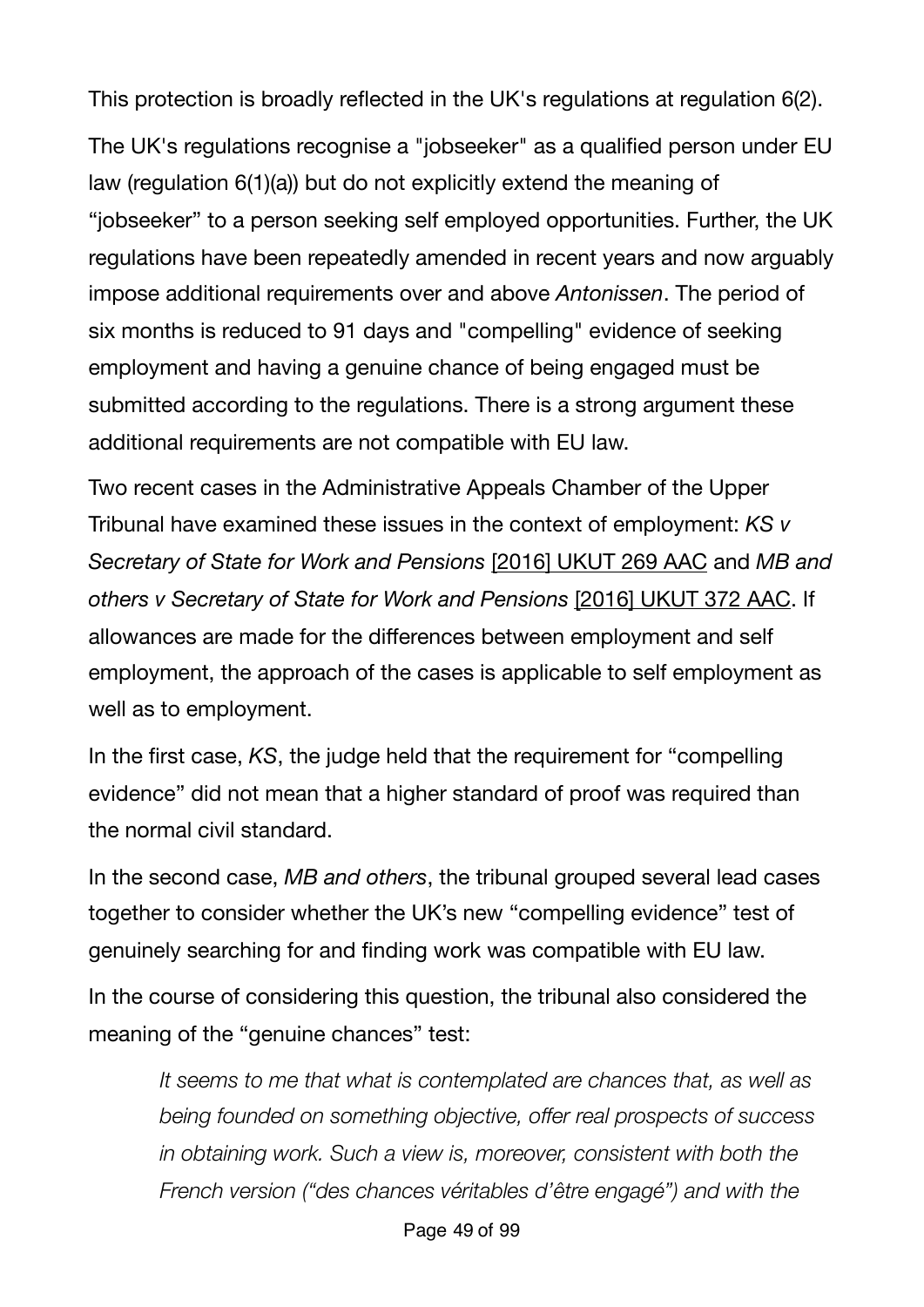This protection is broadly reflected in the UK's regulations at regulation 6(2).

The UK's regulations recognise a "jobseeker" as a qualified person under EU law (regulation 6(1)(a)) but do not explicitly extend the meaning of "jobseeker" to a person seeking self employed opportunities. Further, the UK regulations have been repeatedly amended in recent years and now arguably impose additional requirements over and above *Antonissen*. The period of six months is reduced to 91 days and "compelling" evidence of seeking employment and having a genuine chance of being engaged must be submitted according to the regulations. There is a strong argument these additional requirements are not compatible with EU law.

Two recent cases in the Administrative Appeals Chamber of the Upper Tribunal have examined these issues in the context of employment: *KS v Secretary of State for Work and Pensions* [2016] UKUT 269 AAC and *MB and others v Secretary of State for Work and Pensions* [2016] UKUT 372 AAC. If allowances are made for the differences between employment and self employment, the approach of the cases is applicable to self employment as well as to employment.

In the first case, *KS*, the judge held that the requirement for "compelling evidence" did not mean that a higher standard of proof was required than the normal civil standard.

In the second case, *MB and others*, the tribunal grouped several lead cases together to consider whether the UK's new "compelling evidence" test of genuinely searching for and finding work was compatible with EU law.

In the course of considering this question, the tribunal also considered the meaning of the "genuine chances" test:

> *It seems to me that what is contemplated are chances that, as well as being founded on something objective, offer real prospects of success in obtaining work. Such a view is, moreover, consistent with both the French version ("des chances véritables d'être engagé") and with the*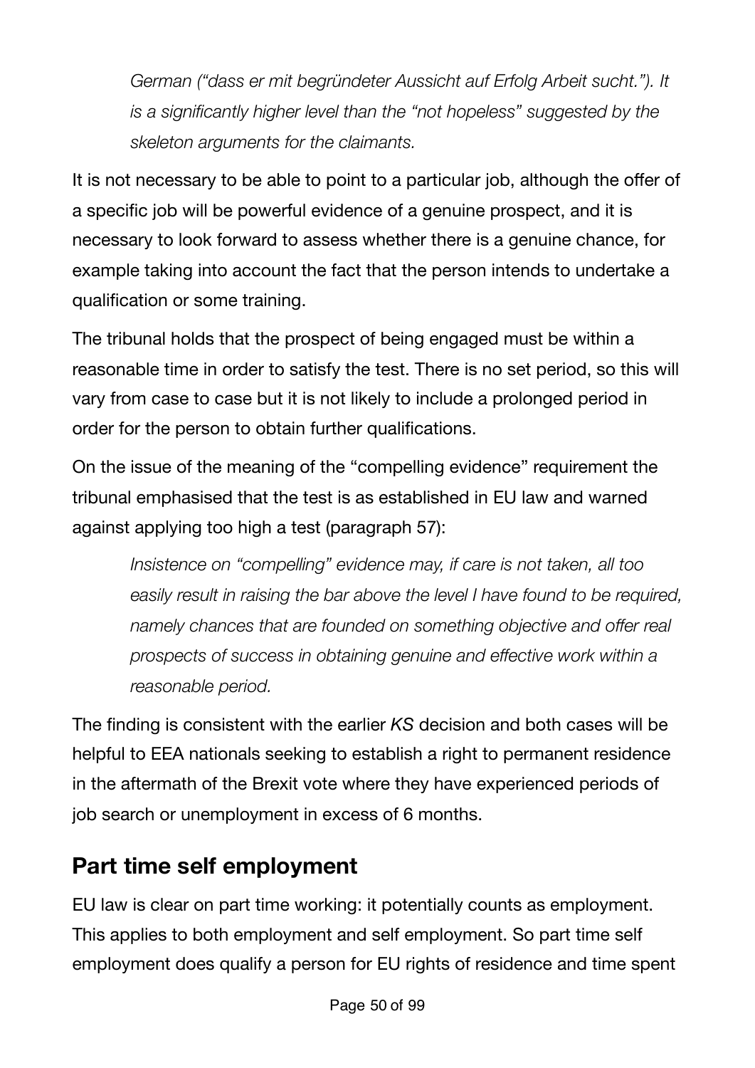> *German ("dass er mit begründeter Aussicht auf Erfolg Arbeit sucht."). It is a significantly higher level than the "not hopeless" suggested by the skeleton arguments for the claimants.*

It is not necessary to be able to point to a particular job, although the offer of a specific job will be powerful evidence of a genuine prospect, and it is necessary to look forward to assess whether there is a genuine chance, for example taking into account the fact that the person intends to undertake a qualification or some training.

The tribunal holds that the prospect of being engaged must be within a reasonable time in order to satisfy the test. There is no set period, so this will vary from case to case but it is not likely to include a prolonged period in order for the person to obtain further qualifications.

On the issue of the meaning of the "compelling evidence" requirement the tribunal emphasised that the test is as established in EU law and warned against applying too high a test (paragraph 57):

> *Insistence on "compelling" evidence may, if care is not taken, all too easily result in raising the bar above the level I have found to be required, namely chances that are founded on something objective and offer real prospects of success in obtaining genuine and effective work within a reasonable period.*

The finding is consistent with the earlier *KS* decision and both cases will be helpful to EEA nationals seeking to establish a right to permanent residence in the aftermath of the Brexit vote where they have experienced periods of job search or unemployment in excess of 6 months.

## Part time self employment

EU law is clear on part time working: it potentially counts as employment. This applies to both employment and self employment. So part time self employment does qualify a person for EU rights of residence and time spent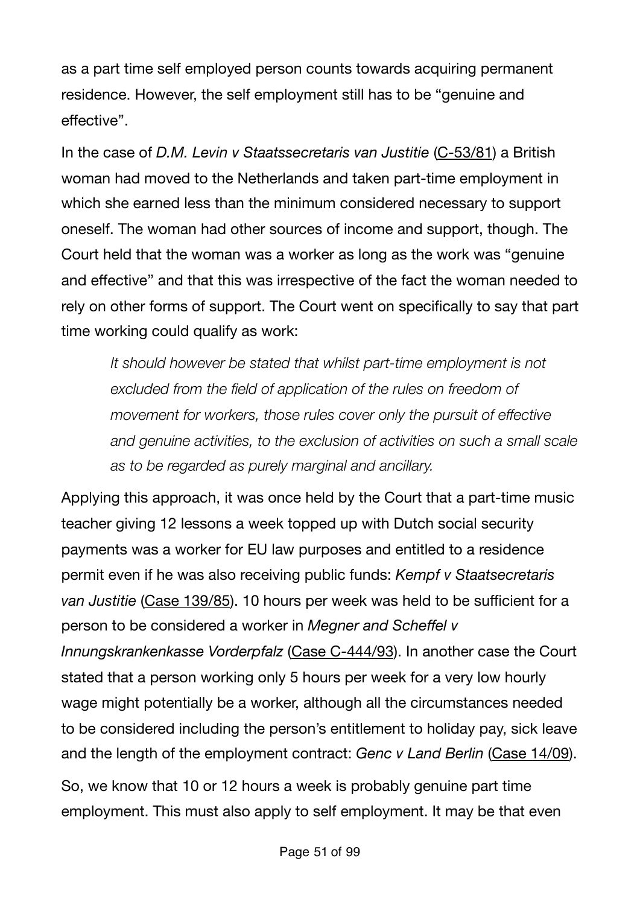as a part time self employed person counts towards acquiring permanent residence. However, the self employment still has to be "genuine and effective".

In the case of *D.M. Levin v Staatssecretaris van Justitie* (C-53/81) a British woman had moved to the Netherlands and taken part-time employment in which she earned less than the minimum considered necessary to support oneself. The woman had other sources of income and support, though. The Court held that the woman was a worker as long as the work was "genuine and effective" and that this was irrespective of the fact the woman needed to rely on other forms of support. The Court went on specifically to say that part time working could qualify as work:

> *It should however be stated that whilst part-time employment is not excluded from the field of application of the rules on freedom of movement for workers, those rules cover only the pursuit of effective and genuine activities, to the exclusion of activities on such a small scale as to be regarded as purely marginal and ancillary.*

Applying this approach, it was once held by the Court that a part-time music teacher giving 12 lessons a week topped up with Dutch social security payments was a worker for EU law purposes and entitled to a residence permit even if he was also receiving public funds: *Kempf v Staatsecretaris van Justitie* (Case 139/85). 10 hours per week was held to be sufficient for a person to be considered a worker in *Megner and Scheffel v Innungskrankenkasse Vorderpfalz* (Case C-444/93). In another case the Court stated that a person working only 5 hours per week for a very low hourly wage might potentially be a worker, although all the circumstances needed to be considered including the person's entitlement to holiday pay, sick leave and the length of the employment contract: *Genc v Land Berlin* (Case 14/09).

So, we know that 10 or 12 hours a week is probably genuine part time employment. This must also apply to self employment. It may be that even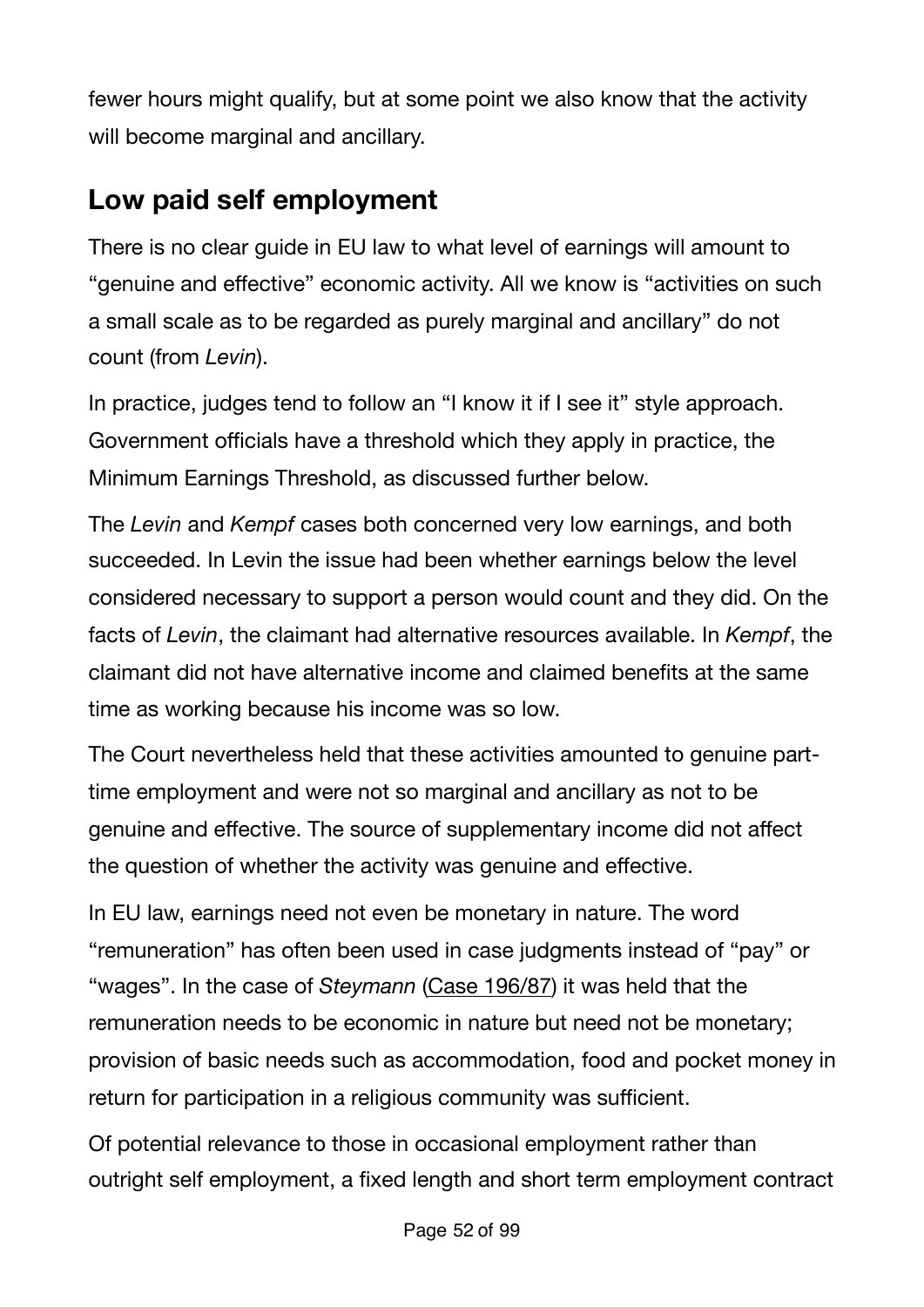fewer hours might qualify, but at some point we also know that the activity will become marginal and ancillary.

## Low paid self employment

There is no clear guide in EU law to what level of earnings will amount to "genuine and effective" economic activity. All we know is "activities on such a small scale as to be regarded as purely marginal and ancillary" do not count (from *Levin*).

In practice, judges tend to follow an "I know it if I see it" style approach. Government officials have a threshold which they apply in practice, the Minimum Earnings Threshold, as discussed further below.

The *Levin* and *Kempf* cases both concerned very low earnings, and both succeeded. In Levin the issue had been whether earnings below the level considered necessary to support a person would count and they did. On the facts of *Levin*, the claimant had alternative resources available. In *Kempf*, the claimant did not have alternative income and claimed benefits at the same time as working because his income was so low.

The Court nevertheless held that these activities amounted to genuine part-time employment and were not so marginal and ancillary as not to be genuine and effective. The source of supplementary income did not affect the question of whether the activity was genuine and effective.

In EU law, earnings need not even be monetary in nature. The word "remuneration" has often been used in case judgments instead of "pay" or "wages". In the case of *Steymann* (Case 196/87) it was held that the remuneration needs to be economic in nature but need not be monetary; provision of basic needs such as accommodation, food and pocket money in return for participation in a religious community was sufficient.

Of potential relevance to those in occasional employment rather than outright self employment, a fixed length and short term employment contract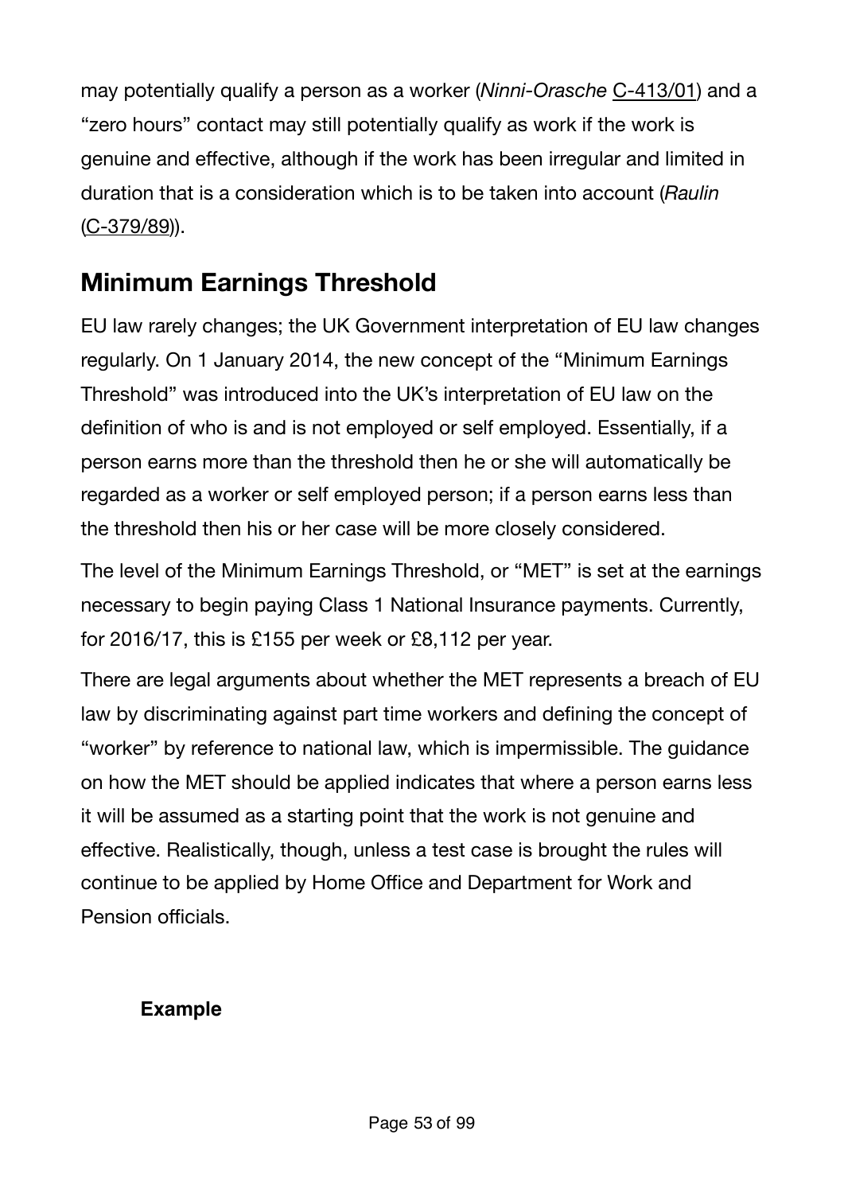may potentially qualify a person as a worker (*Ninni-Orasche* C-413/01) and a "zero hours" contact may still potentially qualify as work if the work is genuine and effective, although if the work has been irregular and limited in duration that is a consideration which is to be taken into account (*Raulin* (C-379/89)).

## Minimum Earnings Threshold

EU law rarely changes; the UK Government interpretation of EU law changes regularly. On 1 January 2014, the new concept of the "Minimum Earnings Threshold" was introduced into the UK's interpretation of EU law on the definition of who is and is not employed or self employed. Essentially, if a person earns more than the threshold then he or she will automatically be regarded as a worker or self employed person; if a person earns less than the threshold then his or her case will be more closely considered.

The level of the Minimum Earnings Threshold, or "MET" is set at the earnings necessary to begin paying Class 1 National Insurance payments. Currently, for 2016/17, this is £155 per week or £8,112 per year.

There are legal arguments about whether the MET represents a breach of EU law by discriminating against part time workers and defining the concept of "worker" by reference to national law, which is impermissible. The guidance on how the MET should be applied indicates that where a person earns less it will be assumed as a starting point that the work is not genuine and effective. Realistically, though, unless a test case is brought the rules will continue to be applied by Home Office and Department for Work and Pension officials.

**Example**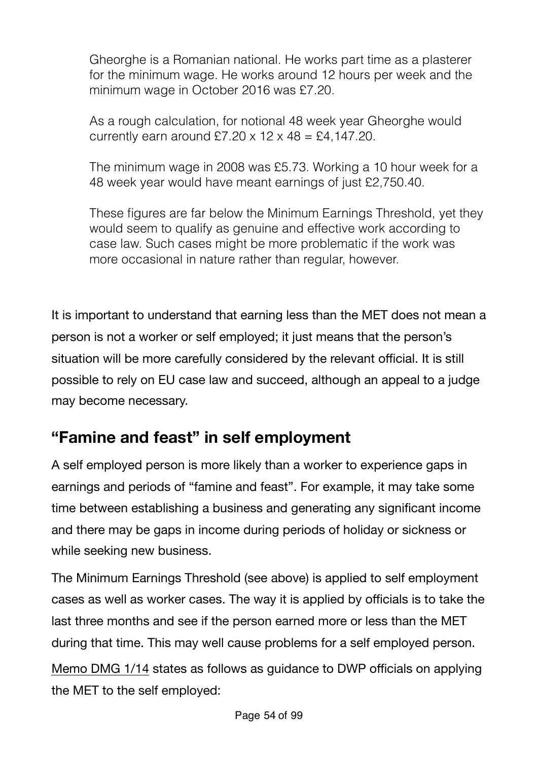> Gheorghe is a Romanian national. He works part time as a plasterer for the minimum wage. He works around 12 hours per week and the minimum wage in October 2016 was £7.20.
>
> As a rough calculation, for notional 48 week year Gheorghe would currently earn around £7.20 x 12 x 48 = £4,147.20.
>
> The minimum wage in 2008 was £5.73. Working a 10 hour week for a 48 week year would have meant earnings of just £2,750.40.
>
> These figures are far below the Minimum Earnings Threshold, yet they would seem to qualify as genuine and effective work according to case law. Such cases might be more problematic if the work was more occasional in nature rather than regular, however.

It is important to understand that earning less than the MET does not mean a person is not a worker or self employed; it just means that the person's situation will be more carefully considered by the relevant official. It is still possible to rely on EU case law and succeed, although an appeal to a judge may become necessary.

## "Famine and feast" in self employment

A self employed person is more likely than a worker to experience gaps in earnings and periods of "famine and feast". For example, it may take some time between establishing a business and generating any significant income and there may be gaps in income during periods of holiday or sickness or while seeking new business.

The Minimum Earnings Threshold (see above) is applied to self employment cases as well as worker cases. The way it is applied by officials is to take the last three months and see if the person earned more or less than the MET during that time. This may well cause problems for a self employed person.

Memo DMG 1/14 states as follows as guidance to DWP officials on applying the MET to the self employed: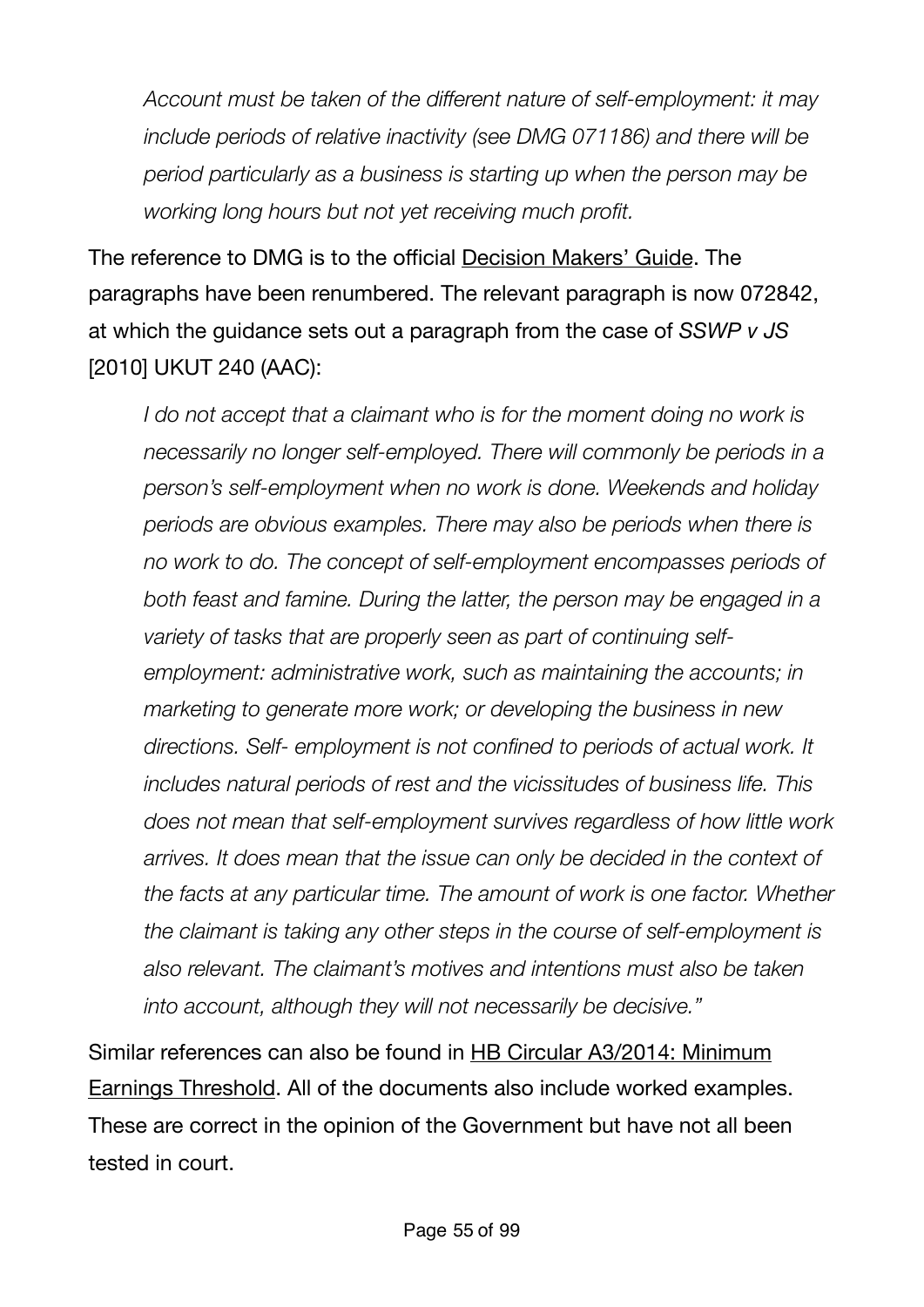> *Account must be taken of the different nature of self-employment: it may include periods of relative inactivity (see DMG 071186) and there will be period particularly as a business is starting up when the person may be working long hours but not yet receiving much profit.*

The reference to DMG is to the official Decision Makers' Guide. The paragraphs have been renumbered. The relevant paragraph is now 072842, at which the guidance sets out a paragraph from the case of *SSWP v JS* [2010] UKUT 240 (AAC):

> *I do not accept that a claimant who is for the moment doing no work is necessarily no longer self-employed. There will commonly be periods in a person's self-employment when no work is done. Weekends and holiday periods are obvious examples. There may also be periods when there is no work to do. The concept of self-employment encompasses periods of both feast and famine. During the latter, the person may be engaged in a variety of tasks that are properly seen as part of continuing self-employment: administrative work, such as maintaining the accounts; in marketing to generate more work; or developing the business in new directions. Self- employment is not confined to periods of actual work. It includes natural periods of rest and the vicissitudes of business life. This does not mean that self-employment survives regardless of how little work arrives. It does mean that the issue can only be decided in the context of the facts at any particular time. The amount of work is one factor. Whether the claimant is taking any other steps in the course of self-employment is also relevant. The claimant's motives and intentions must also be taken into account, although they will not necessarily be decisive."*

Similar references can also be found in HB Circular A3/2014: Minimum Earnings Threshold. All of the documents also include worked examples. These are correct in the opinion of the Government but have not all been tested in court.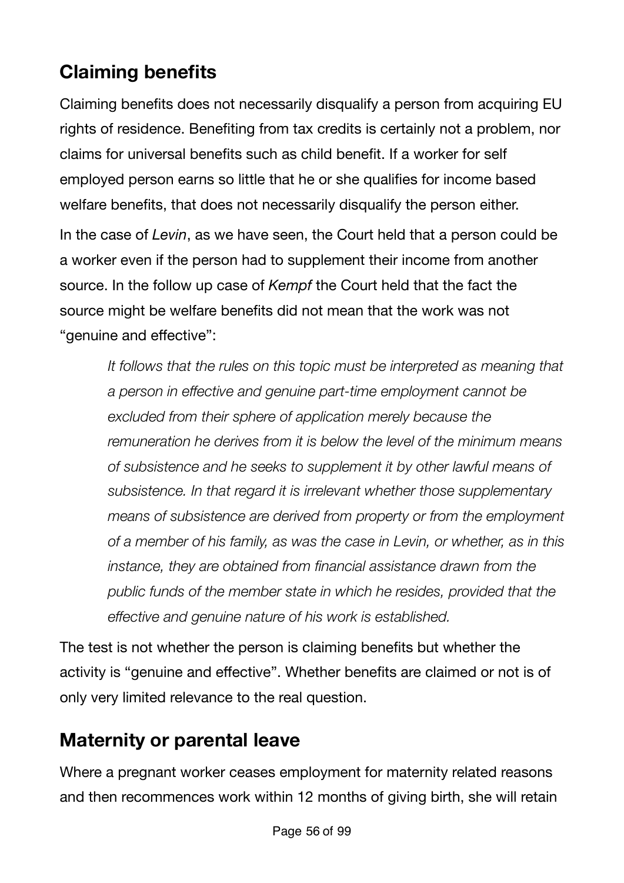## Claiming benefits

Claiming benefits does not necessarily disqualify a person from acquiring EU rights of residence. Benefiting from tax credits is certainly not a problem, nor claims for universal benefits such as child benefit. If a worker for self employed person earns so little that he or she qualifies for income based welfare benefits, that does not necessarily disqualify the person either.

In the case of *Levin*, as we have seen, the Court held that a person could be a worker even if the person had to supplement their income from another source. In the follow up case of *Kempf* the Court held that the fact the source might be welfare benefits did not mean that the work was not "genuine and effective":

> *It follows that the rules on this topic must be interpreted as meaning that a person in effective and genuine part-time employment cannot be excluded from their sphere of application merely because the remuneration he derives from it is below the level of the minimum means of subsistence and he seeks to supplement it by other lawful means of subsistence. In that regard it is irrelevant whether those supplementary means of subsistence are derived from property or from the employment of a member of his family, as was the case in Levin, or whether, as in this instance, they are obtained from financial assistance drawn from the public funds of the member state in which he resides, provided that the effective and genuine nature of his work is established.*

The test is not whether the person is claiming benefits but whether the activity is "genuine and effective". Whether benefits are claimed or not is of only very limited relevance to the real question.

## Maternity or parental leave

Where a pregnant worker ceases employment for maternity related reasons and then recommences work within 12 months of giving birth, she will retain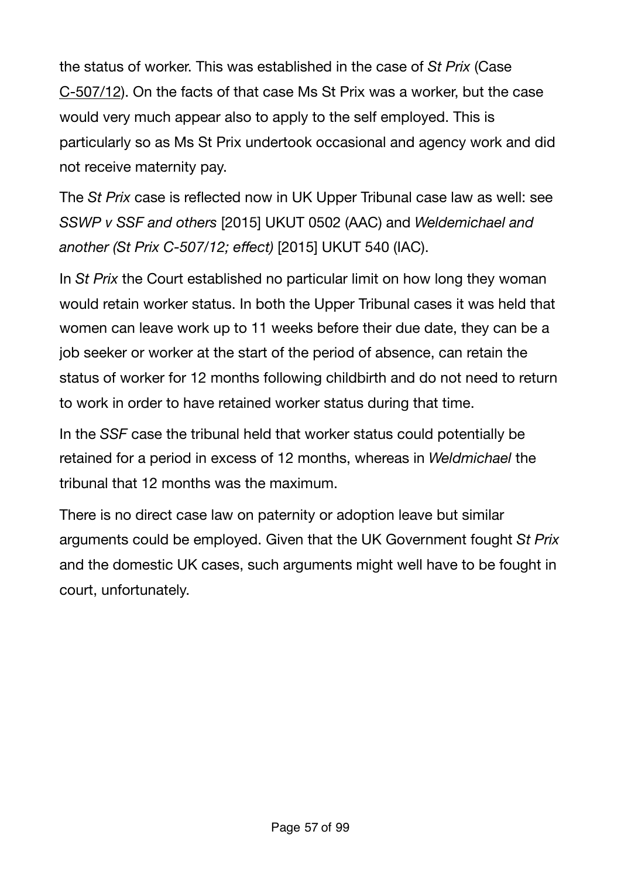the status of worker. This was established in the case of *St Prix* (Case C-507/12). On the facts of that case Ms St Prix was a worker, but the case would very much appear also to apply to the self employed. This is particularly so as Ms St Prix undertook occasional and agency work and did not receive maternity pay.

The *St Prix* case is reflected now in UK Upper Tribunal case law as well: see *SSWP v SSF and others* [2015] UKUT 0502 (AAC) and *Weldemichael and another (St Prix C-507/12; effect)* [2015] UKUT 540 (IAC).

In *St Prix* the Court established no particular limit on how long they woman would retain worker status. In both the Upper Tribunal cases it was held that women can leave work up to 11 weeks before their due date, they can be a job seeker or worker at the start of the period of absence, can retain the status of worker for 12 months following childbirth and do not need to return to work in order to have retained worker status during that time.

In the *SSF* case the tribunal held that worker status could potentially be retained for a period in excess of 12 months, whereas in *Weldmichael* the tribunal that 12 months was the maximum.

There is no direct case law on paternity or adoption leave but similar arguments could be employed. Given that the UK Government fought *St Prix* and the domestic UK cases, such arguments might well have to be fought in court, unfortunately.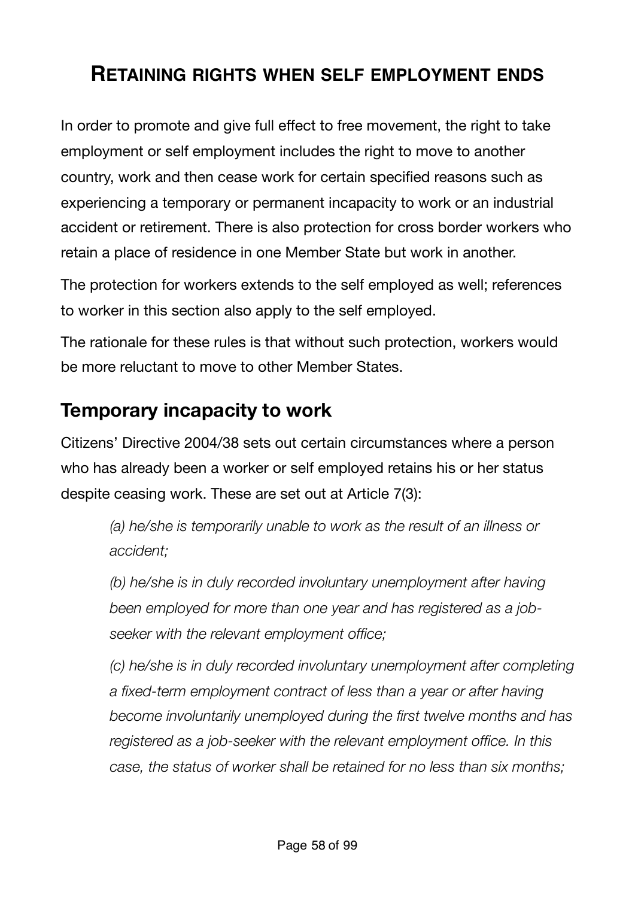## Retaining rights when self employment ends

In order to promote and give full effect to free movement, the right to take employment or self employment includes the right to move to another country, work and then cease work for certain specified reasons such as experiencing a temporary or permanent incapacity to work or an industrial accident or retirement. There is also protection for cross border workers who retain a place of residence in one Member State but work in another.

The protection for workers extends to the self employed as well; references to worker in this section also apply to the self employed.

The rationale for these rules is that without such protection, workers would be more reluctant to move to other Member States.

### Temporary incapacity to work

Citizens' Directive 2004/38 sets out certain circumstances where a person who has already been a worker or self employed retains his or her status despite ceasing work. These are set out at Article 7(3):

> *(a) he/she is temporarily unable to work as the result of an illness or accident;*
>
> *(b) he/she is in duly recorded involuntary unemployment after having been employed for more than one year and has registered as a job-seeker with the relevant employment office;*
>
> *(c) he/she is in duly recorded involuntary unemployment after completing a fixed-term employment contract of less than a year or after having become involuntarily unemployed during the first twelve months and has registered as a job-seeker with the relevant employment office. In this case, the status of worker shall be retained for no less than six months;*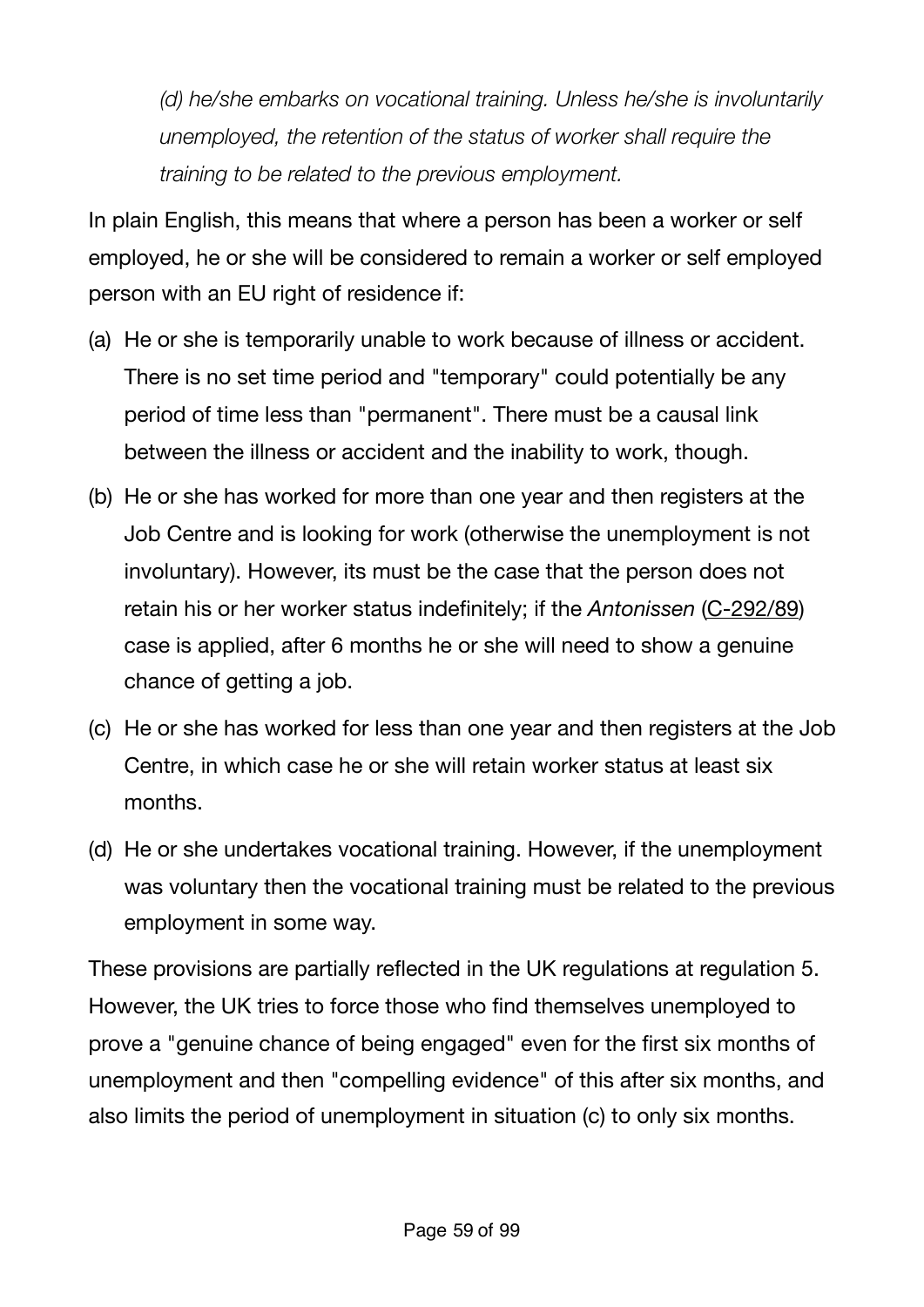*(d) he/she embarks on vocational training. Unless he/she is involuntarily unemployed, the retention of the status of worker shall require the training to be related to the previous employment.*

In plain English, this means that where a person has been a worker or self employed, he or she will be considered to remain a worker or self employed person with an EU right of residence if:

(a) He or she is temporarily unable to work because of illness or accident. There is no set time period and "temporary" could potentially be any period of time less than "permanent". There must be a causal link between the illness or accident and the inability to work, though.

(b) He or she has worked for more than one year and then registers at the Job Centre and is looking for work (otherwise the unemployment is not involuntary). However, its must be the case that the person does not retain his or her worker status indefinitely; if the *Antonissen* (C-292/89) case is applied, after 6 months he or she will need to show a genuine chance of getting a job.

(c) He or she has worked for less than one year and then registers at the Job Centre, in which case he or she will retain worker status at least six months.

(d) He or she undertakes vocational training. However, if the unemployment was voluntary then the vocational training must be related to the previous employment in some way.

These provisions are partially reflected in the UK regulations at regulation 5. However, the UK tries to force those who find themselves unemployed to prove a "genuine chance of being engaged" even for the first six months of unemployment and then "compelling evidence" of this after six months, and also limits the period of unemployment in situation (c) to only six months.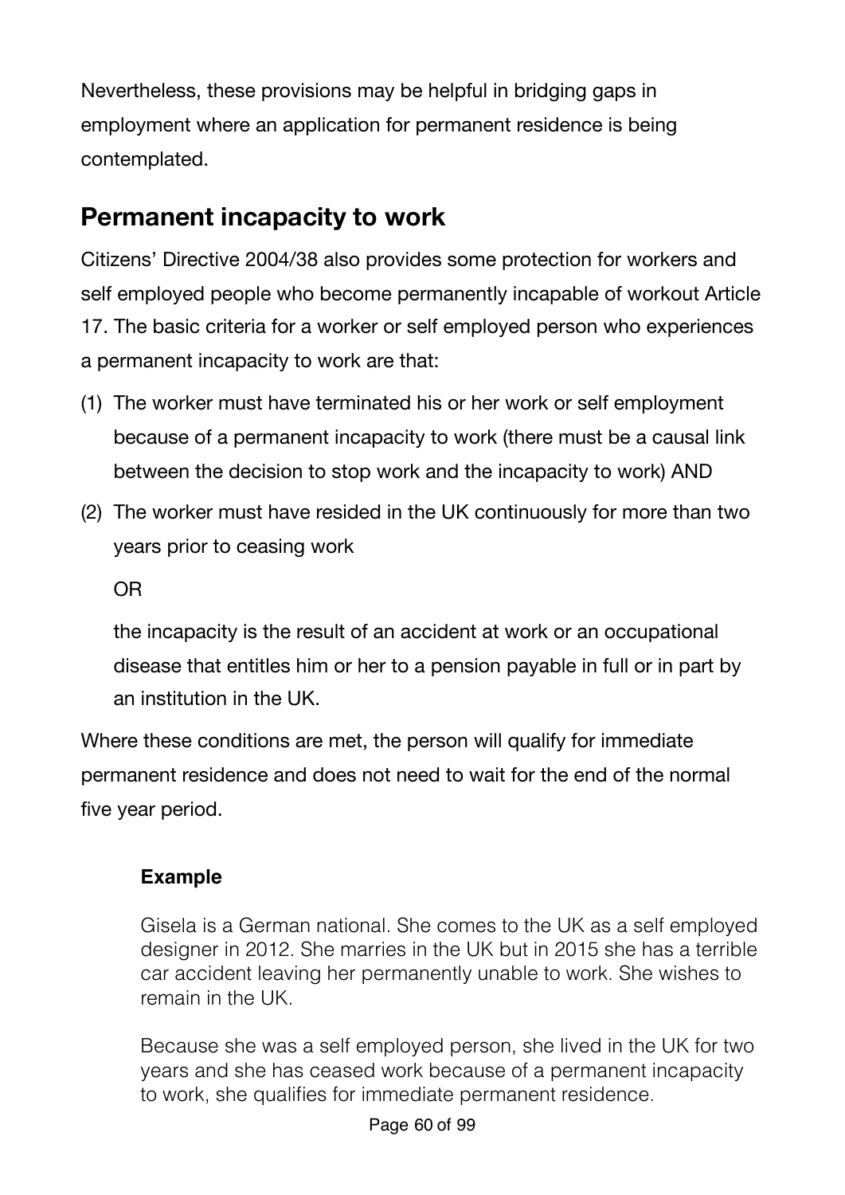Nevertheless, these provisions may be helpful in bridging gaps in employment where an application for permanent residence is being contemplated.

## Permanent incapacity to work

Citizens' Directive 2004/38 also provides some protection for workers and self employed people who become permanently incapable of workout Article 17. The basic criteria for a worker or self employed person who experiences a permanent incapacity to work are that:

(1) The worker must have terminated his or her work or self employment because of a permanent incapacity to work (there must be a causal link between the decision to stop work and the incapacity to work) AND

(2) The worker must have resided in the UK continuously for more than two years prior to ceasing work

   OR

   the incapacity is the result of an accident at work or an occupational disease that entitles him or her to a pension payable in full or in part by an institution in the UK.

Where these conditions are met, the person will qualify for immediate permanent residence and does not need to wait for the end of the normal five year period.

> **Example**
>
> Gisela is a German national. She comes to the UK as a self employed designer in 2012. She marries in the UK but in 2015 she has a terrible car accident leaving her permanently unable to work. She wishes to remain in the UK.
>
> Because she was a self employed person, she lived in the UK for two years and she has ceased work because of a permanent incapacity to work, she qualifies for immediate permanent residence.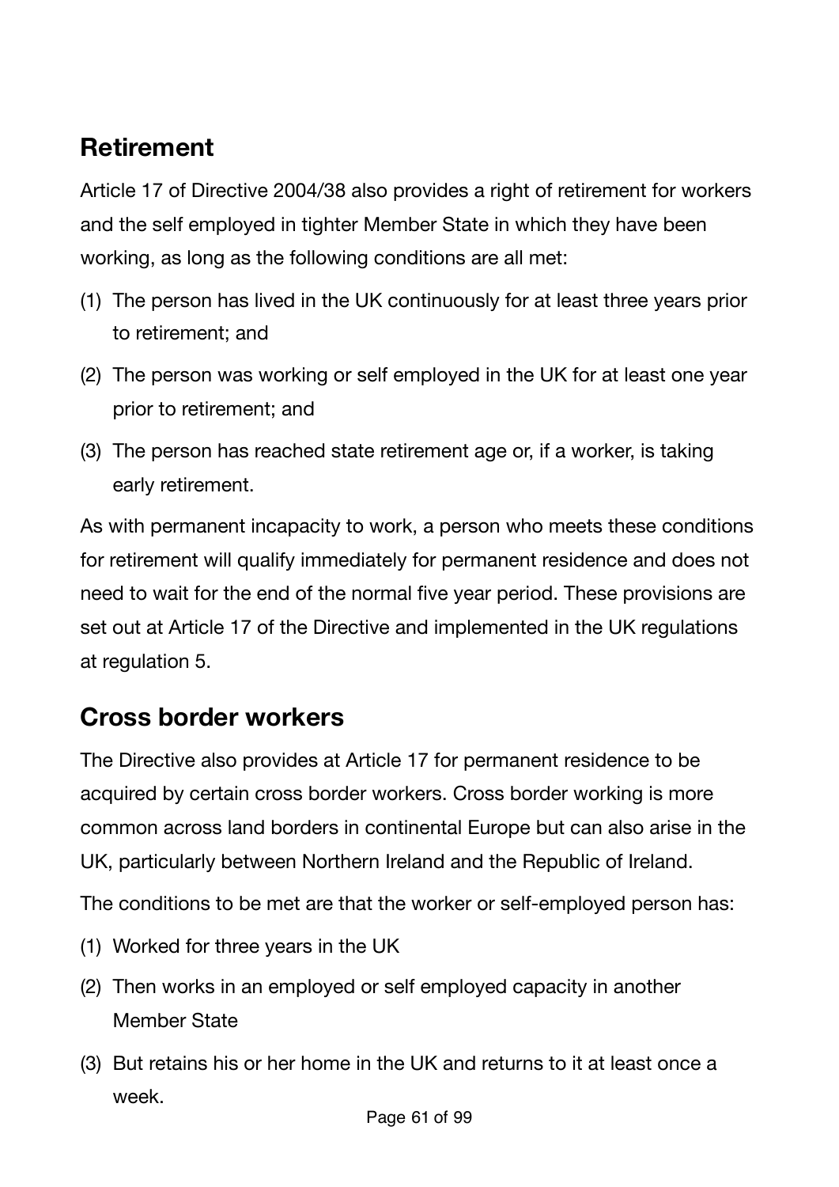## Retirement

Article 17 of Directive 2004/38 also provides a right of retirement for workers and the self employed in tighter Member State in which they have been working, as long as the following conditions are all met:

(1) The person has lived in the UK continuously for at least three years prior to retirement; and

(2) The person was working or self employed in the UK for at least one year prior to retirement; and

(3) The person has reached state retirement age or, if a worker, is taking early retirement.

As with permanent incapacity to work, a person who meets these conditions for retirement will qualify immediately for permanent residence and does not need to wait for the end of the normal five year period. These provisions are set out at Article 17 of the Directive and implemented in the UK regulations at regulation 5.

## Cross border workers

The Directive also provides at Article 17 for permanent residence to be acquired by certain cross border workers. Cross border working is more common across land borders in continental Europe but can also arise in the UK, particularly between Northern Ireland and the Republic of Ireland.

The conditions to be met are that the worker or self-employed person has:

(1) Worked for three years in the UK

(2) Then works in an employed or self employed capacity in another Member State

(3) But retains his or her home in the UK and returns to it at least once a week.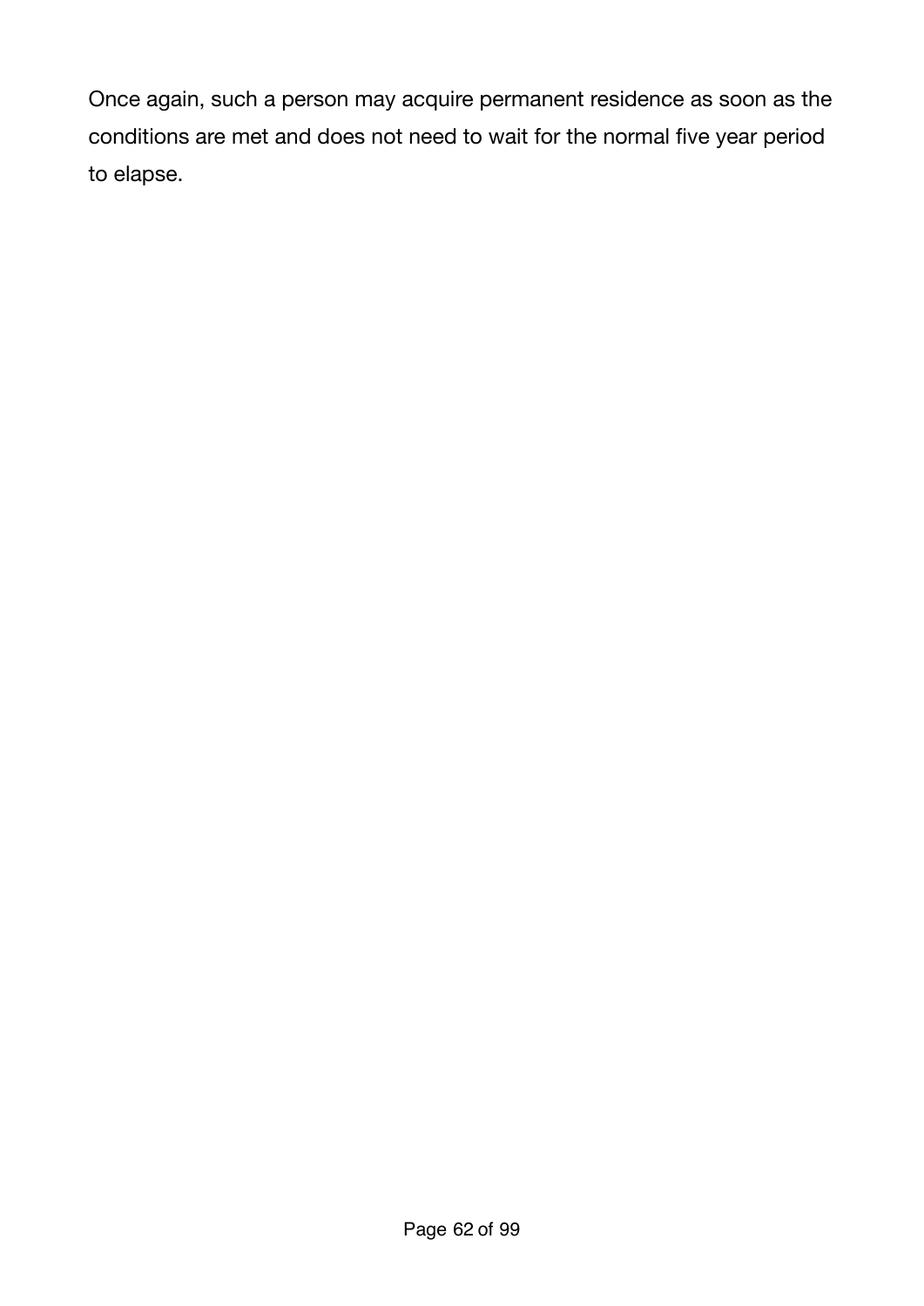Once again, such a person may acquire permanent residence as soon as the conditions are met and does not need to wait for the normal five year period to elapse.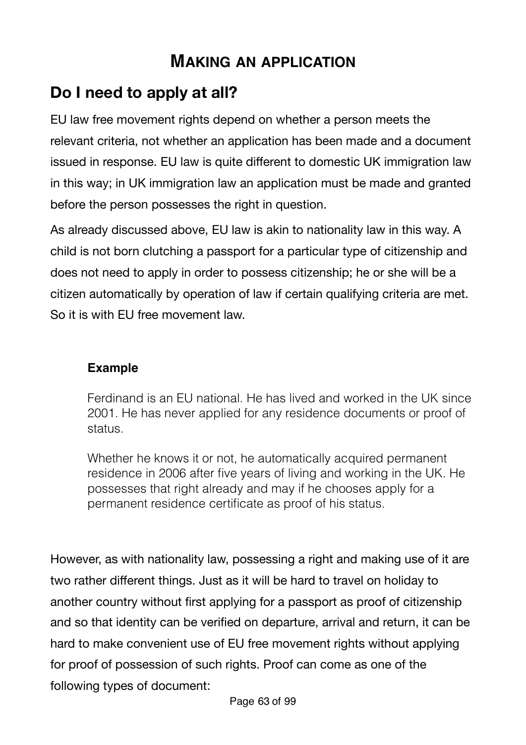# Making an application

## Do I need to apply at all?

EU law free movement rights depend on whether a person meets the relevant criteria, not whether an application has been made and a document issued in response. EU law is quite different to domestic UK immigration law in this way; in UK immigration law an application must be made and granted before the person possesses the right in question.

As already discussed above, EU law is akin to nationality law in this way. A child is not born clutching a passport for a particular type of citizenship and does not need to apply in order to possess citizenship; he or she will be a citizen automatically by operation of law if certain qualifying criteria are met. So it is with EU free movement law.

> **Example**
>
> Ferdinand is an EU national. He has lived and worked in the UK since 2001. He has never applied for any residence documents or proof of status.
>
> Whether he knows it or not, he automatically acquired permanent residence in 2006 after five years of living and working in the UK. He possesses that right already and may if he chooses apply for a permanent residence certificate as proof of his status.

However, as with nationality law, possessing a right and making use of it are two rather different things. Just as it will be hard to travel on holiday to another country without first applying for a passport as proof of citizenship and so that identity can be verified on departure, arrival and return, it can be hard to make convenient use of EU free movement rights without applying for proof of possession of such rights. Proof can come as one of the following types of document: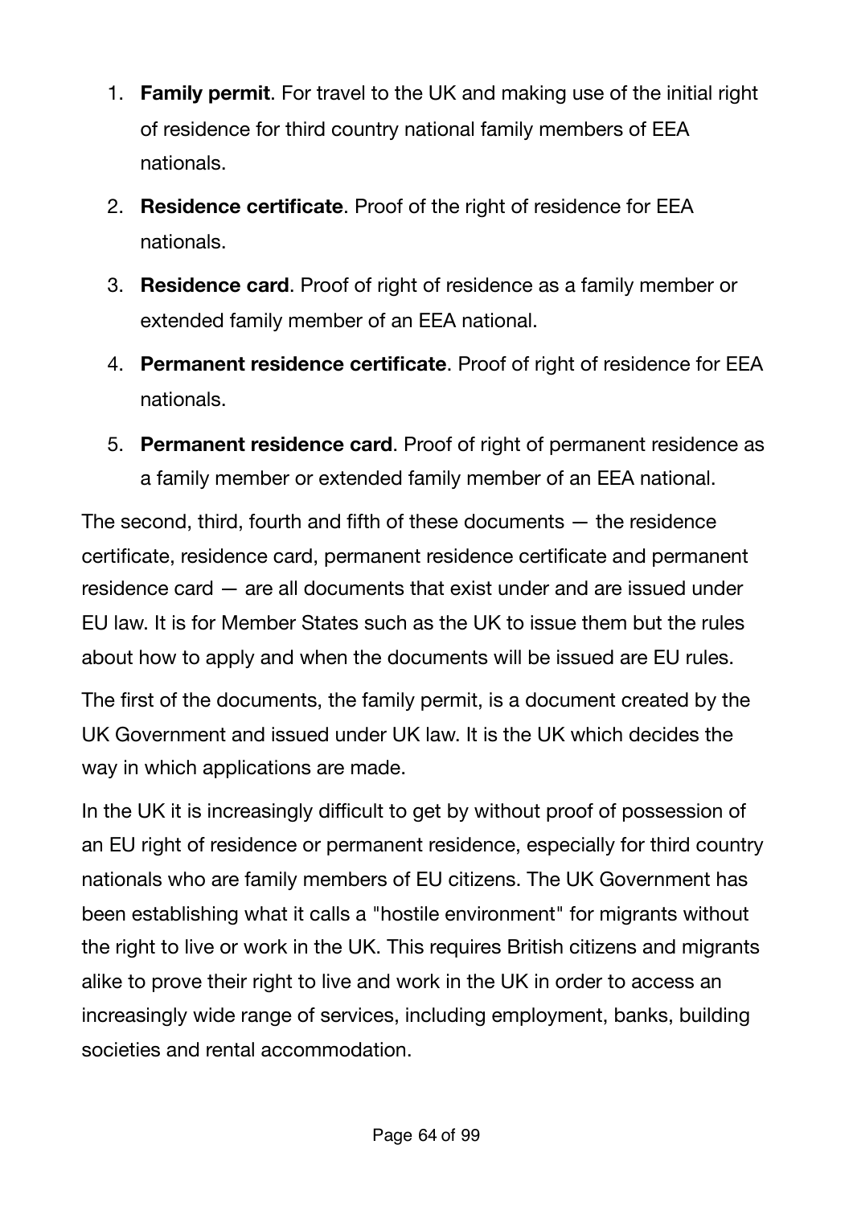1. **Family permit**. For travel to the UK and making use of the initial right of residence for third country national family members of EEA nationals.
2. **Residence certificate**. Proof of the right of residence for EEA nationals.
3. **Residence card**. Proof of right of residence as a family member or extended family member of an EEA national.
4. **Permanent residence certificate**. Proof of right of residence for EEA nationals.
5. **Permanent residence card**. Proof of right of permanent residence as a family member or extended family member of an EEA national.

The second, third, fourth and fifth of these documents — the residence certificate, residence card, permanent residence certificate and permanent residence card — are all documents that exist under and are issued under EU law. It is for Member States such as the UK to issue them but the rules about how to apply and when the documents will be issued are EU rules.

The first of the documents, the family permit, is a document created by the UK Government and issued under UK law. It is the UK which decides the way in which applications are made.

In the UK it is increasingly difficult to get by without proof of possession of an EU right of residence or permanent residence, especially for third country nationals who are family members of EU citizens. The UK Government has been establishing what it calls a "hostile environment" for migrants without the right to live or work in the UK. This requires British citizens and migrants alike to prove their right to live and work in the UK in order to access an increasingly wide range of services, including employment, banks, building societies and rental accommodation.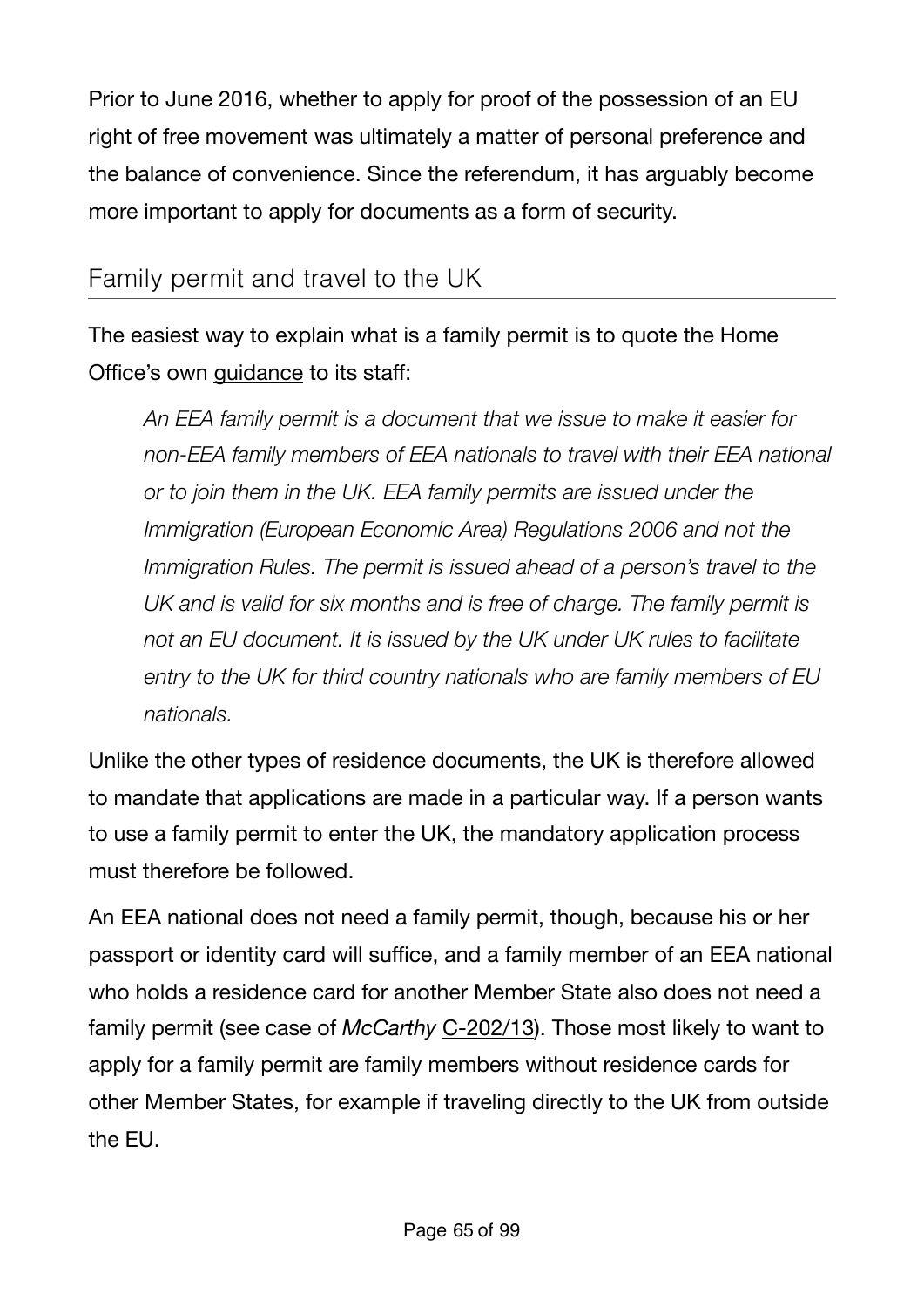Prior to June 2016, whether to apply for proof of the possession of an EU right of free movement was ultimately a matter of personal preference and the balance of convenience. Since the referendum, it has arguably become more important to apply for documents as a form of security.

## Family permit and travel to the UK

The easiest way to explain what is a family permit is to quote the Home Office's own guidance to its staff:

> *An EEA family permit is a document that we issue to make it easier for non-EEA family members of EEA nationals to travel with their EEA national or to join them in the UK. EEA family permits are issued under the Immigration (European Economic Area) Regulations 2006 and not the Immigration Rules. The permit is issued ahead of a person's travel to the UK and is valid for six months and is free of charge. The family permit is not an EU document. It is issued by the UK under UK rules to facilitate entry to the UK for third country nationals who are family members of EU nationals.*

Unlike the other types of residence documents, the UK is therefore allowed to mandate that applications are made in a particular way. If a person wants to use a family permit to enter the UK, the mandatory application process must therefore be followed.

An EEA national does not need a family permit, though, because his or her passport or identity card will suffice, and a family member of an EEA national who holds a residence card for another Member State also does not need a family permit (see case of *McCarthy* C-202/13). Those most likely to want to apply for a family permit are family members without residence cards for other Member States, for example if traveling directly to the UK from outside the EU.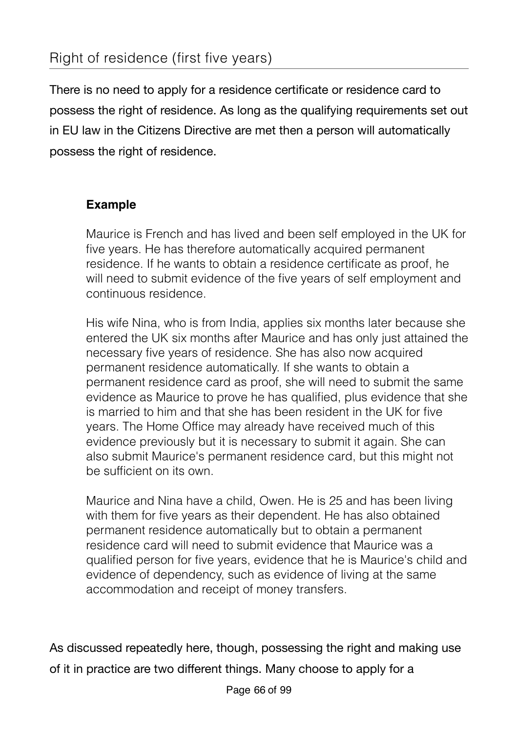## Right of residence (first five years)

There is no need to apply for a residence certificate or residence card to possess the right of residence. As long as the qualifying requirements set out in EU law in the Citizens Directive are met then a person will automatically possess the right of residence.

> **Example**
>
> Maurice is French and has lived and been self employed in the UK for five years. He has therefore automatically acquired permanent residence. If he wants to obtain a residence certificate as proof, he will need to submit evidence of the five years of self employment and continuous residence.
>
> His wife Nina, who is from India, applies six months later because she entered the UK six months after Maurice and has only just attained the necessary five years of residence. She has also now acquired permanent residence automatically. If she wants to obtain a permanent residence card as proof, she will need to submit the same evidence as Maurice to prove he has qualified, plus evidence that she is married to him and that she has been resident in the UK for five years. The Home Office may already have received much of this evidence previously but it is necessary to submit it again. She can also submit Maurice's permanent residence card, but this might not be sufficient on its own.
>
> Maurice and Nina have a child, Owen. He is 25 and has been living with them for five years as their dependent. He has also obtained permanent residence automatically but to obtain a permanent residence card will need to submit evidence that Maurice was a qualified person for five years, evidence that he is Maurice's child and evidence of dependency, such as evidence of living at the same accommodation and receipt of money transfers.

As discussed repeatedly here, though, possessing the right and making use of it in practice are two different things. Many choose to apply for a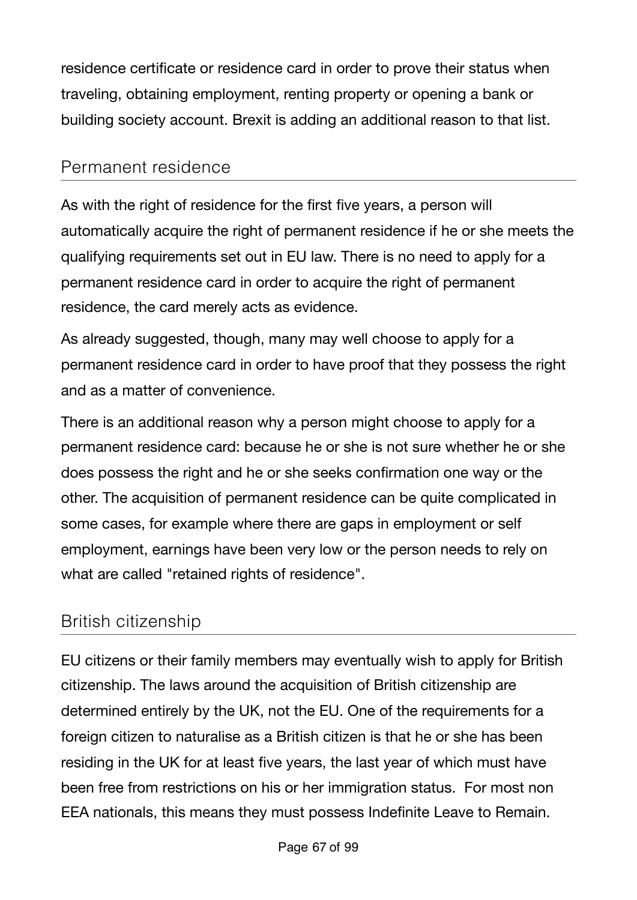residence certificate or residence card in order to prove their status when traveling, obtaining employment, renting property or opening a bank or building society account. Brexit is adding an additional reason to that list.

## Permanent residence

As with the right of residence for the first five years, a person will automatically acquire the right of permanent residence if he or she meets the qualifying requirements set out in EU law. There is no need to apply for a permanent residence card in order to acquire the right of permanent residence, the card merely acts as evidence.

As already suggested, though, many may well choose to apply for a permanent residence card in order to have proof that they possess the right and as a matter of convenience.

There is an additional reason why a person might choose to apply for a permanent residence card: because he or she is not sure whether he or she does possess the right and he or she seeks confirmation one way or the other. The acquisition of permanent residence can be quite complicated in some cases, for example where there are gaps in employment or self employment, earnings have been very low or the person needs to rely on what are called "retained rights of residence".

## British citizenship

EU citizens or their family members may eventually wish to apply for British citizenship. The laws around the acquisition of British citizenship are determined entirely by the UK, not the EU. One of the requirements for a foreign citizen to naturalise as a British citizen is that he or she has been residing in the UK for at least five years, the last year of which must have been free from restrictions on his or her immigration status. For most non EEA nationals, this means they must possess Indefinite Leave to Remain.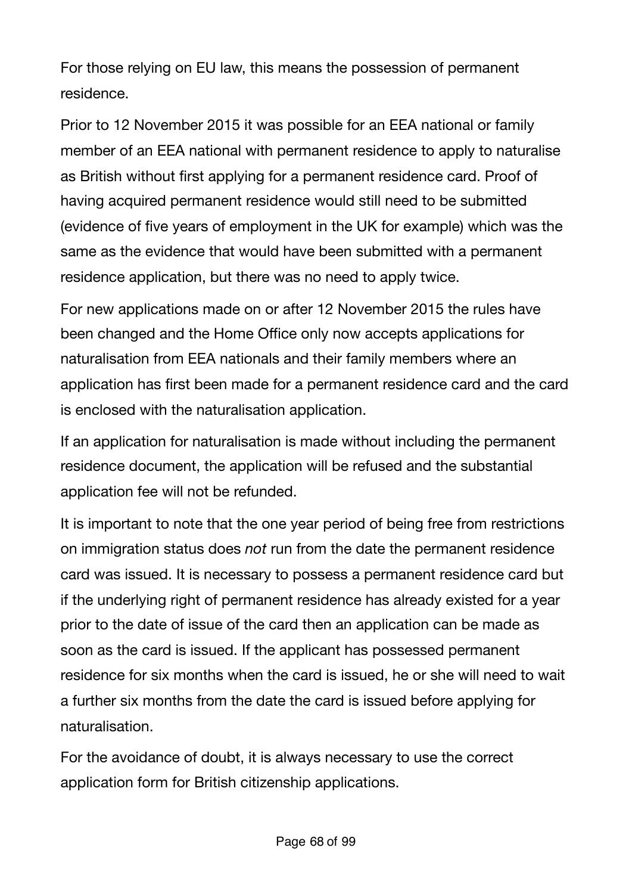For those relying on EU law, this means the possession of permanent residence.

Prior to 12 November 2015 it was possible for an EEA national or family member of an EEA national with permanent residence to apply to naturalise as British without first applying for a permanent residence card. Proof of having acquired permanent residence would still need to be submitted (evidence of five years of employment in the UK for example) which was the same as the evidence that would have been submitted with a permanent residence application, but there was no need to apply twice.

For new applications made on or after 12 November 2015 the rules have been changed and the Home Office only now accepts applications for naturalisation from EEA nationals and their family members where an application has first been made for a permanent residence card and the card is enclosed with the naturalisation application.

If an application for naturalisation is made without including the permanent residence document, the application will be refused and the substantial application fee will not be refunded.

It is important to note that the one year period of being free from restrictions on immigration status does *not* run from the date the permanent residence card was issued. It is necessary to possess a permanent residence card but if the underlying right of permanent residence has already existed for a year prior to the date of issue of the card then an application can be made as soon as the card is issued. If the applicant has possessed permanent residence for six months when the card is issued, he or she will need to wait a further six months from the date the card is issued before applying for naturalisation.

For the avoidance of doubt, it is always necessary to use the correct application form for British citizenship applications.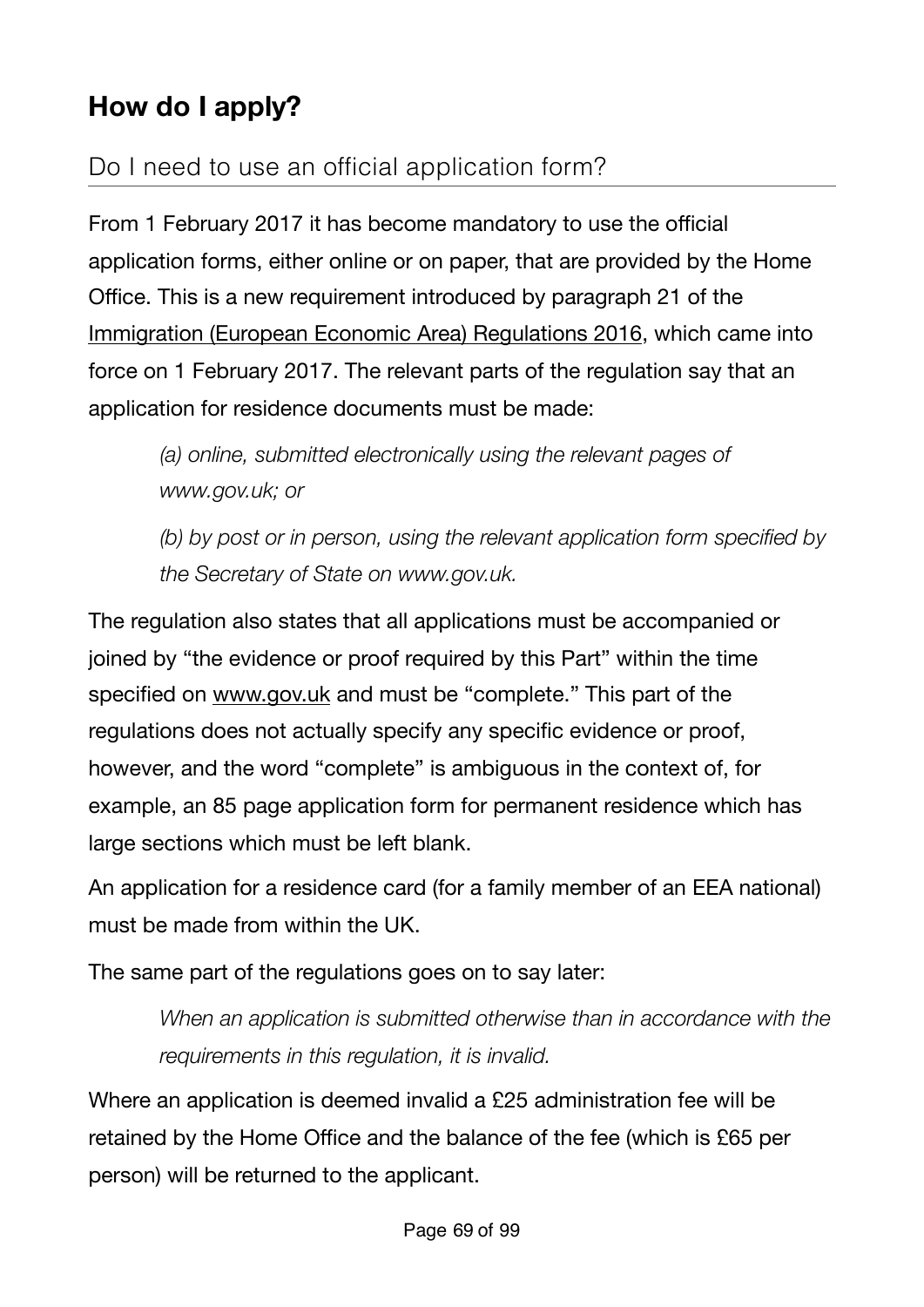## How do I apply?

### Do I need to use an official application form?

From 1 February 2017 it has become mandatory to use the official application forms, either online or on paper, that are provided by the Home Office. This is a new requirement introduced by paragraph 21 of the Immigration (European Economic Area) Regulations 2016, which came into force on 1 February 2017. The relevant parts of the regulation say that an application for residence documents must be made:

> *(a) online, submitted electronically using the relevant pages of www.gov.uk; or*
>
> *(b) by post or in person, using the relevant application form specified by the Secretary of State on www.gov.uk.*

The regulation also states that all applications must be accompanied or joined by "the evidence or proof required by this Part" within the time specified on www.gov.uk and must be "complete." This part of the regulations does not actually specify any specific evidence or proof, however, and the word "complete" is ambiguous in the context of, for example, an 85 page application form for permanent residence which has large sections which must be left blank.

An application for a residence card (for a family member of an EEA national) must be made from within the UK.

The same part of the regulations goes on to say later:

> *When an application is submitted otherwise than in accordance with the requirements in this regulation, it is invalid.*

Where an application is deemed invalid a £25 administration fee will be retained by the Home Office and the balance of the fee (which is £65 per person) will be returned to the applicant.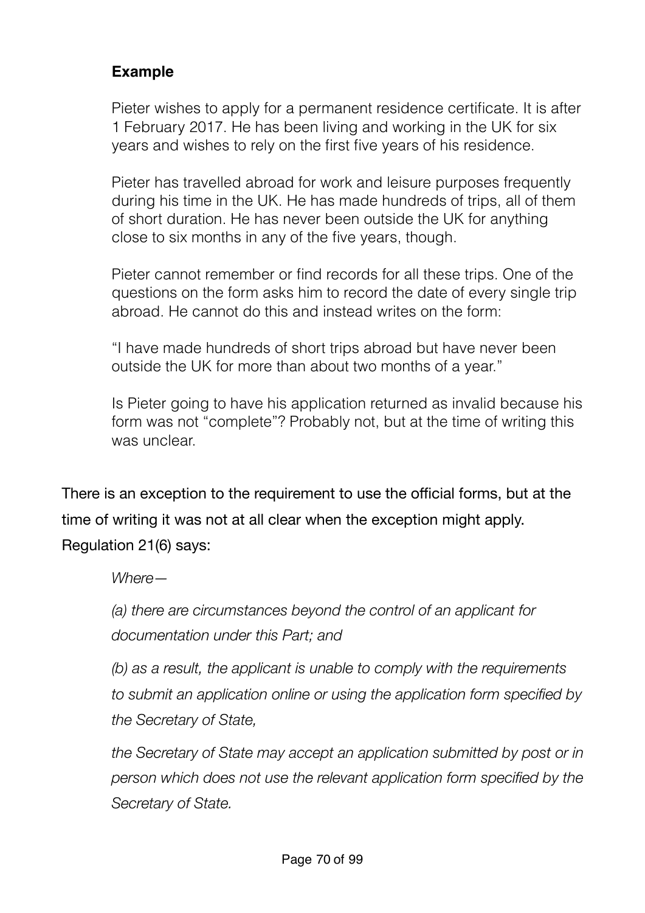**Example**

> Pieter wishes to apply for a permanent residence certificate. It is after 1 February 2017. He has been living and working in the UK for six years and wishes to rely on the first five years of his residence.
>
> Pieter has travelled abroad for work and leisure purposes frequently during his time in the UK. He has made hundreds of trips, all of them of short duration. He has never been outside the UK for anything close to six months in any of the five years, though.
>
> Pieter cannot remember or find records for all these trips. One of the questions on the form asks him to record the date of every single trip abroad. He cannot do this and instead writes on the form:
>
> "I have made hundreds of short trips abroad but have never been outside the UK for more than about two months of a year."
>
> Is Pieter going to have his application returned as invalid because his form was not "complete"? Probably not, but at the time of writing this was unclear.

There is an exception to the requirement to use the official forms, but at the time of writing it was not at all clear when the exception might apply. Regulation 21(6) says:

> *Where—*
>
> *(a) there are circumstances beyond the control of an applicant for documentation under this Part; and*
>
> *(b) as a result, the applicant is unable to comply with the requirements to submit an application online or using the application form specified by the Secretary of State,*
>
> *the Secretary of State may accept an application submitted by post or in person which does not use the relevant application form specified by the Secretary of State.*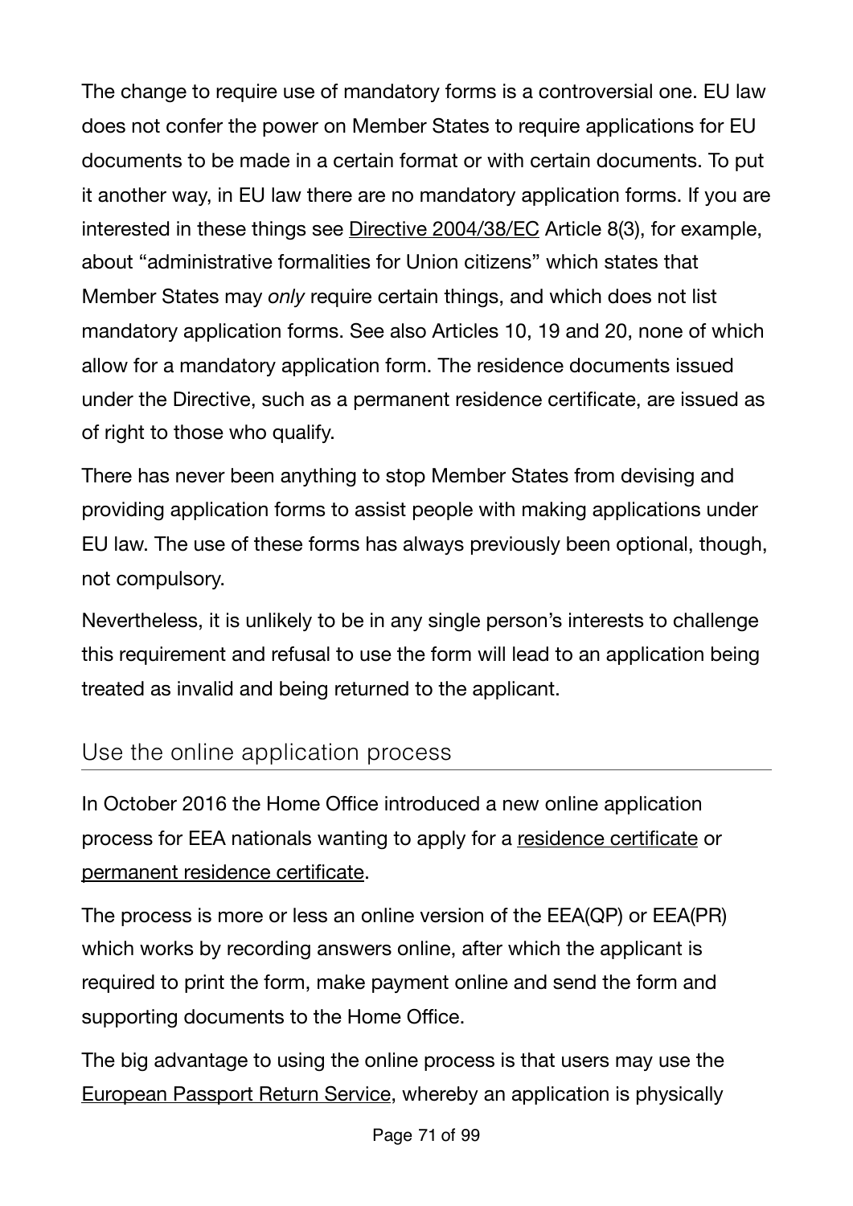The change to require use of mandatory forms is a controversial one. EU law does not confer the power on Member States to require applications for EU documents to be made in a certain format or with certain documents. To put it another way, in EU law there are no mandatory application forms. If you are interested in these things see Directive 2004/38/EC Article 8(3), for example, about "administrative formalities for Union citizens" which states that Member States may *only* require certain things, and which does not list mandatory application forms. See also Articles 10, 19 and 20, none of which allow for a mandatory application form. The residence documents issued under the Directive, such as a permanent residence certificate, are issued as of right to those who qualify.

There has never been anything to stop Member States from devising and providing application forms to assist people with making applications under EU law. The use of these forms has always previously been optional, though, not compulsory.

Nevertheless, it is unlikely to be in any single person's interests to challenge this requirement and refusal to use the form will lead to an application being treated as invalid and being returned to the applicant.

## Use the online application process

In October 2016 the Home Office introduced a new online application process for EEA nationals wanting to apply for a residence certificate or permanent residence certificate.

The process is more or less an online version of the EEA(QP) or EEA(PR) which works by recording answers online, after which the applicant is required to print the form, make payment online and send the form and supporting documents to the Home Office.

The big advantage to using the online process is that users may use the European Passport Return Service, whereby an application is physically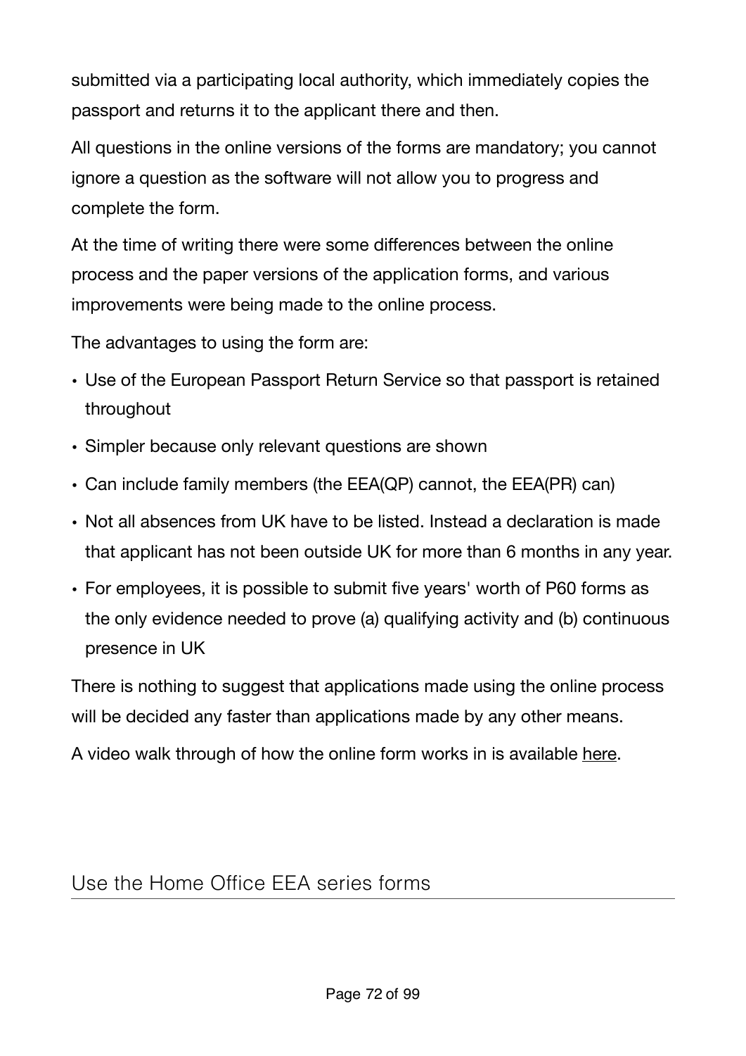submitted via a participating local authority, which immediately copies the passport and returns it to the applicant there and then.

All questions in the online versions of the forms are mandatory; you cannot ignore a question as the software will not allow you to progress and complete the form.

At the time of writing there were some differences between the online process and the paper versions of the application forms, and various improvements were being made to the online process.

The advantages to using the form are:

- Use of the European Passport Return Service so that passport is retained throughout
- Simpler because only relevant questions are shown
- Can include family members (the EEA(QP) cannot, the EEA(PR) can)
- Not all absences from UK have to be listed. Instead a declaration is made that applicant has not been outside UK for more than 6 months in any year.
- For employees, it is possible to submit five years' worth of P60 forms as the only evidence needed to prove (a) qualifying activity and (b) continuous presence in UK

There is nothing to suggest that applications made using the online process will be decided any faster than applications made by any other means.

A video walk through of how the online form works in is available here.

## Use the Home Office EEA series forms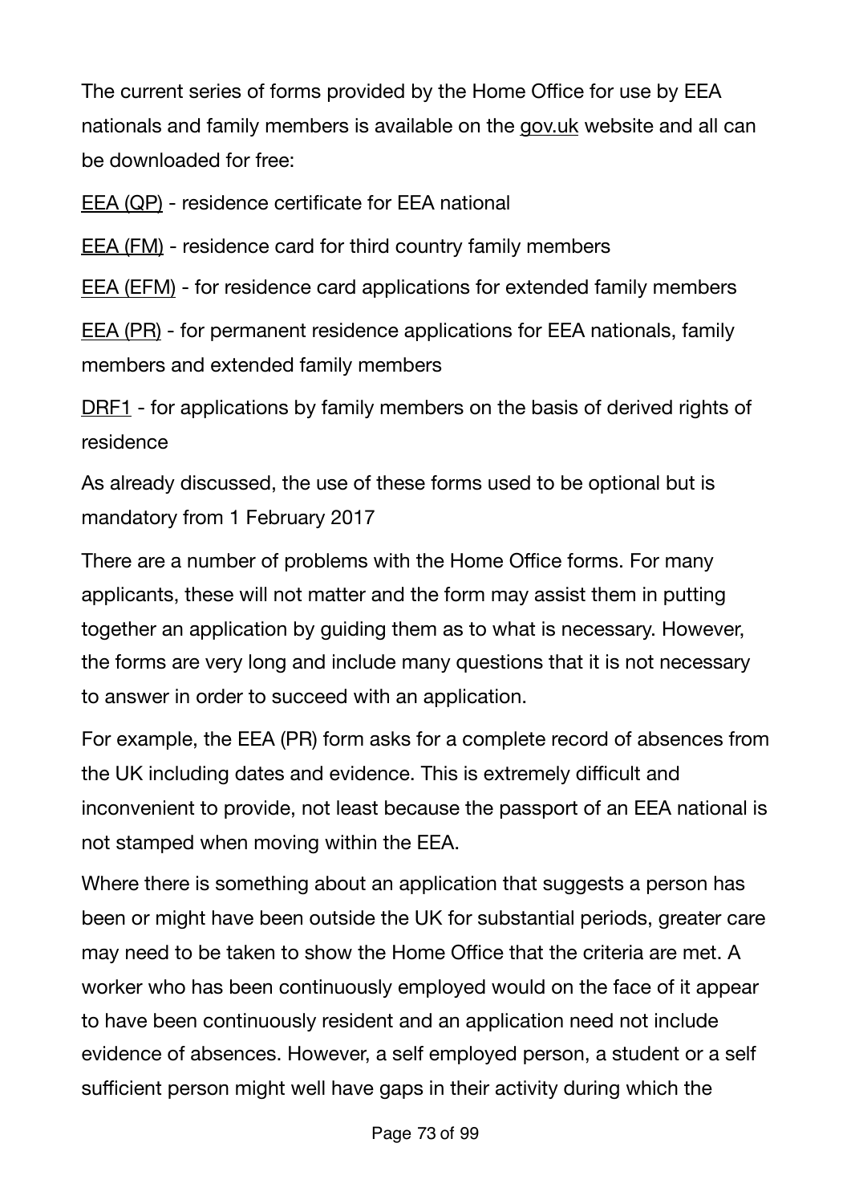The current series of forms provided by the Home Office for use by EEA nationals and family members is available on the gov.uk website and all can be downloaded for free:

EEA (QP) - residence certificate for EEA national

EEA (FM) - residence card for third country family members

EEA (EFM) - for residence card applications for extended family members

EEA (PR) - for permanent residence applications for EEA nationals, family members and extended family members

DRF1 - for applications by family members on the basis of derived rights of residence

As already discussed, the use of these forms used to be optional but is mandatory from 1 February 2017

There are a number of problems with the Home Office forms. For many applicants, these will not matter and the form may assist them in putting together an application by guiding them as to what is necessary. However, the forms are very long and include many questions that it is not necessary to answer in order to succeed with an application.

For example, the EEA (PR) form asks for a complete record of absences from the UK including dates and evidence. This is extremely difficult and inconvenient to provide, not least because the passport of an EEA national is not stamped when moving within the EEA.

Where there is something about an application that suggests a person has been or might have been outside the UK for substantial periods, greater care may need to be taken to show the Home Office that the criteria are met. A worker who has been continuously employed would on the face of it appear to have been continuously resident and an application need not include evidence of absences. However, a self employed person, a student or a self sufficient person might well have gaps in their activity during which the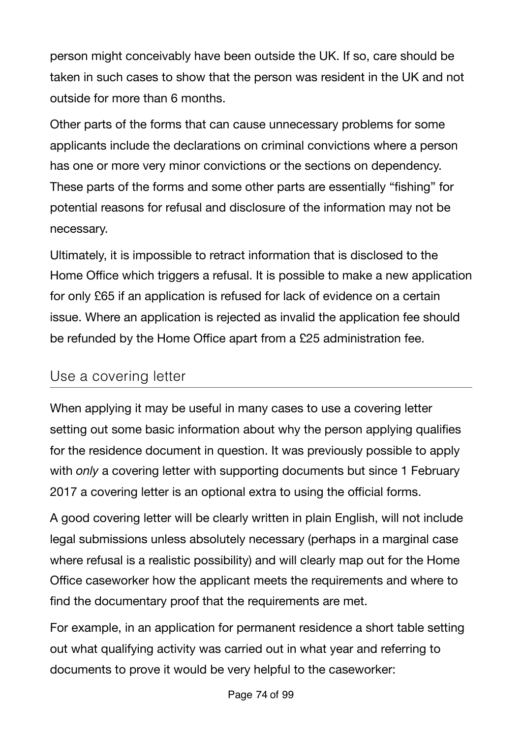person might conceivably have been outside the UK. If so, care should be taken in such cases to show that the person was resident in the UK and not outside for more than 6 months.

Other parts of the forms that can cause unnecessary problems for some applicants include the declarations on criminal convictions where a person has one or more very minor convictions or the sections on dependency. These parts of the forms and some other parts are essentially "fishing" for potential reasons for refusal and disclosure of the information may not be necessary.

Ultimately, it is impossible to retract information that is disclosed to the Home Office which triggers a refusal. It is possible to make a new application for only £65 if an application is refused for lack of evidence on a certain issue. Where an application is rejected as invalid the application fee should be refunded by the Home Office apart from a £25 administration fee.

## Use a covering letter

When applying it may be useful in many cases to use a covering letter setting out some basic information about why the person applying qualifies for the residence document in question. It was previously possible to apply with *only* a covering letter with supporting documents but since 1 February 2017 a covering letter is an optional extra to using the official forms.

A good covering letter will be clearly written in plain English, will not include legal submissions unless absolutely necessary (perhaps in a marginal case where refusal is a realistic possibility) and will clearly map out for the Home Office caseworker how the applicant meets the requirements and where to find the documentary proof that the requirements are met.

For example, in an application for permanent residence a short table setting out what qualifying activity was carried out in what year and referring to documents to prove it would be very helpful to the caseworker: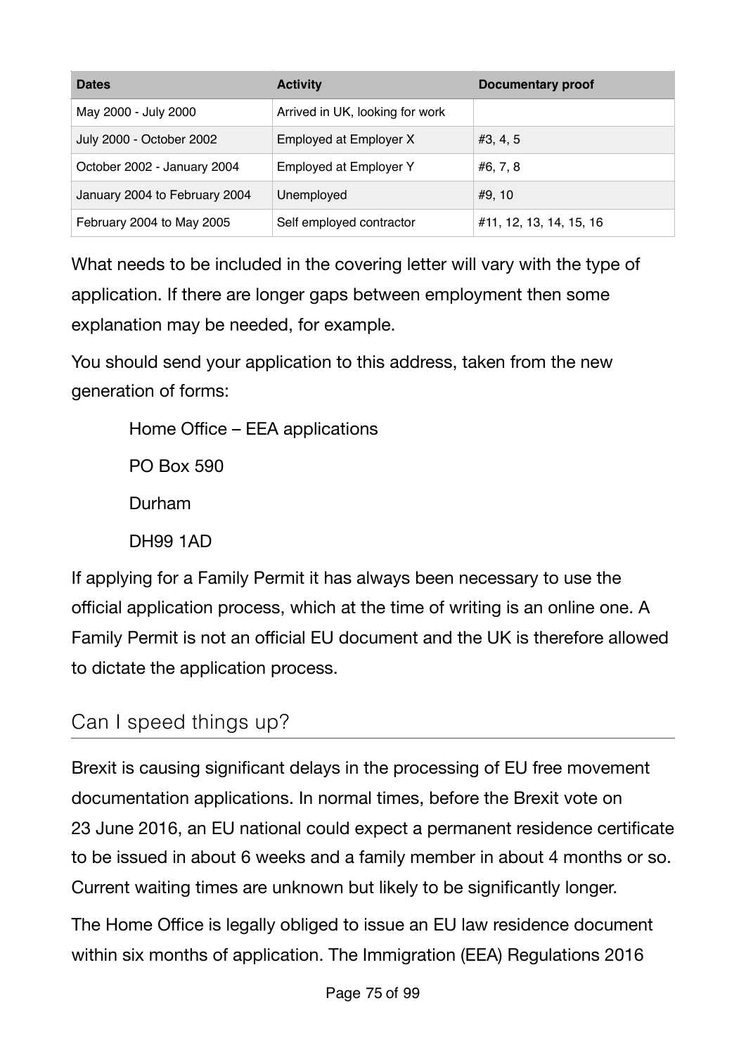| Dates | Activity | Documentary proof |
| --- | --- | --- |
| May 2000 - July 2000 | Arrived in UK, looking for work | |
| July 2000 - October 2002 | Employed at Employer X | #3, 4, 5 |
| October 2002 - January 2004 | Employed at Employer Y | #6, 7, 8 |
| January 2004 to February 2004 | Unemployed | #9, 10 |
| February 2004 to May 2005 | Self employed contractor | #11, 12, 13, 14, 15, 16 |

What needs to be included in the covering letter will vary with the type of application. If there are longer gaps between employment then some explanation may be needed, for example.

You should send your application to this address, taken from the new generation of forms:

> Home Office – EEA applications
>
> PO Box 590
>
> Durham
>
> DH99 1AD

If applying for a Family Permit it has always been necessary to use the official application process, which at the time of writing is an online one. A Family Permit is not an official EU document and the UK is therefore allowed to dictate the application process.

## Can I speed things up?

Brexit is causing significant delays in the processing of EU free movement documentation applications. In normal times, before the Brexit vote on 23 June 2016, an EU national could expect a permanent residence certificate to be issued in about 6 weeks and a family member in about 4 months or so. Current waiting times are unknown but likely to be significantly longer.

The Home Office is legally obliged to issue an EU law residence document within six months of application. The Immigration (EEA) Regulations 2016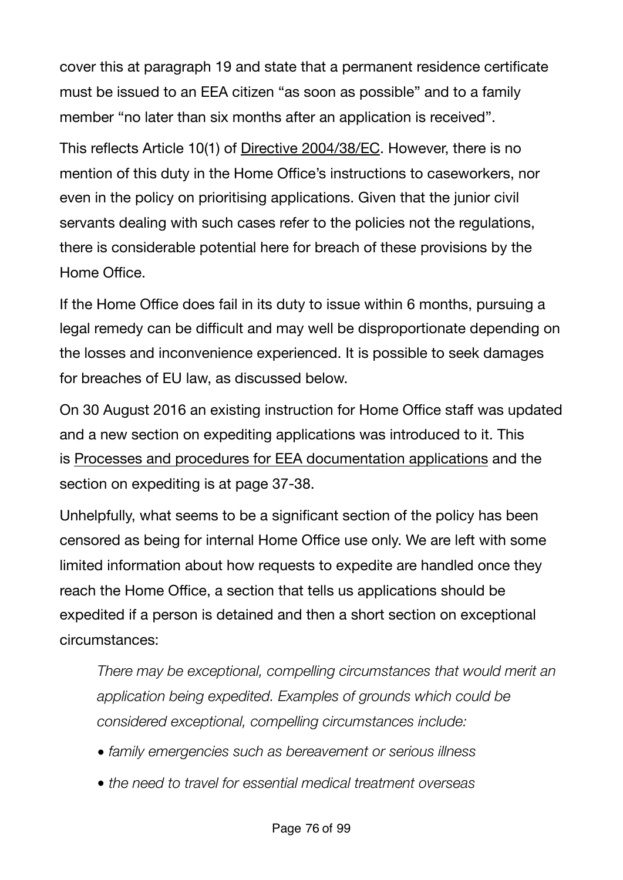cover this at paragraph 19 and state that a permanent residence certificate must be issued to an EEA citizen "as soon as possible" and to a family member "no later than six months after an application is received".

This reflects Article 10(1) of Directive 2004/38/EC. However, there is no mention of this duty in the Home Office's instructions to caseworkers, nor even in the policy on prioritising applications. Given that the junior civil servants dealing with such cases refer to the policies not the regulations, there is considerable potential here for breach of these provisions by the Home Office.

If the Home Office does fail in its duty to issue within 6 months, pursuing a legal remedy can be difficult and may well be disproportionate depending on the losses and inconvenience experienced. It is possible to seek damages for breaches of EU law, as discussed below.

On 30 August 2016 an existing instruction for Home Office staff was updated and a new section on expediting applications was introduced to it. This is Processes and procedures for EEA documentation applications and the section on expediting is at page 37-38.

Unhelpfully, what seems to be a significant section of the policy has been censored as being for internal Home Office use only. We are left with some limited information about how requests to expedite are handled once they reach the Home Office, a section that tells us applications should be expedited if a person is detained and then a short section on exceptional circumstances:

> *There may be exceptional, compelling circumstances that would merit an application being expedited. Examples of grounds which could be considered exceptional, compelling circumstances include:*
>
> - *family emergencies such as bereavement or serious illness*
> - *the need to travel for essential medical treatment overseas*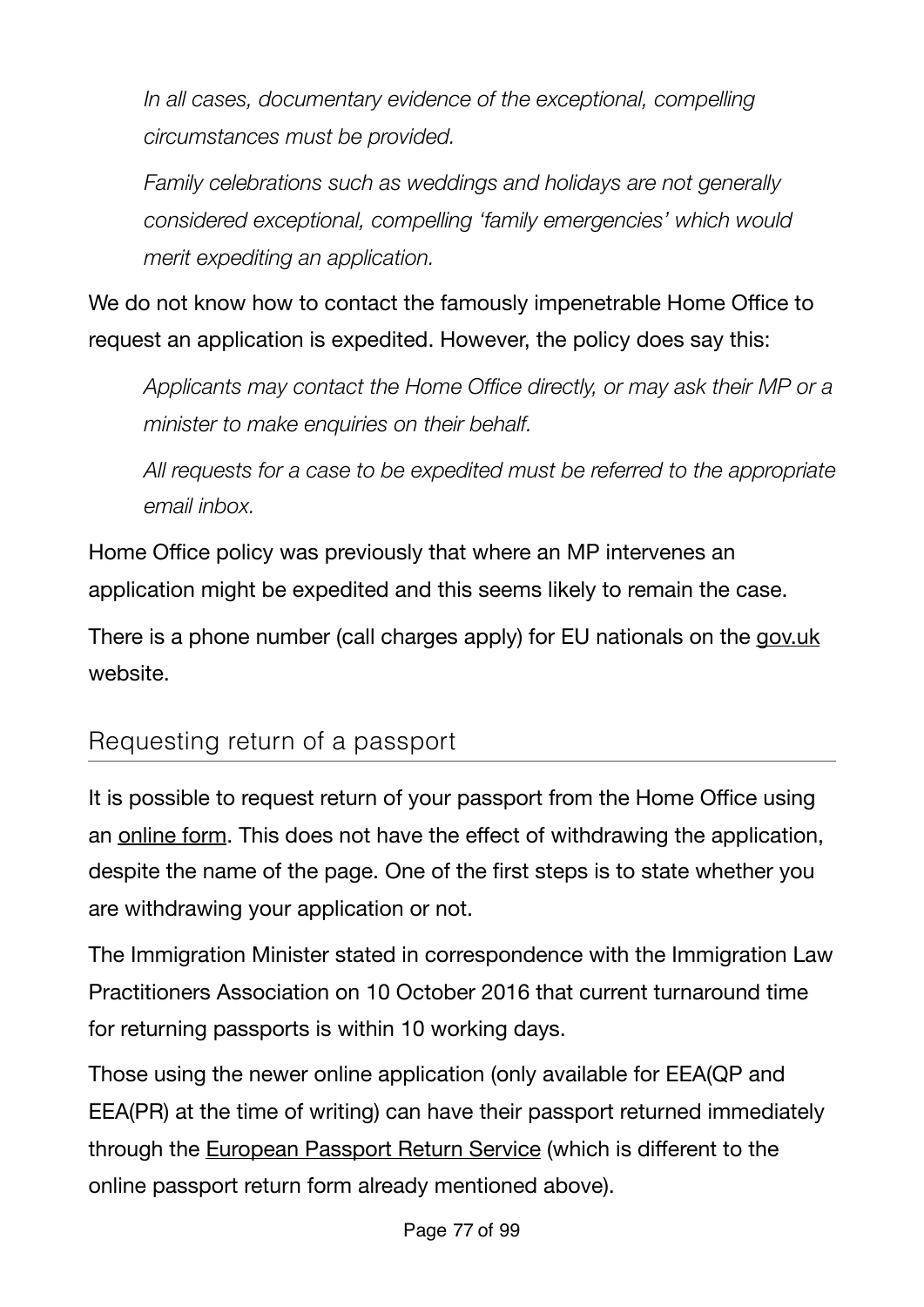> *In all cases, documentary evidence of the exceptional, compelling circumstances must be provided.*
>
> *Family celebrations such as weddings and holidays are not generally considered exceptional, compelling 'family emergencies' which would merit expediting an application.*

We do not know how to contact the famously impenetrable Home Office to request an application is expedited. However, the policy does say this:

> *Applicants may contact the Home Office directly, or may ask their MP or a minister to make enquiries on their behalf.*
>
> *All requests for a case to be expedited must be referred to the appropriate email inbox.*

Home Office policy was previously that where an MP intervenes an application might be expedited and this seems likely to remain the case.

There is a phone number (call charges apply) for EU nationals on the gov.uk website.

## Requesting return of a passport

It is possible to request return of your passport from the Home Office using an online form. This does not have the effect of withdrawing the application, despite the name of the page. One of the first steps is to state whether you are withdrawing your application or not.

The Immigration Minister stated in correspondence with the Immigration Law Practitioners Association on 10 October 2016 that current turnaround time for returning passports is within 10 working days.

Those using the newer online application (only available for EEA(QP and EEA(PR) at the time of writing) can have their passport returned immediately through the European Passport Return Service (which is different to the online passport return form already mentioned above).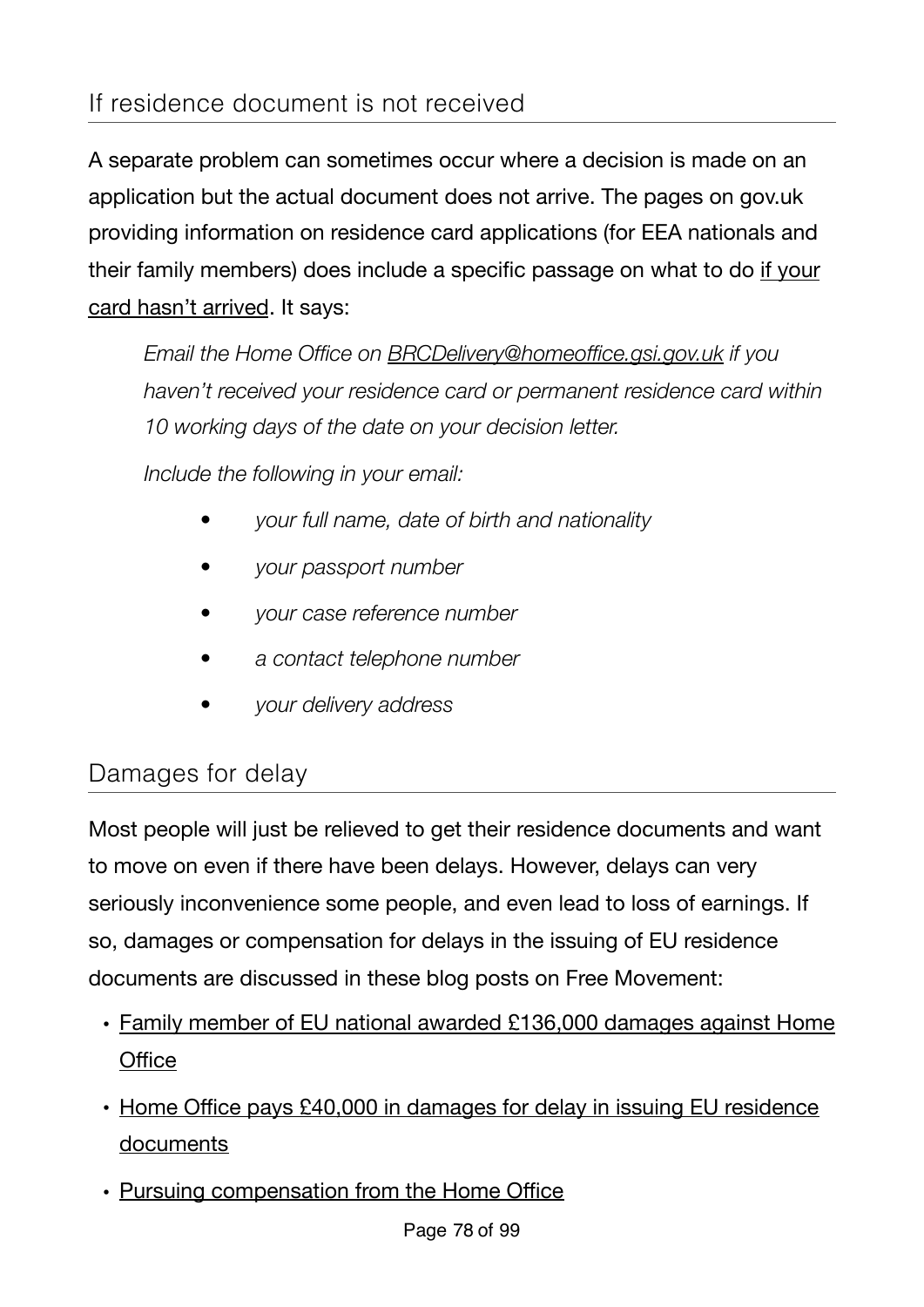## If residence document is not received

A separate problem can sometimes occur where a decision is made on an application but the actual document does not arrive. The pages on gov.uk providing information on residence card applications (for EEA nationals and their family members) does include a specific passage on what to do if your card hasn't arrived. It says:

> *Email the Home Office on BRCDelivery@homeoffice.gsi.gov.uk if you haven't received your residence card or permanent residence card within 10 working days of the date on your decision letter.*
>
> *Include the following in your email:*
>
> - *your full name, date of birth and nationality*
> - *your passport number*
> - *your case reference number*
> - *a contact telephone number*
> - *your delivery address*

## Damages for delay

Most people will just be relieved to get their residence documents and want to move on even if there have been delays. However, delays can very seriously inconvenience some people, and even lead to loss of earnings. If so, damages or compensation for delays in the issuing of EU residence documents are discussed in these blog posts on Free Movement:

- Family member of EU national awarded £136,000 damages against Home Office
- Home Office pays £40,000 in damages for delay in issuing EU residence documents
- Pursuing compensation from the Home Office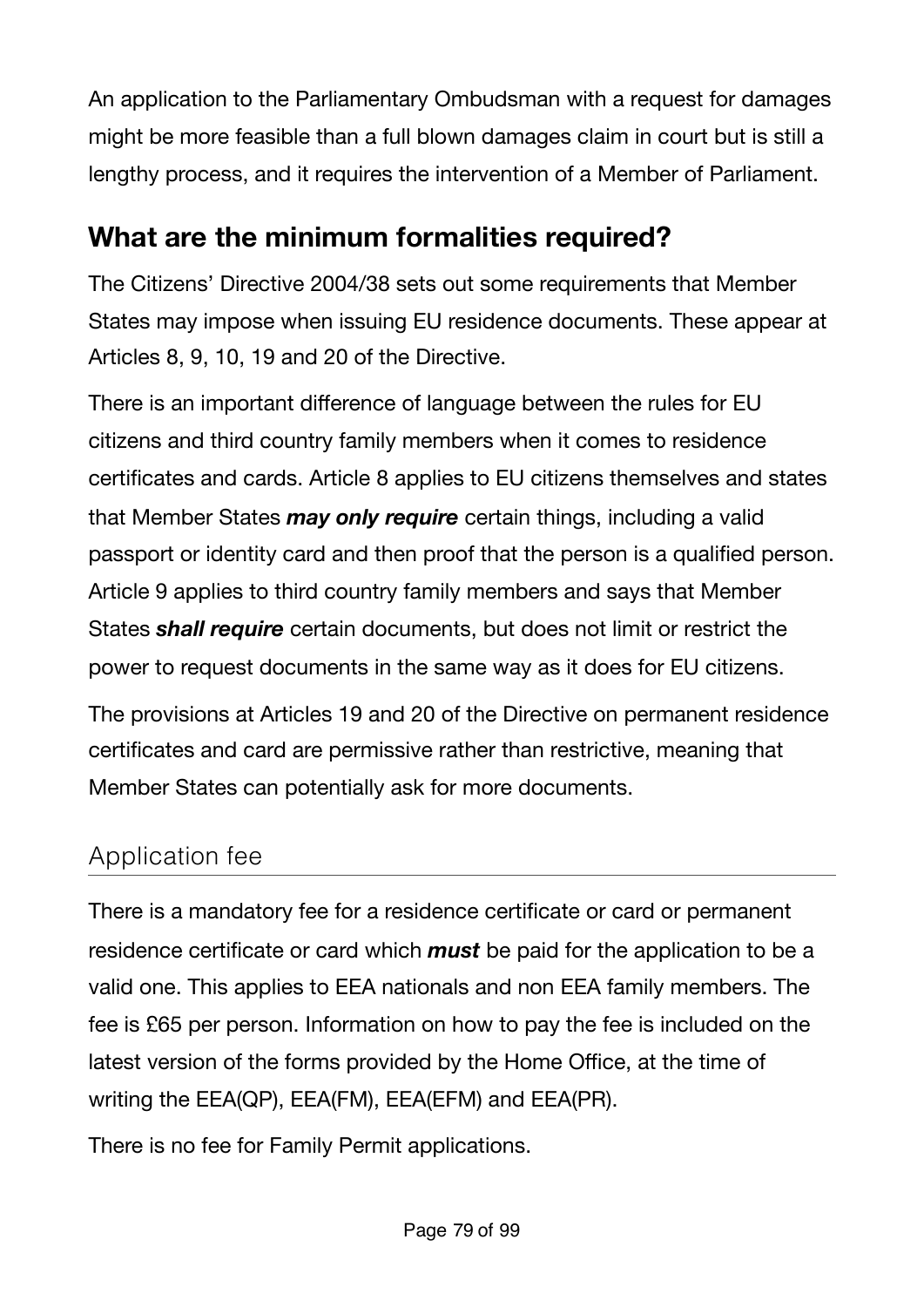An application to the Parliamentary Ombudsman with a request for damages might be more feasible than a full blown damages claim in court but is still a lengthy process, and it requires the intervention of a Member of Parliament.

## What are the minimum formalities required?

The Citizens' Directive 2004/38 sets out some requirements that Member States may impose when issuing EU residence documents. These appear at Articles 8, 9, 10, 19 and 20 of the Directive.

There is an important difference of language between the rules for EU citizens and third country family members when it comes to residence certificates and cards. Article 8 applies to EU citizens themselves and states that Member States ***may only require*** certain things, including a valid passport or identity card and then proof that the person is a qualified person. Article 9 applies to third country family members and says that Member States ***shall require*** certain documents, but does not limit or restrict the power to request documents in the same way as it does for EU citizens.

The provisions at Articles 19 and 20 of the Directive on permanent residence certificates and card are permissive rather than restrictive, meaning that Member States can potentially ask for more documents.

### Application fee

There is a mandatory fee for a residence certificate or card or permanent residence certificate or card which ***must*** be paid for the application to be a valid one. This applies to EEA nationals and non EEA family members. The fee is £65 per person. Information on how to pay the fee is included on the latest version of the forms provided by the Home Office, at the time of writing the EEA(QP), EEA(FM), EEA(EFM) and EEA(PR).

There is no fee for Family Permit applications.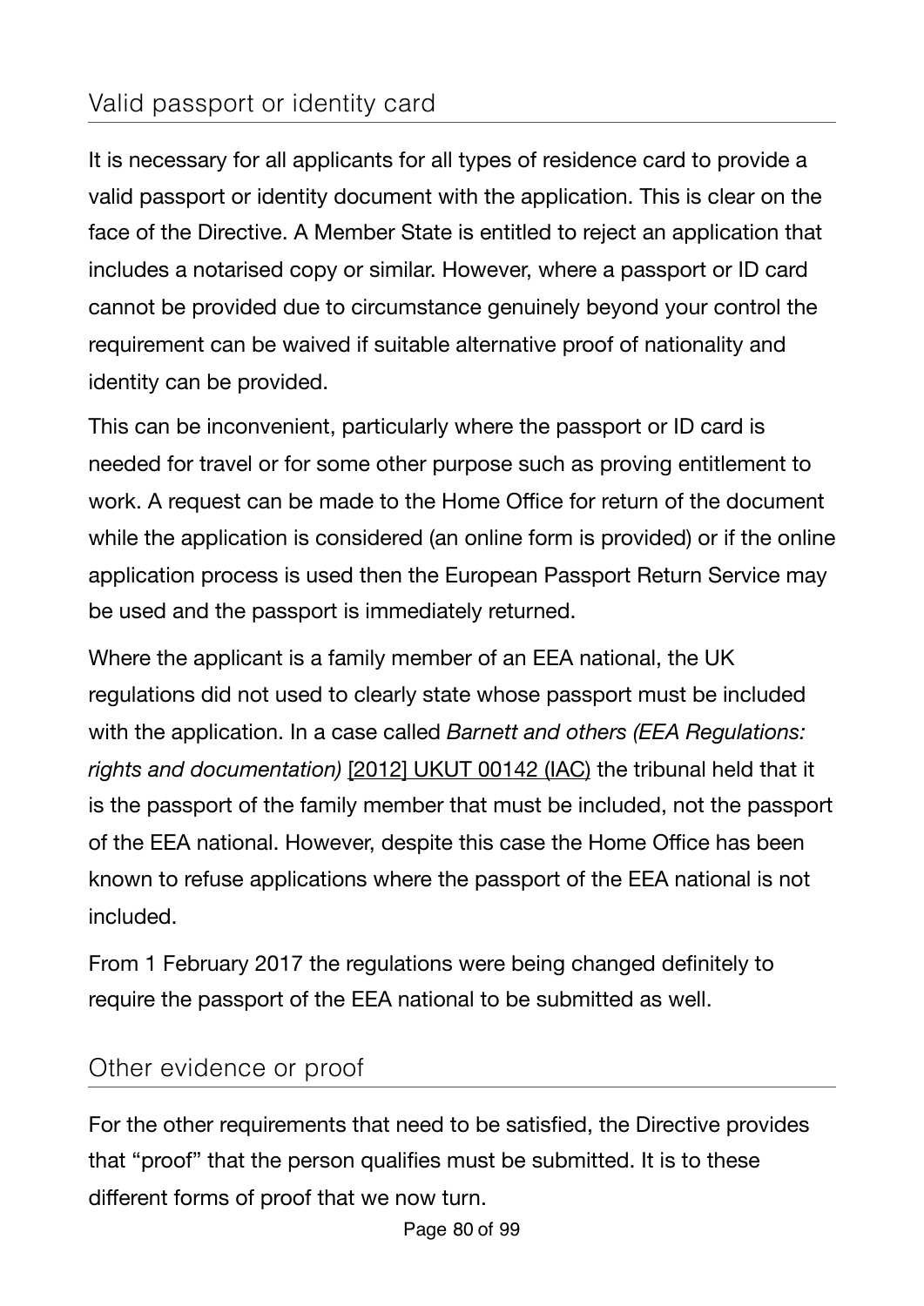## Valid passport or identity card

It is necessary for all applicants for all types of residence card to provide a valid passport or identity document with the application. This is clear on the face of the Directive. A Member State is entitled to reject an application that includes a notarised copy or similar. However, where a passport or ID card cannot be provided due to circumstance genuinely beyond your control the requirement can be waived if suitable alternative proof of nationality and identity can be provided.

This can be inconvenient, particularly where the passport or ID card is needed for travel or for some other purpose such as proving entitlement to work. A request can be made to the Home Office for return of the document while the application is considered (an online form is provided) or if the online application process is used then the European Passport Return Service may be used and the passport is immediately returned.

Where the applicant is a family member of an EEA national, the UK regulations did not used to clearly state whose passport must be included with the application. In a case called *Barnett and others (EEA Regulations: rights and documentation)* [2012] UKUT 00142 (IAC) the tribunal held that it is the passport of the family member that must be included, not the passport of the EEA national. However, despite this case the Home Office has been known to refuse applications where the passport of the EEA national is not included.

From 1 February 2017 the regulations were being changed definitely to require the passport of the EEA national to be submitted as well.

## Other evidence or proof

For the other requirements that need to be satisfied, the Directive provides that "proof" that the person qualifies must be submitted. It is to these different forms of proof that we now turn.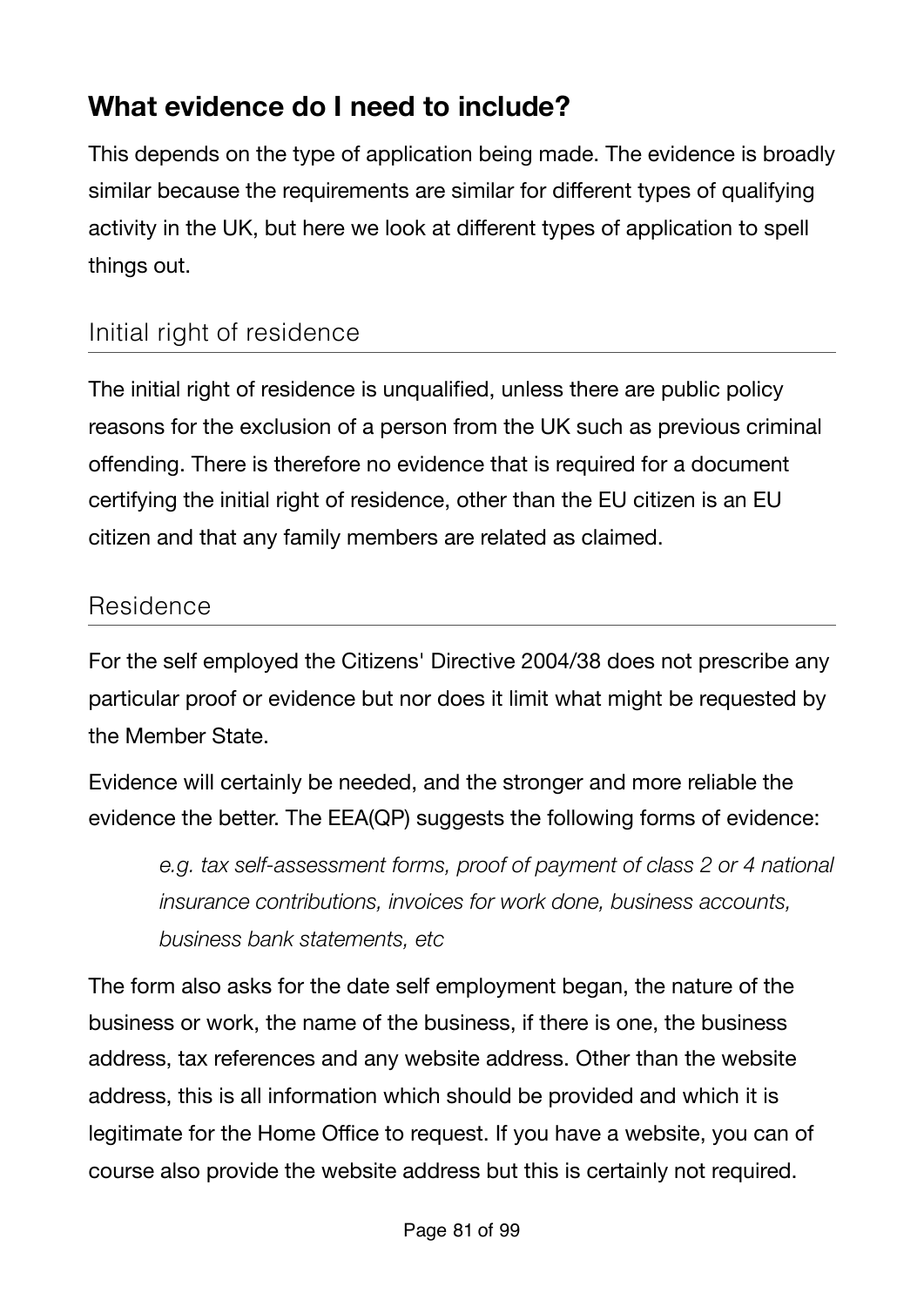## What evidence do I need to include?

This depends on the type of application being made. The evidence is broadly similar because the requirements are similar for different types of qualifying activity in the UK, but here we look at different types of application to spell things out.

### Initial right of residence

The initial right of residence is unqualified, unless there are public policy reasons for the exclusion of a person from the UK such as previous criminal offending. There is therefore no evidence that is required for a document certifying the initial right of residence, other than the EU citizen is an EU citizen and that any family members are related as claimed.

### Residence

For the self employed the Citizens' Directive 2004/38 does not prescribe any particular proof or evidence but nor does it limit what might be requested by the Member State.

Evidence will certainly be needed, and the stronger and more reliable the evidence the better. The EEA(QP) suggests the following forms of evidence:

> *e.g. tax self-assessment forms, proof of payment of class 2 or 4 national insurance contributions, invoices for work done, business accounts, business bank statements, etc*

The form also asks for the date self employment began, the nature of the business or work, the name of the business, if there is one, the business address, tax references and any website address. Other than the website address, this is all information which should be provided and which it is legitimate for the Home Office to request. If you have a website, you can of course also provide the website address but this is certainly not required.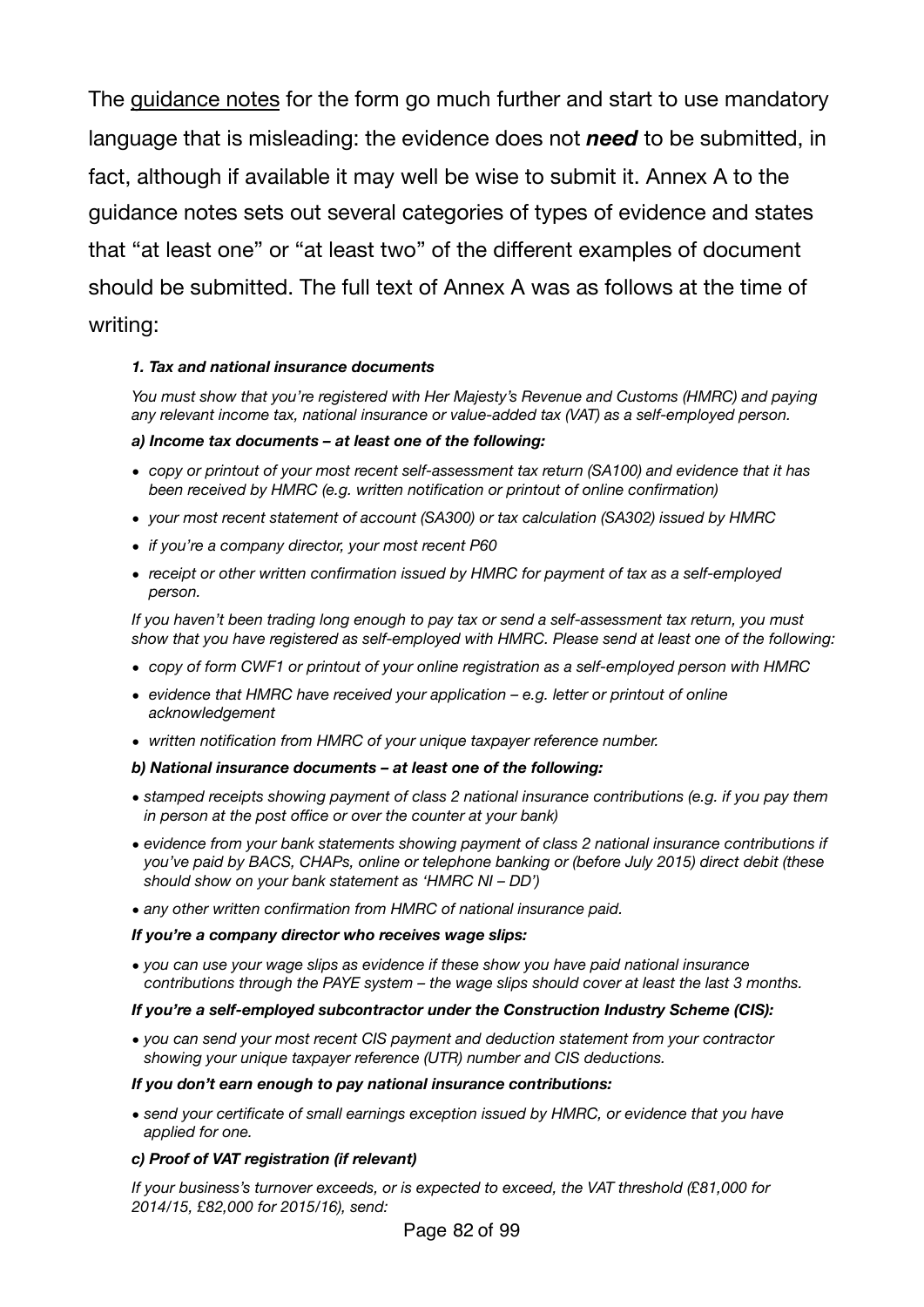The guidance notes for the form go much further and start to use mandatory language that is misleading: the evidence does not ***need*** to be submitted, in fact, although if available it may well be wise to submit it. Annex A to the guidance notes sets out several categories of types of evidence and states that "at least one" or "at least two" of the different examples of document should be submitted. The full text of Annex A was as follows at the time of writing:

> ***1. Tax and national insurance documents***
>
> *You must show that you're registered with Her Majesty's Revenue and Customs (HMRC) and paying any relevant income tax, national insurance or value-added tax (VAT) as a self-employed person.*
>
> ***a) Income tax documents – at least one of the following:***
>
> - *copy or printout of your most recent self-assessment tax return (SA100) and evidence that it has been received by HMRC (e.g. written notification or printout of online confirmation)*
> - *your most recent statement of account (SA300) or tax calculation (SA302) issued by HMRC*
> - *if you're a company director, your most recent P60*
> - *receipt or other written confirmation issued by HMRC for payment of tax as a self-employed person.*
>
> *If you haven't been trading long enough to pay tax or send a self-assessment tax return, you must show that you have registered as self-employed with HMRC. Please send at least one of the following:*
>
> - *copy of form CWF1 or printout of your online registration as a self-employed person with HMRC*
> - *evidence that HMRC have received your application – e.g. letter or printout of online acknowledgement*
> - *written notification from HMRC of your unique taxpayer reference number.*
>
> ***b) National insurance documents – at least one of the following:***
>
> - *stamped receipts showing payment of class 2 national insurance contributions (e.g. if you pay them in person at the post office or over the counter at your bank)*
> - *evidence from your bank statements showing payment of class 2 national insurance contributions if you've paid by BACS, CHAPs, online or telephone banking or (before July 2015) direct debit (these should show on your bank statement as 'HMRC NI – DD')*
> - *any other written confirmation from HMRC of national insurance paid.*
>
> ***If you're a company director who receives wage slips:***
>
> - *you can use your wage slips as evidence if these show you have paid national insurance contributions through the PAYE system – the wage slips should cover at least the last 3 months.*
>
> ***If you're a self-employed subcontractor under the Construction Industry Scheme (CIS):***
>
> - *you can send your most recent CIS payment and deduction statement from your contractor showing your unique taxpayer reference (UTR) number and CIS deductions.*
>
> ***If you don't earn enough to pay national insurance contributions:***
>
> - *send your certificate of small earnings exception issued by HMRC, or evidence that you have applied for one.*
>
> ***c) Proof of VAT registration (if relevant)***
>
> *If your business's turnover exceeds, or is expected to exceed, the VAT threshold (£81,000 for 2014/15, £82,000 for 2015/16), send:*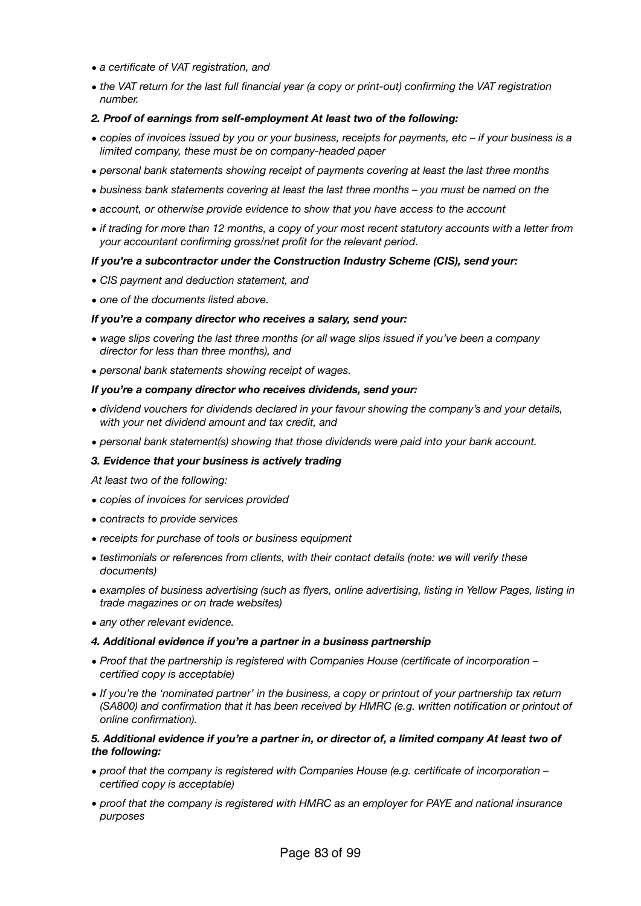- *a certificate of VAT registration, and*
- *the VAT return for the last full financial year (a copy or print-out) confirming the VAT registration number.*

***2. Proof of earnings from self-employment At least two of the following:***

- *copies of invoices issued by you or your business, receipts for payments, etc – if your business is a limited company, these must be on company-headed paper*
- *personal bank statements showing receipt of payments covering at least the last three months*
- *business bank statements covering at least the last three months – you must be named on the*
- *account, or otherwise provide evidence to show that you have access to the account*
- *if trading for more than 12 months, a copy of your most recent statutory accounts with a letter from your accountant confirming gross/net profit for the relevant period.*

***If you're a subcontractor under the Construction Industry Scheme (CIS), send your:***

- *CIS payment and deduction statement, and*
- *one of the documents listed above.*

***If you're a company director who receives a salary, send your:***

- *wage slips covering the last three months (or all wage slips issued if you've been a company director for less than three months), and*
- *personal bank statements showing receipt of wages.*

***If you're a company director who receives dividends, send your:***

- *dividend vouchers for dividends declared in your favour showing the company's and your details, with your net dividend amount and tax credit, and*
- *personal bank statement(s) showing that those dividends were paid into your bank account.*

***3. Evidence that your business is actively trading***

*At least two of the following:*

- *copies of invoices for services provided*
- *contracts to provide services*
- *receipts for purchase of tools or business equipment*
- *testimonials or references from clients, with their contact details (note: we will verify these documents)*
- *examples of business advertising (such as flyers, online advertising, listing in Yellow Pages, listing in trade magazines or on trade websites)*
- *any other relevant evidence.*

***4. Additional evidence if you're a partner in a business partnership***

- *Proof that the partnership is registered with Companies House (certificate of incorporation – certified copy is acceptable)*
- *If you're the 'nominated partner' in the business, a copy or printout of your partnership tax return (SA800) and confirmation that it has been received by HMRC (e.g. written notification or printout of online confirmation).*

***5. Additional evidence if you're a partner in, or director of, a limited company At least two of the following:***

- *proof that the company is registered with Companies House (e.g. certificate of incorporation – certified copy is acceptable)*
- *proof that the company is registered with HMRC as an employer for PAYE and national insurance purposes*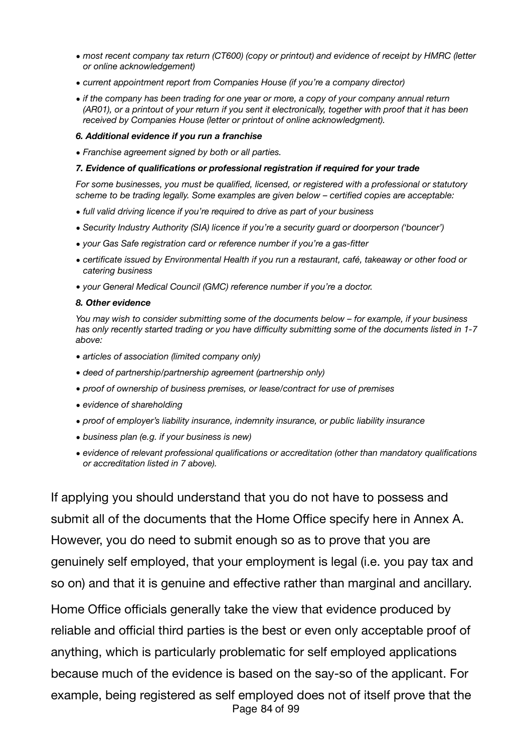- *most recent company tax return (CT600) (copy or printout) and evidence of receipt by HMRC (letter or online acknowledgement)*
- *current appointment report from Companies House (if you're a company director)*
- *if the company has been trading for one year or more, a copy of your company annual return (AR01), or a printout of your return if you sent it electronically, together with proof that it has been received by Companies House (letter or printout of online acknowledgment).*

***6. Additional evidence if you run a franchise***

- *Franchise agreement signed by both or all parties.*

***7. Evidence of qualifications or professional registration if required for your trade***

*For some businesses, you must be qualified, licensed, or registered with a professional or statutory scheme to be trading legally. Some examples are given below – certified copies are acceptable:*

- *full valid driving licence if you're required to drive as part of your business*
- *Security Industry Authority (SIA) licence if you're a security guard or doorperson ('bouncer')*
- *your Gas Safe registration card or reference number if you're a gas-fitter*
- *certificate issued by Environmental Health if you run a restaurant, café, takeaway or other food or catering business*
- *your General Medical Council (GMC) reference number if you're a doctor.*

***8. Other evidence***

*You may wish to consider submitting some of the documents below – for example, if your business has only recently started trading or you have difficulty submitting some of the documents listed in 1-7 above:*

- *articles of association (limited company only)*
- *deed of partnership/partnership agreement (partnership only)*
- *proof of ownership of business premises, or lease/contract for use of premises*
- *evidence of shareholding*
- *proof of employer's liability insurance, indemnity insurance, or public liability insurance*
- *business plan (e.g. if your business is new)*
- *evidence of relevant professional qualifications or accreditation (other than mandatory qualifications or accreditation listed in 7 above).*

If applying you should understand that you do not have to possess and submit all of the documents that the Home Office specify here in Annex A. However, you do need to submit enough so as to prove that you are genuinely self employed, that your employment is legal (i.e. you pay tax and so on) and that it is genuine and effective rather than marginal and ancillary.

Home Office officials generally take the view that evidence produced by reliable and official third parties is the best or even only acceptable proof of anything, which is particularly problematic for self employed applications because much of the evidence is based on the say-so of the applicant. For example, being registered as self employed does not of itself prove that the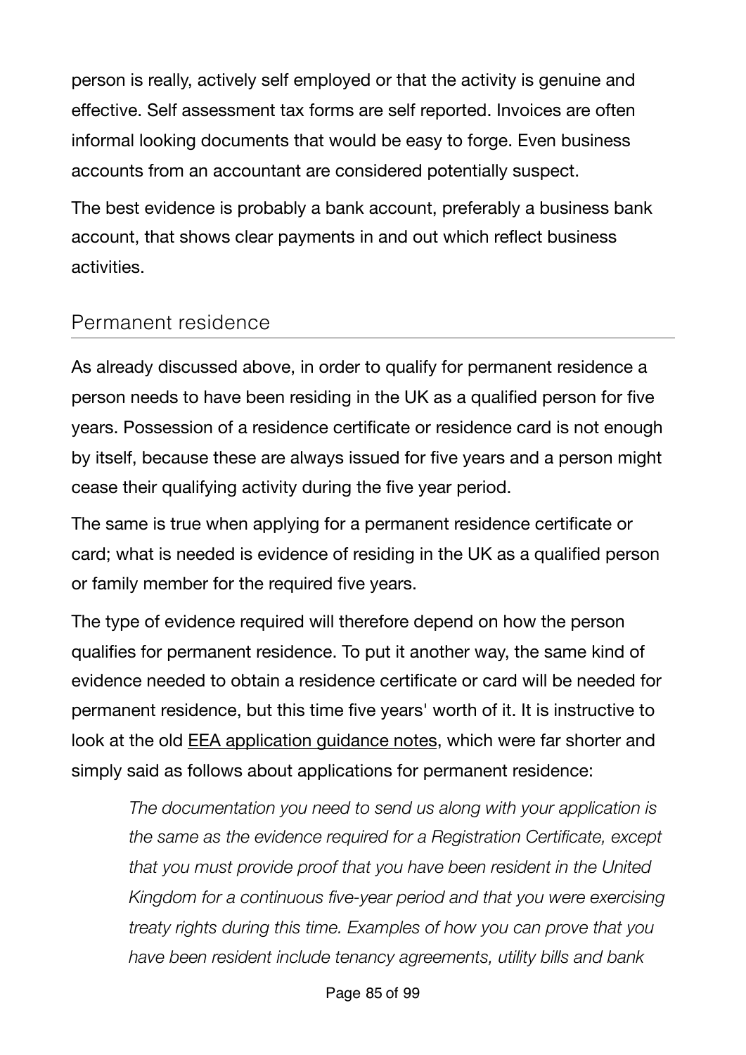person is really, actively self employed or that the activity is genuine and effective. Self assessment tax forms are self reported. Invoices are often informal looking documents that would be easy to forge. Even business accounts from an accountant are considered potentially suspect.

The best evidence is probably a bank account, preferably a business bank account, that shows clear payments in and out which reflect business activities.

## Permanent residence

As already discussed above, in order to qualify for permanent residence a person needs to have been residing in the UK as a qualified person for five years. Possession of a residence certificate or residence card is not enough by itself, because these are always issued for five years and a person might cease their qualifying activity during the five year period.

The same is true when applying for a permanent residence certificate or card; what is needed is evidence of residing in the UK as a qualified person or family member for the required five years.

The type of evidence required will therefore depend on how the person qualifies for permanent residence. To put it another way, the same kind of evidence needed to obtain a residence certificate or card will be needed for permanent residence, but this time five years' worth of it. It is instructive to look at the old EEA application guidance notes, which were far shorter and simply said as follows about applications for permanent residence:

> *The documentation you need to send us along with your application is the same as the evidence required for a Registration Certificate, except that you must provide proof that you have been resident in the United Kingdom for a continuous five-year period and that you were exercising treaty rights during this time. Examples of how you can prove that you have been resident include tenancy agreements, utility bills and bank*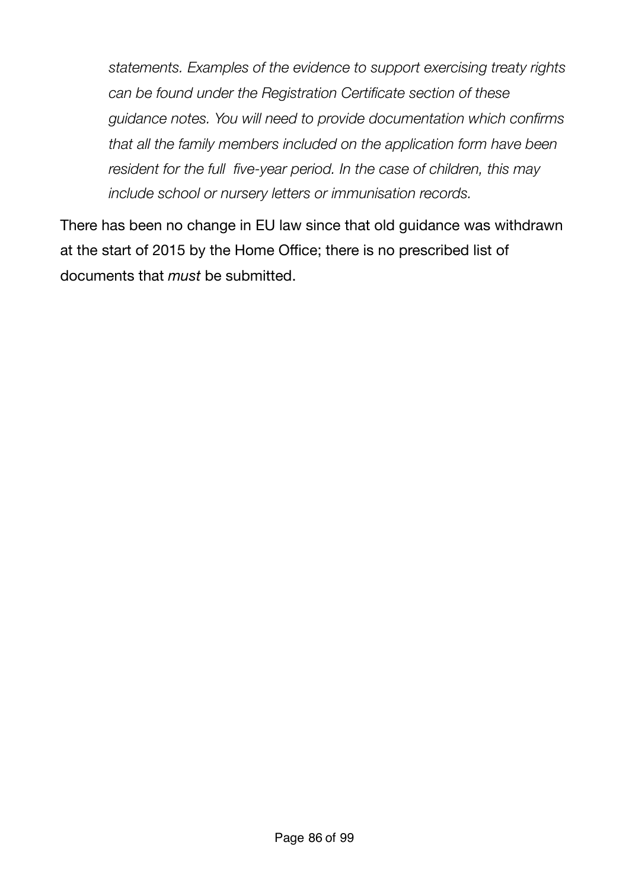> *statements. Examples of the evidence to support exercising treaty rights can be found under the Registration Certificate section of these guidance notes. You will need to provide documentation which confirms that all the family members included on the application form have been resident for the full five-year period. In the case of children, this may include school or nursery letters or immunisation records.*

There has been no change in EU law since that old guidance was withdrawn at the start of 2015 by the Home Office; there is no prescribed list of documents that *must* be submitted.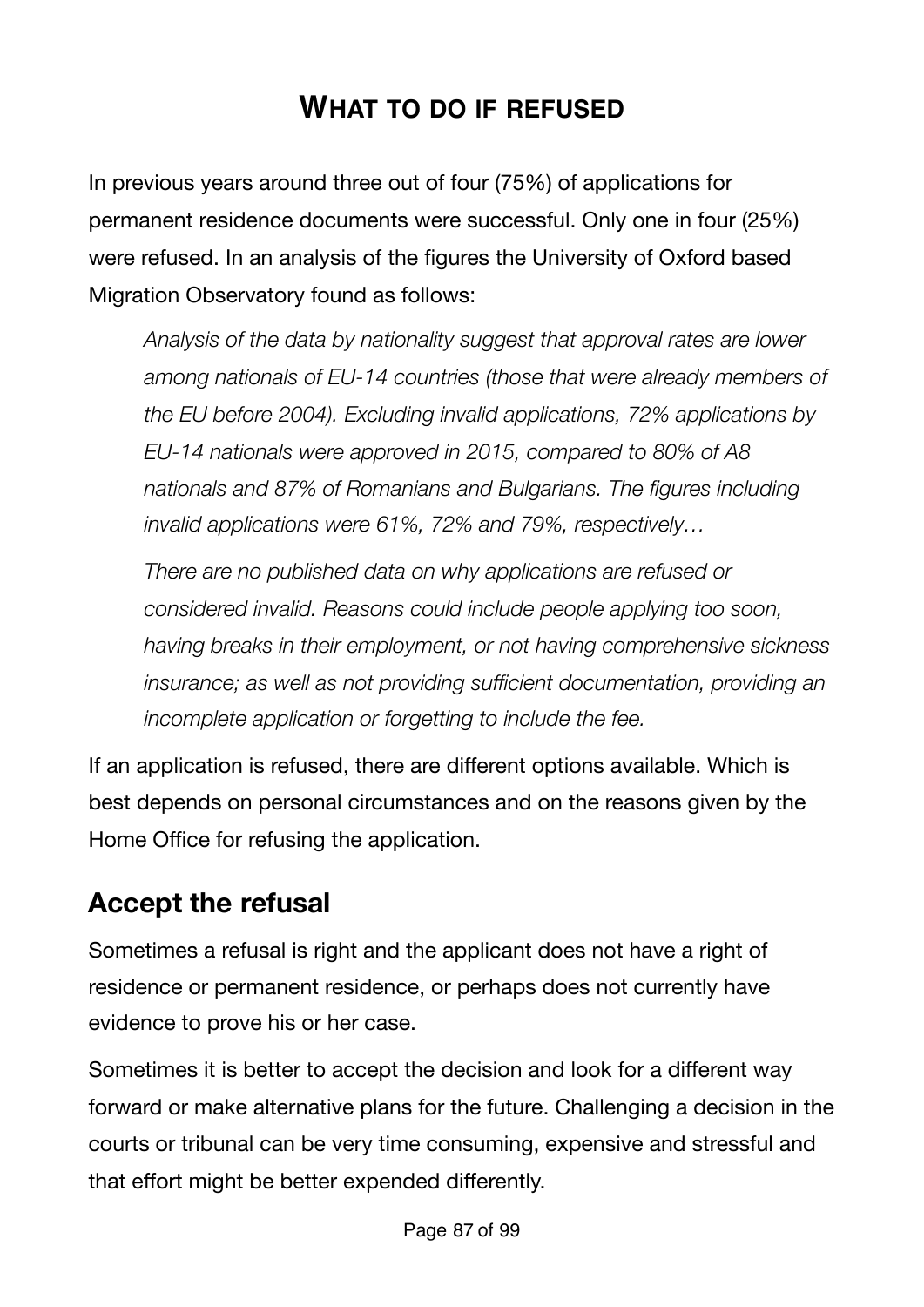# WHAT TO DO IF REFUSED

In previous years around three out of four (75%) of applications for permanent residence documents were successful. Only one in four (25%) were refused. In an analysis of the figures the University of Oxford based Migration Observatory found as follows:

> *Analysis of the data by nationality suggest that approval rates are lower among nationals of EU-14 countries (those that were already members of the EU before 2004). Excluding invalid applications, 72% applications by EU-14 nationals were approved in 2015, compared to 80% of A8 nationals and 87% of Romanians and Bulgarians. The figures including invalid applications were 61%, 72% and 79%, respectively…*
>
> *There are no published data on why applications are refused or considered invalid. Reasons could include people applying too soon, having breaks in their employment, or not having comprehensive sickness insurance; as well as not providing sufficient documentation, providing an incomplete application or forgetting to include the fee.*

If an application is refused, there are different options available. Which is best depends on personal circumstances and on the reasons given by the Home Office for refusing the application.

## Accept the refusal

Sometimes a refusal is right and the applicant does not have a right of residence or permanent residence, or perhaps does not currently have evidence to prove his or her case.

Sometimes it is better to accept the decision and look for a different way forward or make alternative plans for the future. Challenging a decision in the courts or tribunal can be very time consuming, expensive and stressful and that effort might be better expended differently.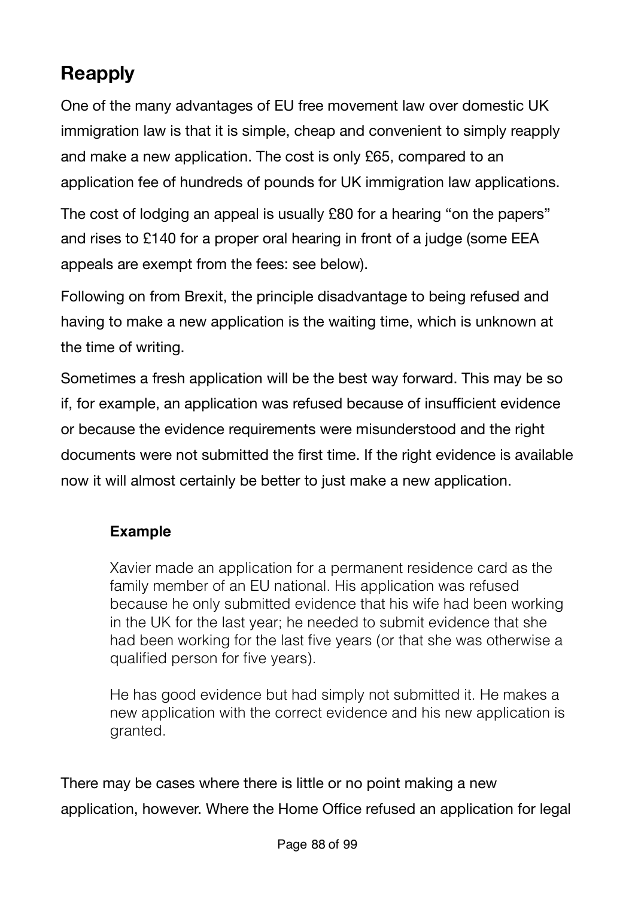## Reapply

One of the many advantages of EU free movement law over domestic UK immigration law is that it is simple, cheap and convenient to simply reapply and make a new application. The cost is only £65, compared to an application fee of hundreds of pounds for UK immigration law applications.

The cost of lodging an appeal is usually £80 for a hearing "on the papers" and rises to £140 for a proper oral hearing in front of a judge (some EEA appeals are exempt from the fees: see below).

Following on from Brexit, the principle disadvantage to being refused and having to make a new application is the waiting time, which is unknown at the time of writing.

Sometimes a fresh application will be the best way forward. This may be so if, for example, an application was refused because of insufficient evidence or because the evidence requirements were misunderstood and the right documents were not submitted the first time. If the right evidence is available now it will almost certainly be better to just make a new application.

> **Example**
>
> Xavier made an application for a permanent residence card as the family member of an EU national. His application was refused because he only submitted evidence that his wife had been working in the UK for the last year; he needed to submit evidence that she had been working for the last five years (or that she was otherwise a qualified person for five years).
>
> He has good evidence but had simply not submitted it. He makes a new application with the correct evidence and his new application is granted.

There may be cases where there is little or no point making a new application, however. Where the Home Office refused an application for legal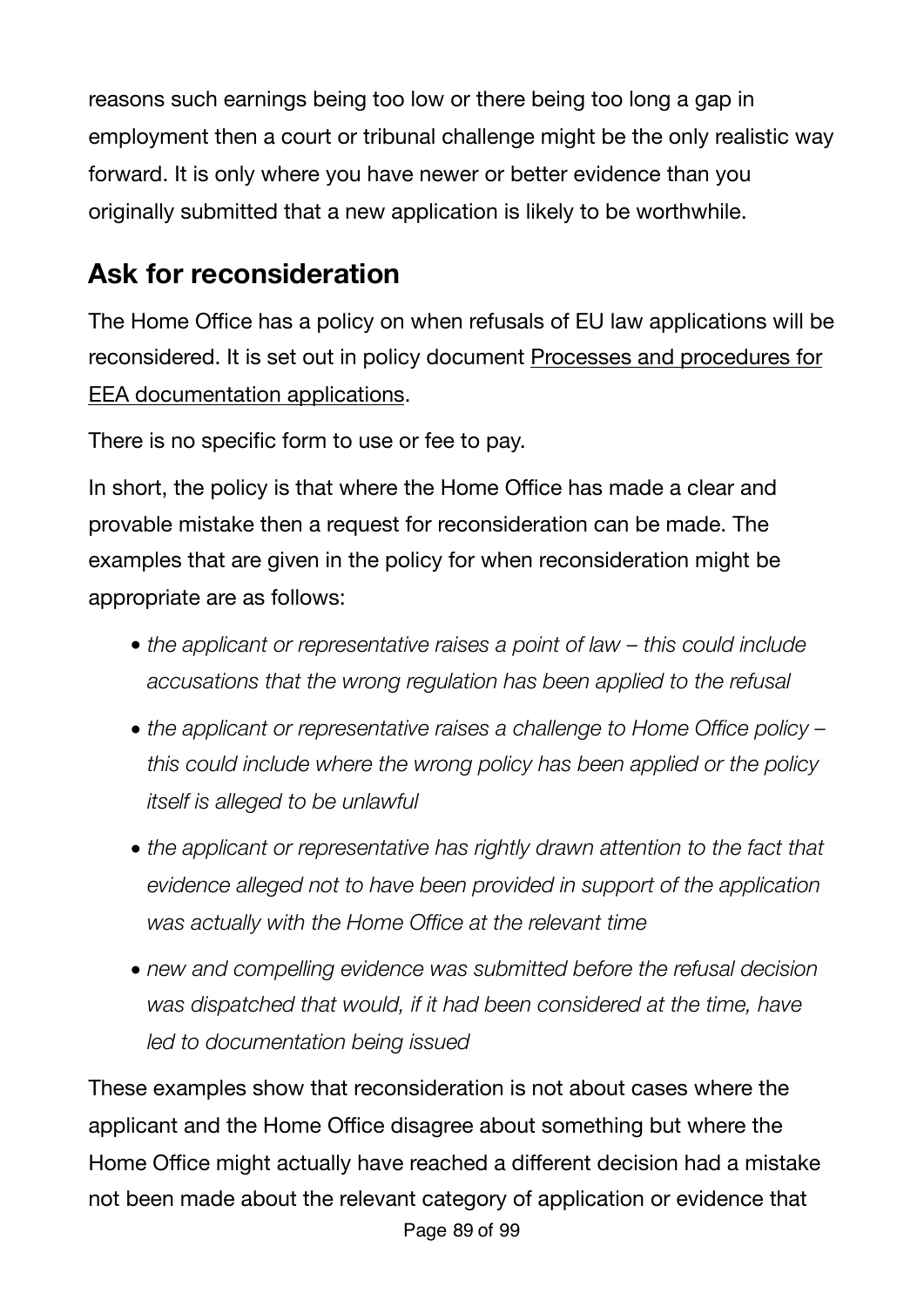reasons such earnings being too low or there being too long a gap in employment then a court or tribunal challenge might be the only realistic way forward. It is only where you have newer or better evidence than you originally submitted that a new application is likely to be worthwhile.

## Ask for reconsideration

The Home Office has a policy on when refusals of EU law applications will be reconsidered. It is set out in policy document Processes and procedures for EEA documentation applications.

There is no specific form to use or fee to pay.

In short, the policy is that where the Home Office has made a clear and provable mistake then a request for reconsideration can be made. The examples that are given in the policy for when reconsideration might be appropriate are as follows:

- *the applicant or representative raises a point of law – this could include accusations that the wrong regulation has been applied to the refusal*
- *the applicant or representative raises a challenge to Home Office policy – this could include where the wrong policy has been applied or the policy itself is alleged to be unlawful*
- *the applicant or representative has rightly drawn attention to the fact that evidence alleged not to have been provided in support of the application was actually with the Home Office at the relevant time*
- *new and compelling evidence was submitted before the refusal decision was dispatched that would, if it had been considered at the time, have led to documentation being issued*

These examples show that reconsideration is not about cases where the applicant and the Home Office disagree about something but where the Home Office might actually have reached a different decision had a mistake not been made about the relevant category of application or evidence that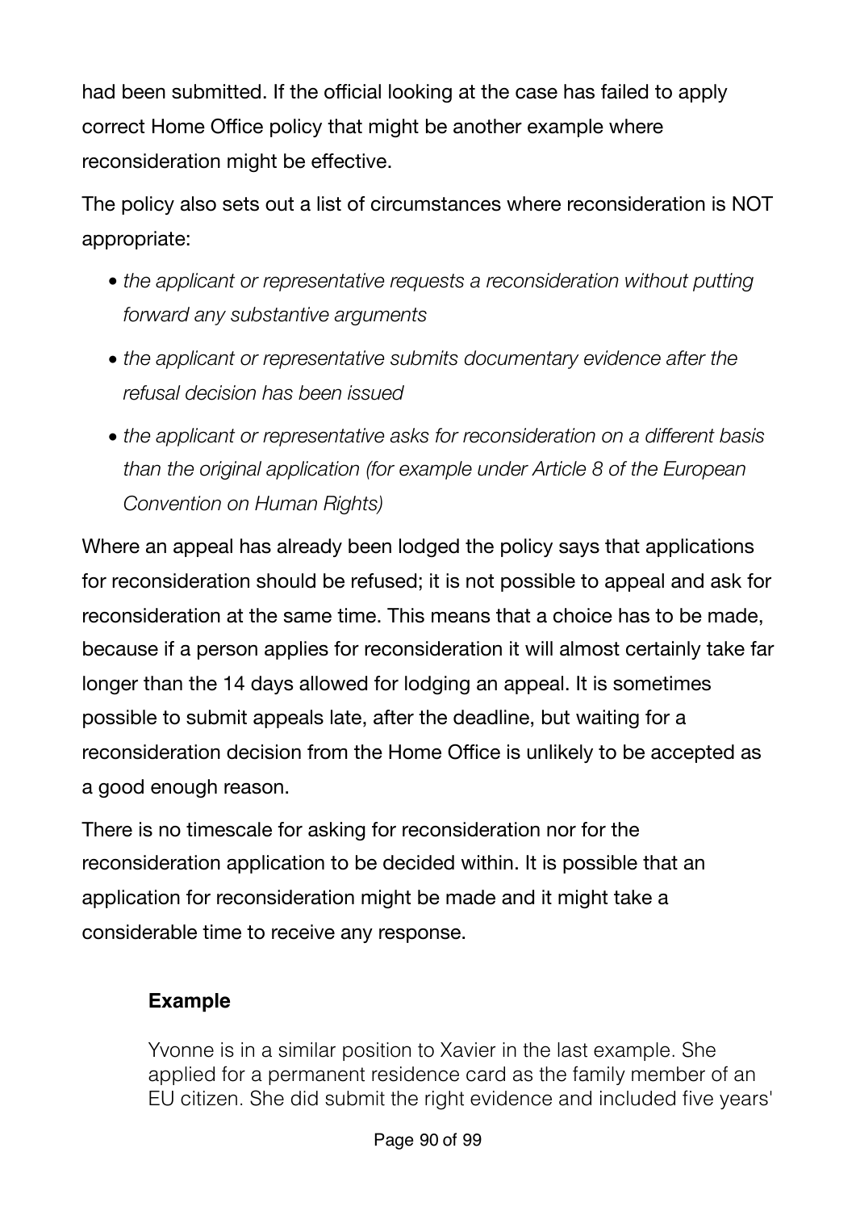had been submitted. If the official looking at the case has failed to apply correct Home Office policy that might be another example where reconsideration might be effective.

The policy also sets out a list of circumstances where reconsideration is NOT appropriate:

- *the applicant or representative requests a reconsideration without putting forward any substantive arguments*
- *the applicant or representative submits documentary evidence after the refusal decision has been issued*
- *the applicant or representative asks for reconsideration on a different basis than the original application (for example under Article 8 of the European Convention on Human Rights)*

Where an appeal has already been lodged the policy says that applications for reconsideration should be refused; it is not possible to appeal and ask for reconsideration at the same time. This means that a choice has to be made, because if a person applies for reconsideration it will almost certainly take far longer than the 14 days allowed for lodging an appeal. It is sometimes possible to submit appeals late, after the deadline, but waiting for a reconsideration decision from the Home Office is unlikely to be accepted as a good enough reason.

There is no timescale for asking for reconsideration nor for the reconsideration application to be decided within. It is possible that an application for reconsideration might be made and it might take a considerable time to receive any response.

**Example**

Yvonne is in a similar position to Xavier in the last example. She applied for a permanent residence card as the family member of an EU citizen. She did submit the right evidence and included five years'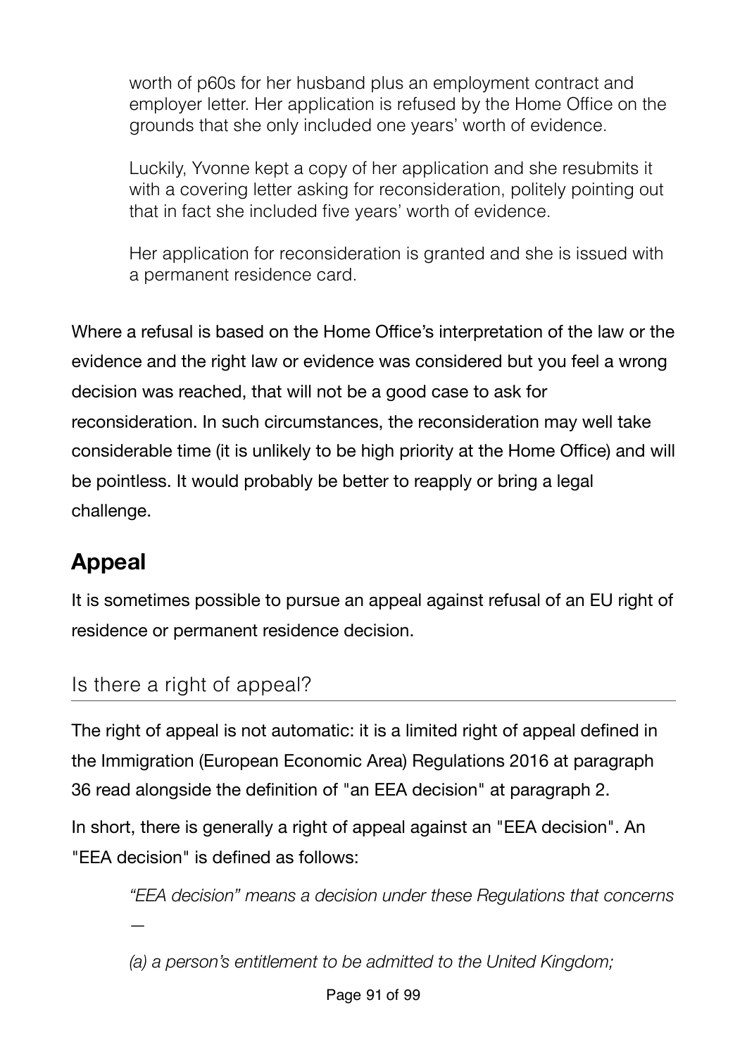> worth of p60s for her husband plus an employment contract and employer letter. Her application is refused by the Home Office on the grounds that she only included one years' worth of evidence.
>
> Luckily, Yvonne kept a copy of her application and she resubmits it with a covering letter asking for reconsideration, politely pointing out that in fact she included five years' worth of evidence.
>
> Her application for reconsideration is granted and she is issued with a permanent residence card.

Where a refusal is based on the Home Office's interpretation of the law or the evidence and the right law or evidence was considered but you feel a wrong decision was reached, that will not be a good case to ask for reconsideration. In such circumstances, the reconsideration may well take considerable time (it is unlikely to be high priority at the Home Office) and will be pointless. It would probably be better to reapply or bring a legal challenge.

## Appeal

It is sometimes possible to pursue an appeal against refusal of an EU right of residence or permanent residence decision.

### Is there a right of appeal?

The right of appeal is not automatic: it is a limited right of appeal defined in the Immigration (European Economic Area) Regulations 2016 at paragraph 36 read alongside the definition of "an EEA decision" at paragraph 2.

In short, there is generally a right of appeal against an "EEA decision". An "EEA decision" is defined as follows:

> *"EEA decision" means a decision under these Regulations that concerns —*
>
> *(a) a person's entitlement to be admitted to the United Kingdom;*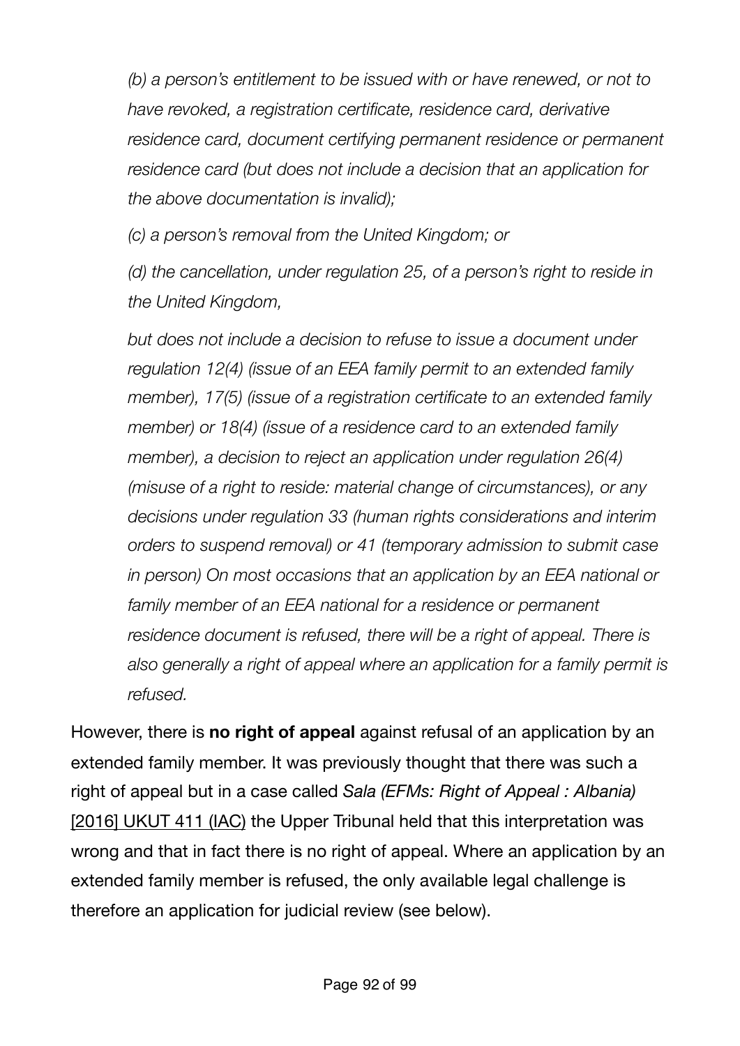*(b) a person's entitlement to be issued with or have renewed, or not to have revoked, a registration certificate, residence card, derivative residence card, document certifying permanent residence or permanent residence card (but does not include a decision that an application for the above documentation is invalid);*

*(c) a person's removal from the United Kingdom; or*

*(d) the cancellation, under regulation 25, of a person's right to reside in the United Kingdom,*

*but does not include a decision to refuse to issue a document under regulation 12(4) (issue of an EEA family permit to an extended family member), 17(5) (issue of a registration certificate to an extended family member) or 18(4) (issue of a residence card to an extended family member), a decision to reject an application under regulation 26(4) (misuse of a right to reside: material change of circumstances), or any decisions under regulation 33 (human rights considerations and interim orders to suspend removal) or 41 (temporary admission to submit case in person) On most occasions that an application by an EEA national or family member of an EEA national for a residence or permanent residence document is refused, there will be a right of appeal. There is also generally a right of appeal where an application for a family permit is refused.*

However, there is **no right of appeal** against refusal of an application by an extended family member. It was previously thought that there was such a right of appeal but in a case called *Sala (EFMs: Right of Appeal : Albania)* [2016] UKUT 411 (IAC) the Upper Tribunal held that this interpretation was wrong and that in fact there is no right of appeal. Where an application by an extended family member is refused, the only available legal challenge is therefore an application for judicial review (see below).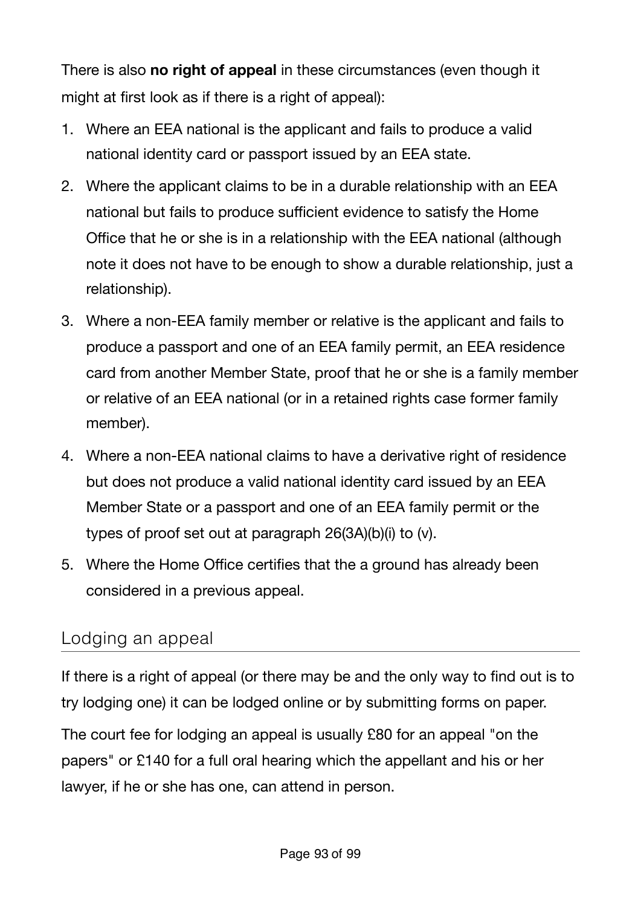There is also **no right of appeal** in these circumstances (even though it might at first look as if there is a right of appeal):

1. Where an EEA national is the applicant and fails to produce a valid national identity card or passport issued by an EEA state.
2. Where the applicant claims to be in a durable relationship with an EEA national but fails to produce sufficient evidence to satisfy the Home Office that he or she is in a relationship with the EEA national (although note it does not have to be enough to show a durable relationship, just a relationship).
3. Where a non-EEA family member or relative is the applicant and fails to produce a passport and one of an EEA family permit, an EEA residence card from another Member State, proof that he or she is a family member or relative of an EEA national (or in a retained rights case former family member).
4. Where a non-EEA national claims to have a derivative right of residence but does not produce a valid national identity card issued by an EEA Member State or a passport and one of an EEA family permit or the types of proof set out at paragraph 26(3A)(b)(i) to (v).
5. Where the Home Office certifies that the a ground has already been considered in a previous appeal.

## Lodging an appeal

If there is a right of appeal (or there may be and the only way to find out is to try lodging one) it can be lodged online or by submitting forms on paper.

The court fee for lodging an appeal is usually £80 for an appeal "on the papers" or £140 for a full oral hearing which the appellant and his or her lawyer, if he or she has one, can attend in person.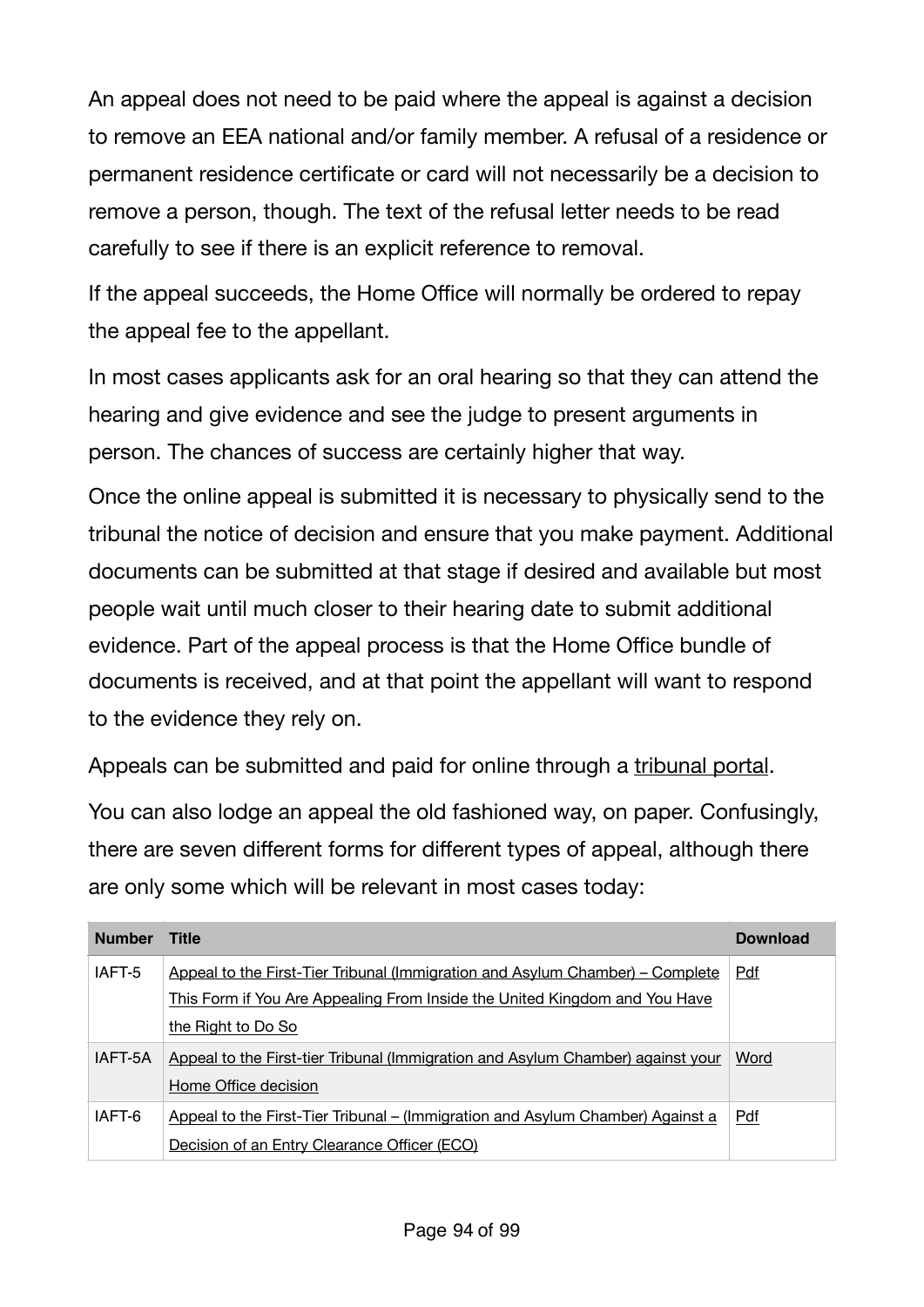An appeal does not need to be paid where the appeal is against a decision to remove an EEA national and/or family member. A refusal of a residence or permanent residence certificate or card will not necessarily be a decision to remove a person, though. The text of the refusal letter needs to be read carefully to see if there is an explicit reference to removal.

If the appeal succeeds, the Home Office will normally be ordered to repay the appeal fee to the appellant.

In most cases applicants ask for an oral hearing so that they can attend the hearing and give evidence and see the judge to present arguments in person. The chances of success are certainly higher that way.

Once the online appeal is submitted it is necessary to physically send to the tribunal the notice of decision and ensure that you make payment. Additional documents can be submitted at that stage if desired and available but most people wait until much closer to their hearing date to submit additional evidence. Part of the appeal process is that the Home Office bundle of documents is received, and at that point the appellant will want to respond to the evidence they rely on.

Appeals can be submitted and paid for online through a tribunal portal.

You can also lodge an appeal the old fashioned way, on paper. Confusingly, there are seven different forms for different types of appeal, although there are only some which will be relevant in most cases today:

| Number | Title | Download |
|---|---|---|
| IAFT-5 | Appeal to the First-Tier Tribunal (Immigration and Asylum Chamber) – Complete This Form if You Are Appealing From Inside the United Kingdom and You Have the Right to Do So | Pdf |
| IAFT-5A | Appeal to the First-tier Tribunal (Immigration and Asylum Chamber) against your Home Office decision | Word |
| IAFT-6 | Appeal to the First-Tier Tribunal – (Immigration and Asylum Chamber) Against a Decision of an Entry Clearance Officer (ECO) | Pdf |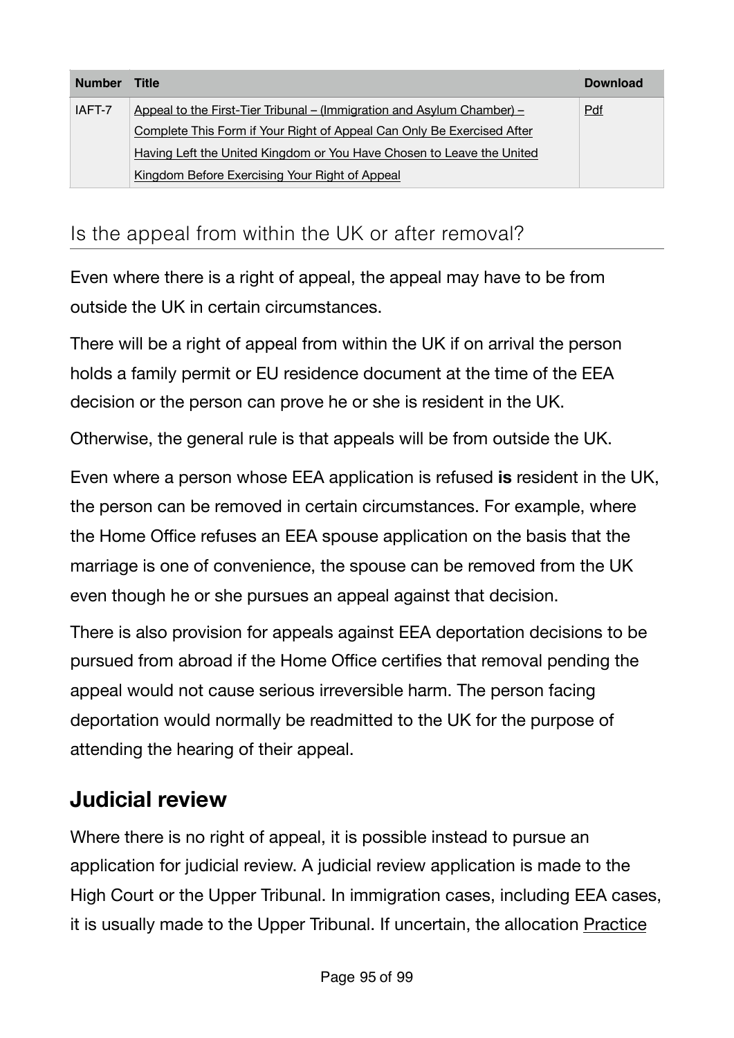| Number | Title | Download |
|---|---|---|
| IAFT-7 | Appeal to the First-Tier Tribunal – (Immigration and Asylum Chamber) – Complete This Form if Your Right of Appeal Can Only Be Exercised After Having Left the United Kingdom or You Have Chosen to Leave the United Kingdom Before Exercising Your Right of Appeal | Pdf |

### Is the appeal from within the UK or after removal?

Even where there is a right of appeal, the appeal may have to be from outside the UK in certain circumstances.

There will be a right of appeal from within the UK if on arrival the person holds a family permit or EU residence document at the time of the EEA decision or the person can prove he or she is resident in the UK.

Otherwise, the general rule is that appeals will be from outside the UK.

Even where a person whose EEA application is refused **is** resident in the UK, the person can be removed in certain circumstances. For example, where the Home Office refuses an EEA spouse application on the basis that the marriage is one of convenience, the spouse can be removed from the UK even though he or she pursues an appeal against that decision.

There is also provision for appeals against EEA deportation decisions to be pursued from abroad if the Home Office certifies that removal pending the appeal would not cause serious irreversible harm. The person facing deportation would normally be readmitted to the UK for the purpose of attending the hearing of their appeal.

## Judicial review

Where there is no right of appeal, it is possible instead to pursue an application for judicial review. A judicial review application is made to the High Court or the Upper Tribunal. In immigration cases, including EEA cases, it is usually made to the Upper Tribunal. If uncertain, the allocation Practice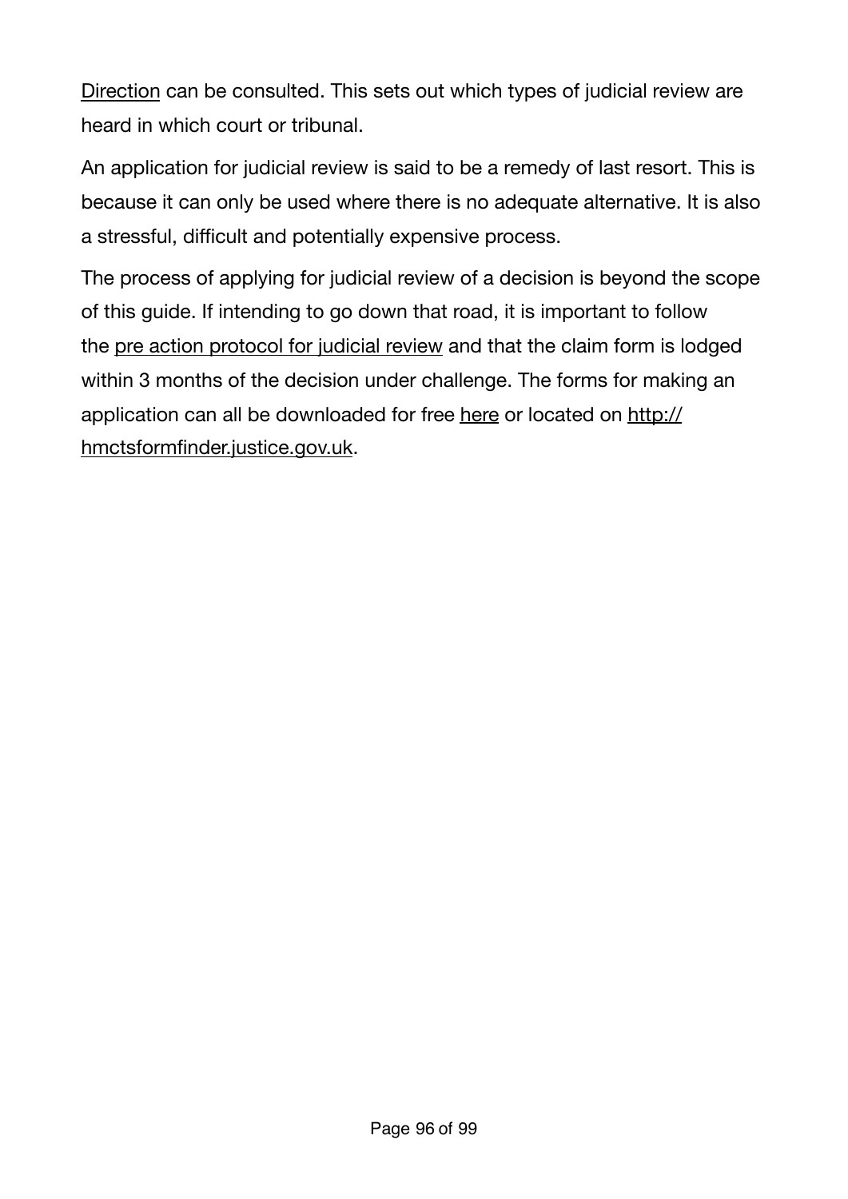Direction can be consulted. This sets out which types of judicial review are heard in which court or tribunal.

An application for judicial review is said to be a remedy of last resort. This is because it can only be used where there is no adequate alternative. It is also a stressful, difficult and potentially expensive process.

The process of applying for judicial review of a decision is beyond the scope of this guide. If intending to go down that road, it is important to follow the pre action protocol for judicial review and that the claim form is lodged within 3 months of the decision under challenge. The forms for making an application can all be downloaded for free here or located on http://hmctsformfinder.justice.gov.uk.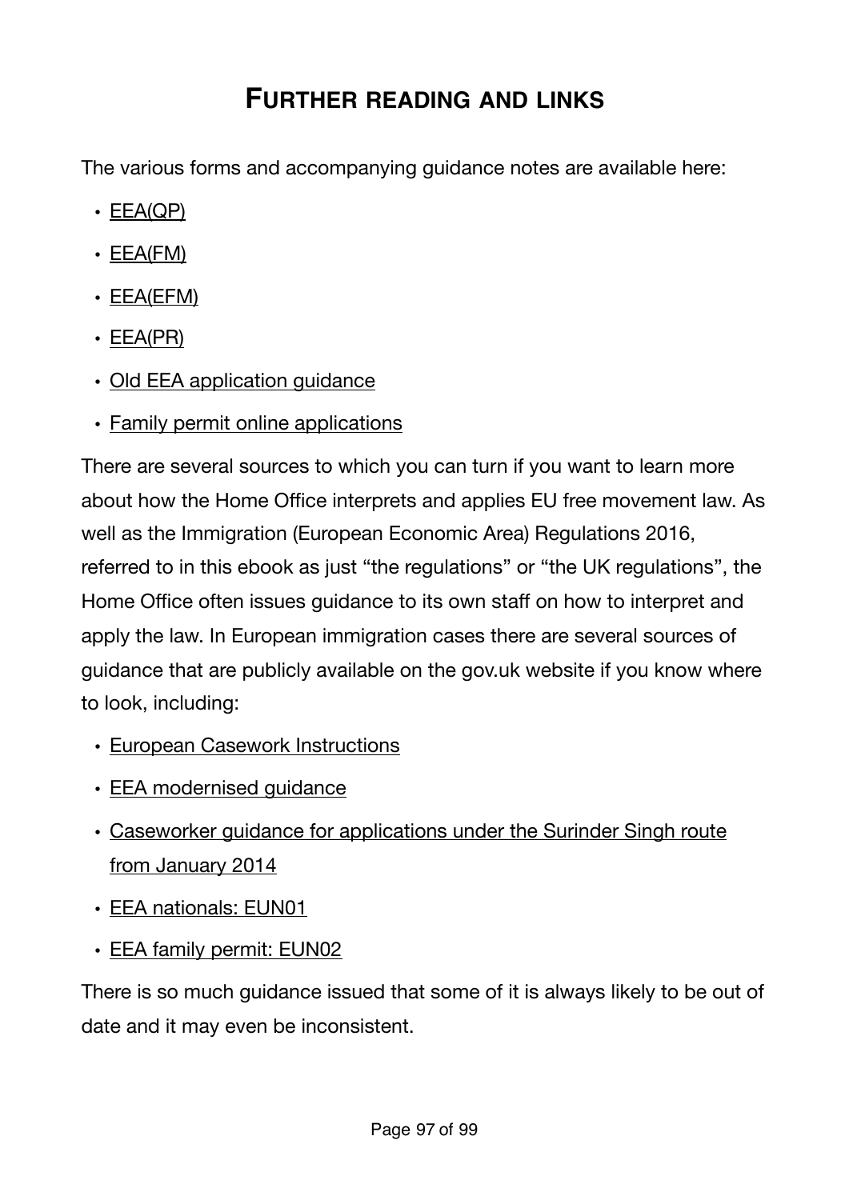# FURTHER READING AND LINKS

The various forms and accompanying guidance notes are available here:

- EEA(QP)
- EEA(FM)
- EEA(EFM)
- EEA(PR)
- Old EEA application guidance
- Family permit online applications

There are several sources to which you can turn if you want to learn more about how the Home Office interprets and applies EU free movement law. As well as the Immigration (European Economic Area) Regulations 2016, referred to in this ebook as just "the regulations" or "the UK regulations", the Home Office often issues guidance to its own staff on how to interpret and apply the law. In European immigration cases there are several sources of guidance that are publicly available on the gov.uk website if you know where to look, including:

- European Casework Instructions
- EEA modernised guidance
- Caseworker guidance for applications under the Surinder Singh route from January 2014
- EEA nationals: EUN01
- EEA family permit: EUN02

There is so much guidance issued that some of it is always likely to be out of date and it may even be inconsistent.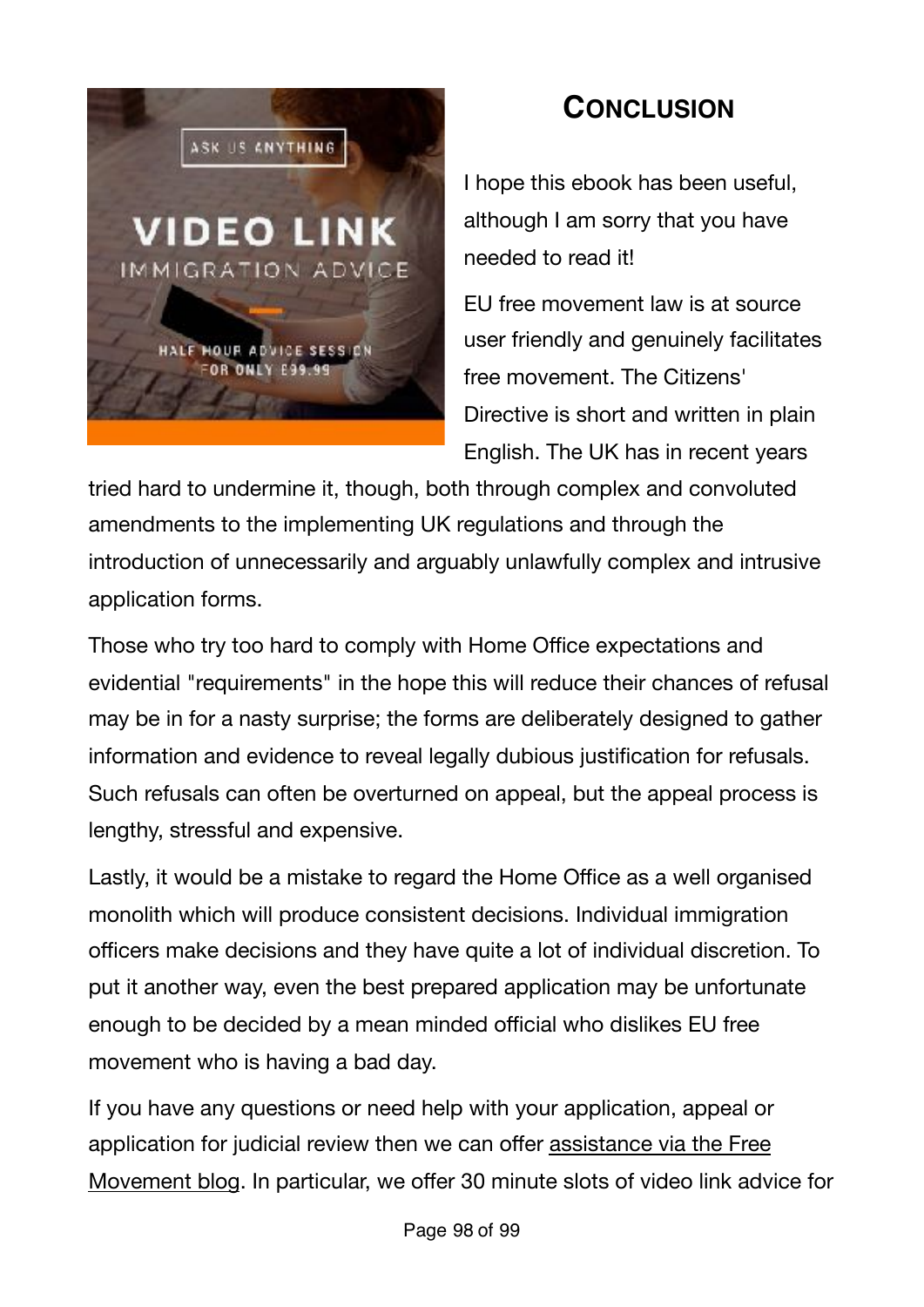## Conclusion

I hope this ebook has been useful, although I am sorry that you have needed to read it!

EU free movement law is at source user friendly and genuinely facilitates free movement. The Citizens' Directive is short and written in plain English. The UK has in recent years tried hard to undermine it, though, both through complex and convoluted amendments to the implementing UK regulations and through the introduction of unnecessarily and arguably unlawfully complex and intrusive application forms.

Those who try too hard to comply with Home Office expectations and evidential "requirements" in the hope this will reduce their chances of refusal may be in for a nasty surprise; the forms are deliberately designed to gather information and evidence to reveal legally dubious justification for refusals. Such refusals can often be overturned on appeal, but the appeal process is lengthy, stressful and expensive.

Lastly, it would be a mistake to regard the Home Office as a well organised monolith which will produce consistent decisions. Individual immigration officers make decisions and they have quite a lot of individual discretion. To put it another way, even the best prepared application may be unfortunate enough to be decided by a mean minded official who dislikes EU free movement who is having a bad day.

If you have any questions or need help with your application, appeal or application for judicial review then we can offer assistance via the Free Movement blog. In particular, we offer 30 minute slots of video link advice for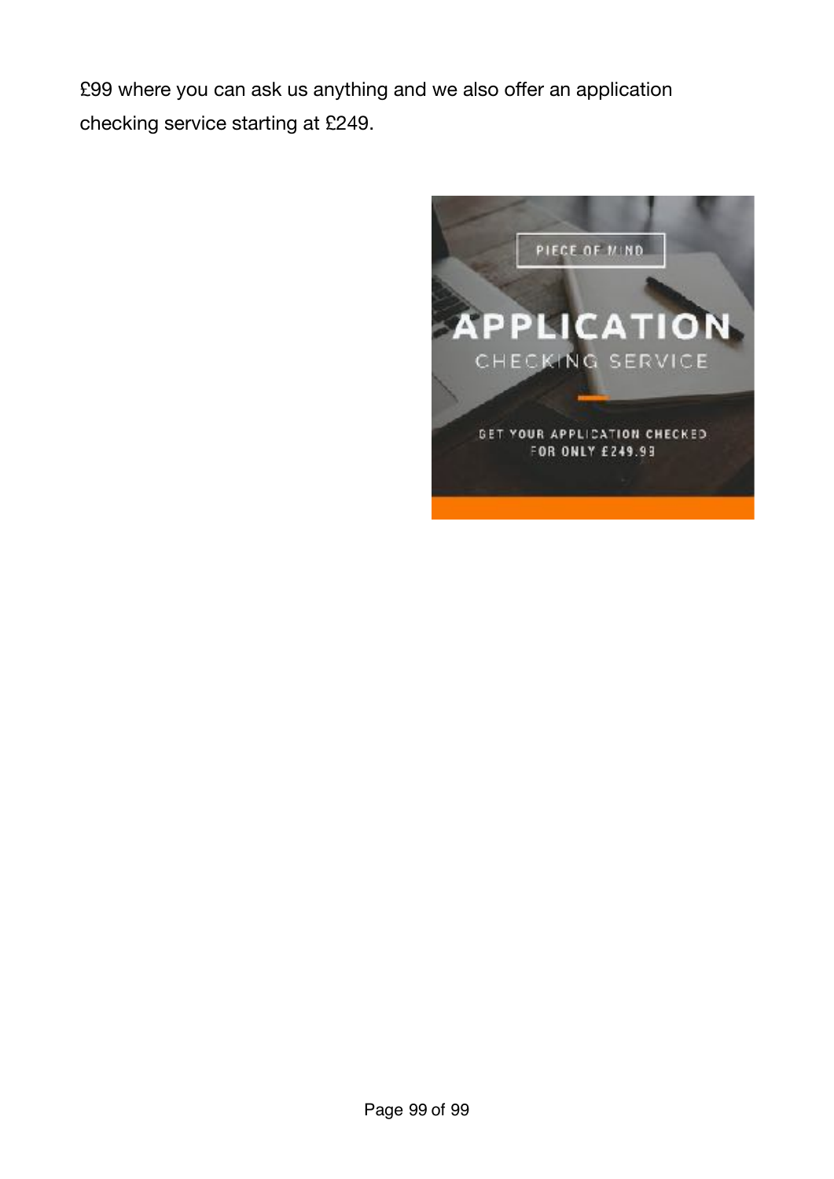£99 where you can ask us anything and we also offer an application checking service starting at £249.

PIECE OF MIND

APPLICATION

CHECKING SERVICE

GET YOUR APPLICATION CHECKED FOR ONLY £249.99